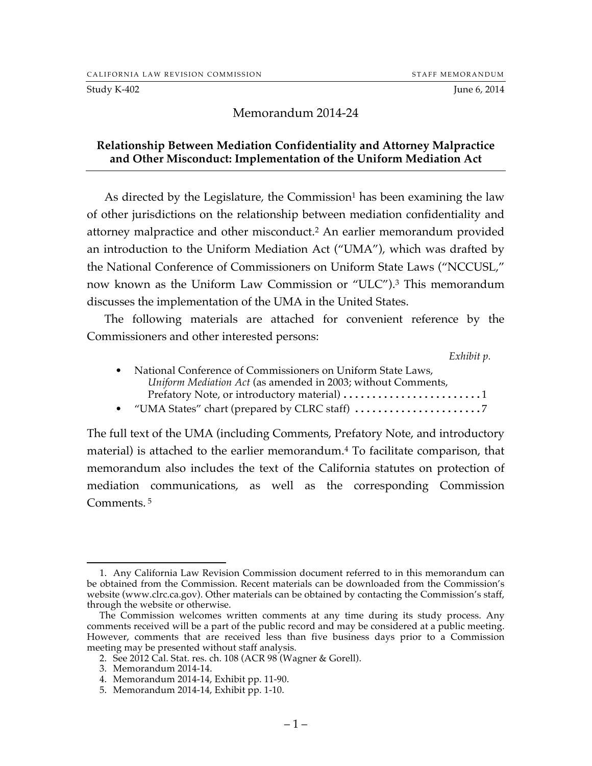CALIFORNIA LAW REVISION COMMISSION STAFF MEMORANDUM

Study K-402 June 6, 2014

# Memorandum 2014-24

## Relationship Between Mediation Confidentiality and Attorney Malpractice and Other Misconduct: Implementation of the Uniform Mediation Act

As directed by the Legislature, the Commission[1] has been examining the law of other jurisdictions on the relationship between mediation confidentiality and attorney malpractice and other misconduct.[2] An earlier memorandum provided an introduction to the Uniform Mediation Act ("UMA"), which was drafted by the National Conference of Commissioners on Uniform State Laws ("NCCUSL," now known as the Uniform Law Commission or "ULC").[3] This memorandum discusses the implementation of the UMA in the United States.

The following materials are attached for convenient reference by the Commissioners and other interested persons:

| | *Exhibit p.* |
|---|---|
| • National Conference of Commissioners on Uniform State Laws, *Uniform Mediation Act* (as amended in 2003; without Comments, Prefatory Note, or introductory material) | 1 |
| • "UMA States" chart (prepared by CLRC staff) | 7 |

The full text of the UMA (including Comments, Prefatory Note, and introductory material) is attached to the earlier memorandum.[4] To facilitate comparison, that memorandum also includes the text of the California statutes on protection of mediation communications, as well as the corresponding Commission Comments.[5]

---

1. Any California Law Revision Commission document referred to in this memorandum can be obtained from the Commission. Recent materials can be downloaded from the Commission's website (www.clrc.ca.gov). Other materials can be obtained by contacting the Commission's staff, through the website or otherwise.

The Commission welcomes written comments at any time during its study process. Any comments received will be a part of the public record and may be considered at a public meeting. However, comments that are received less than five business days prior to a Commission meeting may be presented without staff analysis.

2. See 2012 Cal. Stat. res. ch. 108 (ACR 98 (Wagner & Gorell).
3. Memorandum 2014-14.
4. Memorandum 2014-14, Exhibit pp. 11-90.
5. Memorandum 2014-14, Exhibit pp. 1-10.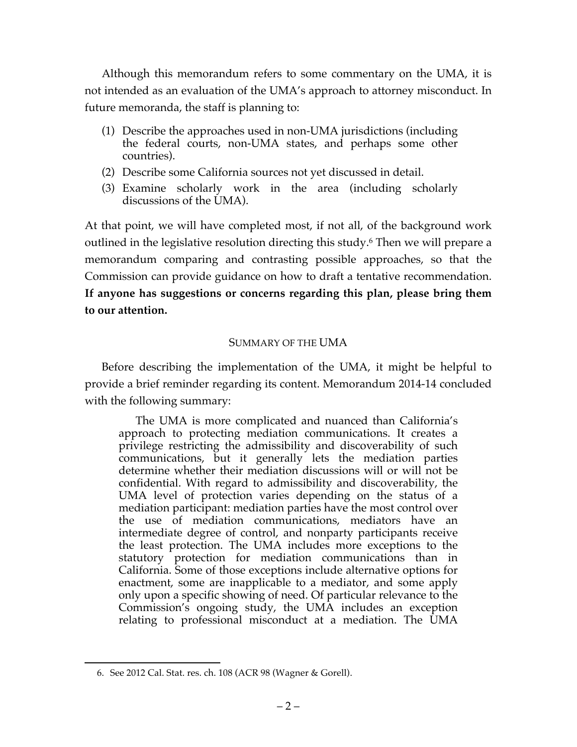Although this memorandum refers to some commentary on the UMA, it is not intended as an evaluation of the UMA's approach to attorney misconduct. In future memoranda, the staff is planning to:

(1) Describe the approaches used in non-UMA jurisdictions (including the federal courts, non-UMA states, and perhaps some other countries).
(2) Describe some California sources not yet discussed in detail.
(3) Examine scholarly work in the area (including scholarly discussions of the UMA).

At that point, we will have completed most, if not all, of the background work outlined in the legislative resolution directing this study.[6] Then we will prepare a memorandum comparing and contrasting possible approaches, so that the Commission can provide guidance on how to draft a tentative recommendation. **If anyone has suggestions or concerns regarding this plan, please bring them to our attention.**

## SUMMARY OF THE UMA

Before describing the implementation of the UMA, it might be helpful to provide a brief reminder regarding its content. Memorandum 2014-14 concluded with the following summary:

> The UMA is more complicated and nuanced than California's approach to protecting mediation communications. It creates a privilege restricting the admissibility and discoverability of such communications, but it generally lets the mediation parties determine whether their mediation discussions will or will not be confidential. With regard to admissibility and discoverability, the UMA level of protection varies depending on the status of a mediation participant: mediation parties have the most control over the use of mediation communications, mediators have an intermediate degree of control, and nonparty participants receive the least protection. The UMA includes more exceptions to the statutory protection for mediation communications than in California. Some of those exceptions include alternative options for enactment, some are inapplicable to a mediator, and some apply only upon a specific showing of need. Of particular relevance to the Commission's ongoing study, the UMA includes an exception relating to professional misconduct at a mediation. The UMA

6. See 2012 Cal. Stat. res. ch. 108 (ACR 98 (Wagner & Gorell).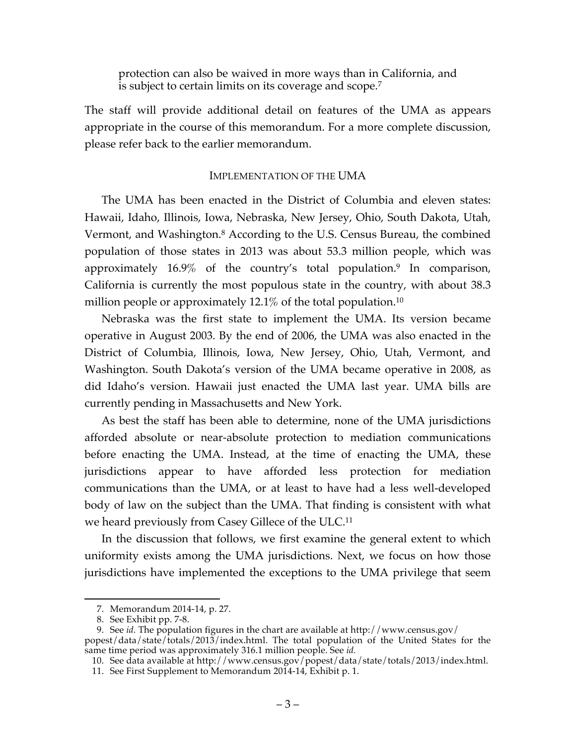> protection can also be waived in more ways than in California, and is subject to certain limits on its coverage and scope.[7]

The staff will provide additional detail on features of the UMA as appears appropriate in the course of this memorandum. For a more complete discussion, please refer back to the earlier memorandum.

## IMPLEMENTATION OF THE UMA

The UMA has been enacted in the District of Columbia and eleven states: Hawaii, Idaho, Illinois, Iowa, Nebraska, New Jersey, Ohio, South Dakota, Utah, Vermont, and Washington.[8] According to the U.S. Census Bureau, the combined population of those states in 2013 was about 53.3 million people, which was approximately 16.9% of the country's total population.[9] In comparison, California is currently the most populous state in the country, with about 38.3 million people or approximately 12.1% of the total population.[10]

Nebraska was the first state to implement the UMA. Its version became operative in August 2003. By the end of 2006, the UMA was also enacted in the District of Columbia, Illinois, Iowa, New Jersey, Ohio, Utah, Vermont, and Washington. South Dakota's version of the UMA became operative in 2008, as did Idaho's version. Hawaii just enacted the UMA last year. UMA bills are currently pending in Massachusetts and New York.

As best the staff has been able to determine, none of the UMA jurisdictions afforded absolute or near-absolute protection to mediation communications before enacting the UMA. Instead, at the time of enacting the UMA, these jurisdictions appear to have afforded less protection for mediation communications than the UMA, or at least to have had a less well-developed body of law on the subject than the UMA. That finding is consistent with what we heard previously from Casey Gillece of the ULC.[11]

In the discussion that follows, we first examine the general extent to which uniformity exists among the UMA jurisdictions. Next, we focus on how those jurisdictions have implemented the exceptions to the UMA privilege that seem

---

7. Memorandum 2014-14, p. 27.
8. See Exhibit pp. 7-8.
9. See *id.* The population figures in the chart are available at http://www.census.gov/popest/data/state/totals/2013/index.html. The total population of the United States for the same time period was approximately 316.1 million people. See *id.*
10. See data available at http://www.census.gov/popest/data/state/totals/2013/index.html.
11. See First Supplement to Memorandum 2014-14, Exhibit p. 1.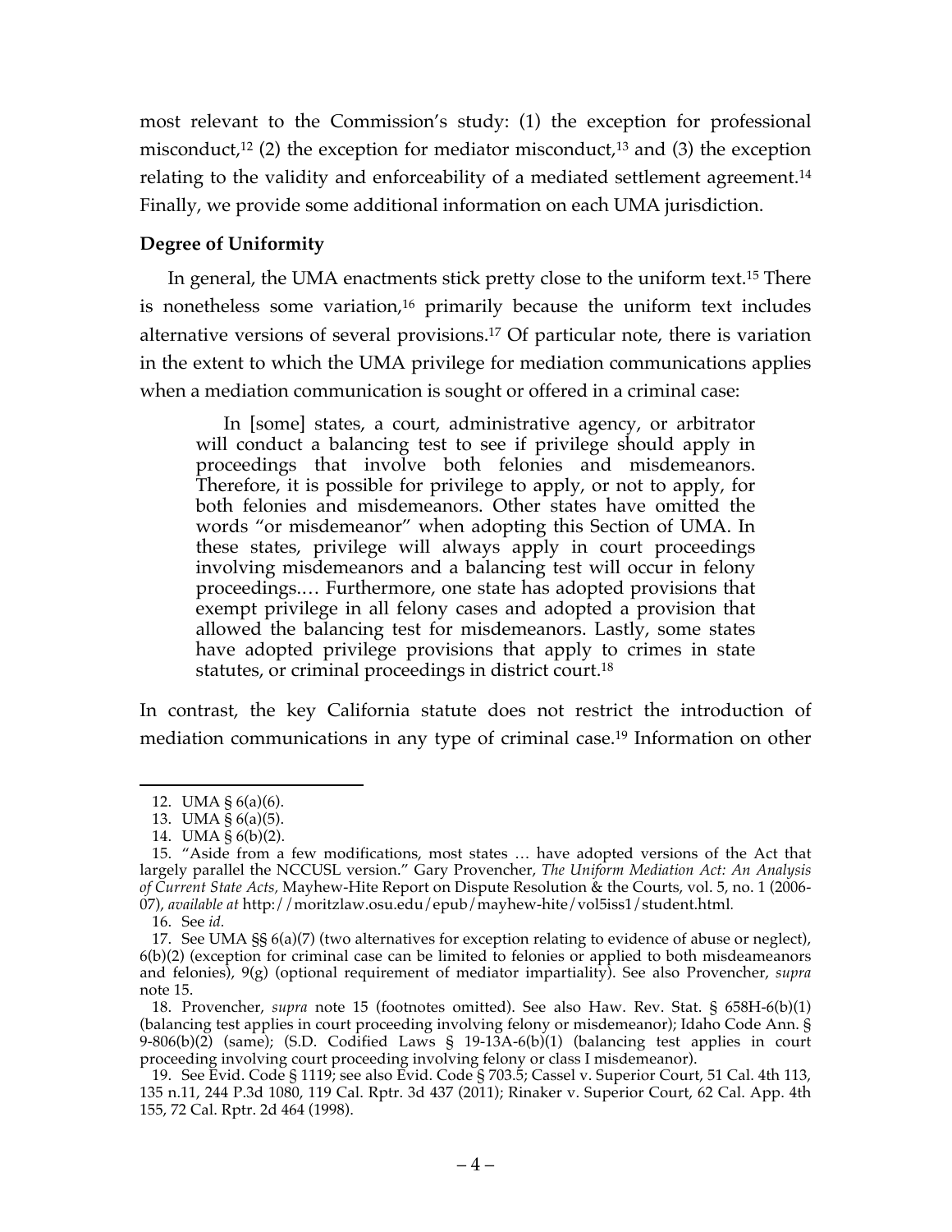most relevant to the Commission's study: (1) the exception for professional misconduct,[12] (2) the exception for mediator misconduct,[13] and (3) the exception relating to the validity and enforceability of a mediated settlement agreement.[14] Finally, we provide some additional information on each UMA jurisdiction.

**Degree of Uniformity**

In general, the UMA enactments stick pretty close to the uniform text.[15] There is nonetheless some variation,[16] primarily because the uniform text includes alternative versions of several provisions.[17] Of particular note, there is variation in the extent to which the UMA privilege for mediation communications applies when a mediation communication is sought or offered in a criminal case:

> In [some] states, a court, administrative agency, or arbitrator will conduct a balancing test to see if privilege should apply in proceedings that involve both felonies and misdemeanors. Therefore, it is possible for privilege to apply, or not to apply, for both felonies and misdemeanors. Other states have omitted the words "or misdemeanor" when adopting this Section of UMA. In these states, privilege will always apply in court proceedings involving misdemeanors and a balancing test will occur in felony proceedings.… Furthermore, one state has adopted provisions that exempt privilege in all felony cases and adopted a provision that allowed the balancing test for misdemeanors. Lastly, some states have adopted privilege provisions that apply to crimes in state statutes, or criminal proceedings in district court.[18]

In contrast, the key California statute does not restrict the introduction of mediation communications in any type of criminal case.[19] Information on other

---

12. UMA § 6(a)(6).

13. UMA § 6(a)(5).

14. UMA § 6(b)(2).

15. "Aside from a few modifications, most states … have adopted versions of the Act that largely parallel the NCCUSL version." Gary Provencher, *The Uniform Mediation Act: An Analysis of Current State Acts*, Mayhew-Hite Report on Dispute Resolution & the Courts, vol. 5, no. 1 (2006-07), *available at* http://moritzlaw.osu.edu/epub/mayhew-hite/vol5iss1/student.html.

16. See *id.*

17. See UMA §§ 6(a)(7) (two alternatives for exception relating to evidence of abuse or neglect), 6(b)(2) (exception for criminal case can be limited to felonies or applied to both misdeameanors and felonies), 9(g) (optional requirement of mediator impartiality). See also Provencher, *supra* note 15.

18. Provencher, *supra* note 15 (footnotes omitted). See also Haw. Rev. Stat. § 658H-6(b)(1) (balancing test applies in court proceeding involving felony or misdemeanor); Idaho Code Ann. § 9-806(b)(2) (same); (S.D. Codified Laws § 19-13A-6(b)(1) (balancing test applies in court proceeding involving court proceeding involving felony or class I misdemeanor).

19. See Evid. Code § 1119; see also Evid. Code § 703.5; Cassel v. Superior Court, 51 Cal. 4th 113, 135 n.11, 244 P.3d 1080, 119 Cal. Rptr. 3d 437 (2011); Rinaker v. Superior Court, 62 Cal. App. 4th 155, 72 Cal. Rptr. 2d 464 (1998).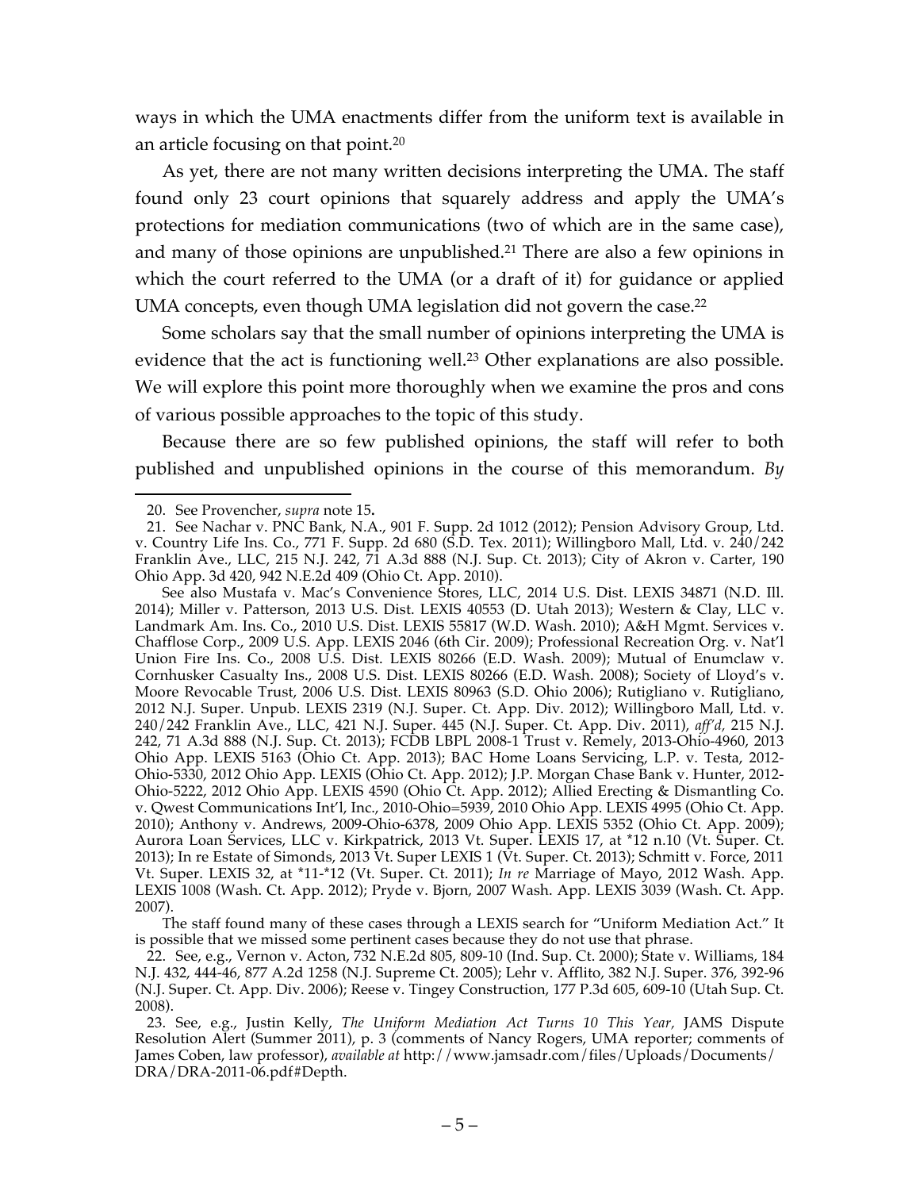ways in which the UMA enactments differ from the uniform text is available in an article focusing on that point.[20]

As yet, there are not many written decisions interpreting the UMA. The staff found only 23 court opinions that squarely address and apply the UMA's protections for mediation communications (two of which are in the same case), and many of those opinions are unpublished.[21] There are also a few opinions in which the court referred to the UMA (or a draft of it) for guidance or applied UMA concepts, even though UMA legislation did not govern the case.[22]

Some scholars say that the small number of opinions interpreting the UMA is evidence that the act is functioning well.[23] Other explanations are also possible. We will explore this point more thoroughly when we examine the pros and cons of various possible approaches to the topic of this study.

Because there are so few published opinions, the staff will refer to both published and unpublished opinions in the course of this memorandum. *By*

---

20. See Provencher, *supra* note 15**.**

21. See Nachar v. PNC Bank, N.A., 901 F. Supp. 2d 1012 (2012); Pension Advisory Group, Ltd. v. Country Life Ins. Co., 771 F. Supp. 2d 680 (S.D. Tex. 2011); Willingboro Mall, Ltd. v. 240/242 Franklin Ave., LLC, 215 N.J. 242, 71 A.3d 888 (N.J. Sup. Ct. 2013); City of Akron v. Carter, 190 Ohio App. 3d 420, 942 N.E.2d 409 (Ohio Ct. App. 2010).

See also Mustafa v. Mac's Convenience Stores, LLC, 2014 U.S. Dist. LEXIS 34871 (N.D. Ill. 2014); Miller v. Patterson, 2013 U.S. Dist. LEXIS 40553 (D. Utah 2013); Western & Clay, LLC v. Landmark Am. Ins. Co., 2010 U.S. Dist. LEXIS 55817 (W.D. Wash. 2010); A&H Mgmt. Services v. Chafflose Corp., 2009 U.S. App. LEXIS 2046 (6th Cir. 2009); Professional Recreation Org. v. Nat'l Union Fire Ins. Co., 2008 U.S. Dist. LEXIS 80266 (E.D. Wash. 2009); Mutual of Enumclaw v. Cornhusker Casualty Ins., 2008 U.S. Dist. LEXIS 80266 (E.D. Wash. 2008); Society of Lloyd's v. Moore Revocable Trust, 2006 U.S. Dist. LEXIS 80963 (S.D. Ohio 2006); Rutigliano v. Rutigliano, 2012 N.J. Super. Unpub. LEXIS 2319 (N.J. Super. Ct. App. Div. 2012); Willingboro Mall, Ltd. v. 240/242 Franklin Ave., LLC, 421 N.J. Super. 445 (N.J. Super. Ct. App. Div. 2011), *aff'd,* 215 N.J. 242, 71 A.3d 888 (N.J. Sup. Ct. 2013); FCDB LBPL 2008-1 Trust v. Remely, 2013-Ohio-4960, 2013 Ohio App. LEXIS 5163 (Ohio Ct. App. 2013); BAC Home Loans Servicing, L.P. v. Testa, 2012-Ohio-5330, 2012 Ohio App. LEXIS (Ohio Ct. App. 2012); J.P. Morgan Chase Bank v. Hunter, 2012-Ohio-5222, 2012 Ohio App. LEXIS 4590 (Ohio Ct. App. 2012); Allied Erecting & Dismantling Co. v. Qwest Communications Int'l, Inc., 2010-Ohio=5939, 2010 Ohio App. LEXIS 4995 (Ohio Ct. App. 2010); Anthony v. Andrews, 2009-Ohio-6378, 2009 Ohio App. LEXIS 5352 (Ohio Ct. App. 2009); Aurora Loan Services, LLC v. Kirkpatrick, 2013 Vt. Super. LEXIS 17, at *12 n.10 (Vt. Super. Ct. 2013); In re Estate of Simonds, 2013 Vt. Super LEXIS 1 (Vt. Super. Ct. 2013); Schmitt v. Force, 2011 Vt. Super. LEXIS 32, at *11-*12 (Vt. Super. Ct. 2011); *In re* Marriage of Mayo, 2012 Wash. App. LEXIS 1008 (Wash. Ct. App. 2012); Pryde v. Bjorn, 2007 Wash. App. LEXIS 3039 (Wash. Ct. App. 2007).

The staff found many of these cases through a LEXIS search for "Uniform Mediation Act." It is possible that we missed some pertinent cases because they do not use that phrase.

22. See, e.g., Vernon v. Acton, 732 N.E.2d 805, 809-10 (Ind. Sup. Ct. 2000); State v. Williams, 184 N.J. 432, 444-46, 877 A.2d 1258 (N.J. Supreme Ct. 2005); Lehr v. Afflito, 382 N.J. Super. 376, 392-96 (N.J. Super. Ct. App. Div. 2006); Reese v. Tingey Construction, 177 P.3d 605, 609-10 (Utah Sup. Ct. 2008).

23. See, e.g., Justin Kelly, *The Uniform Mediation Act Turns 10 This Year,* JAMS Dispute Resolution Alert (Summer 2011), p. 3 (comments of Nancy Rogers, UMA reporter; comments of James Coben, law professor), *available at* http://www.jamsadr.com/files/Uploads/Documents/DRA/DRA-2011-06.pdf#Depth.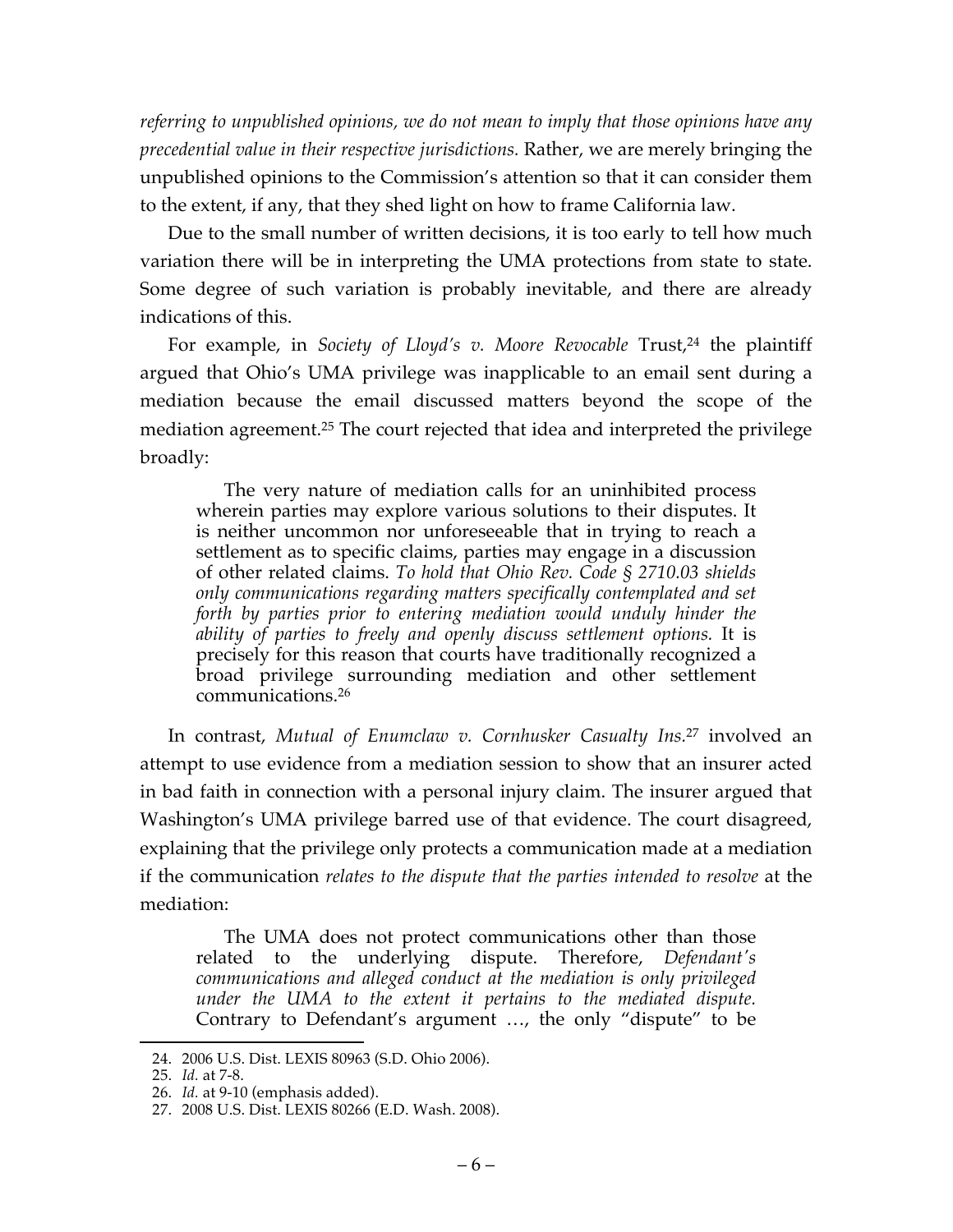*referring to unpublished opinions, we do not mean to imply that those opinions have any precedential value in their respective jurisdictions.* Rather, we are merely bringing the unpublished opinions to the Commission's attention so that it can consider them to the extent, if any, that they shed light on how to frame California law.

Due to the small number of written decisions, it is too early to tell how much variation there will be in interpreting the UMA protections from state to state. Some degree of such variation is probably inevitable, and there are already indications of this.

For example, in *Society of Lloyd's v. Moore Revocable* Trust,[24] the plaintiff argued that Ohio's UMA privilege was inapplicable to an email sent during a mediation because the email discussed matters beyond the scope of the mediation agreement.[25] The court rejected that idea and interpreted the privilege broadly:

> The very nature of mediation calls for an uninhibited process wherein parties may explore various solutions to their disputes. It is neither uncommon nor unforeseeable that in trying to reach a settlement as to specific claims, parties may engage in a discussion of other related claims. *To hold that Ohio Rev. Code § 2710.03 shields only communications regarding matters specifically contemplated and set forth by parties prior to entering mediation would unduly hinder the ability of parties to freely and openly discuss settlement options.* It is precisely for this reason that courts have traditionally recognized a broad privilege surrounding mediation and other settlement communications.[26]

In contrast, *Mutual of Enumclaw v. Cornhusker Casualty Ins.*[27] involved an attempt to use evidence from a mediation session to show that an insurer acted in bad faith in connection with a personal injury claim. The insurer argued that Washington's UMA privilege barred use of that evidence. The court disagreed, explaining that the privilege only protects a communication made at a mediation if the communication *relates to the dispute that the parties intended to resolve* at the mediation:

> The UMA does not protect communications other than those related to the underlying dispute. Therefore, *Defendant's communications and alleged conduct at the mediation is only privileged under the UMA to the extent it pertains to the mediated dispute.* Contrary to Defendant's argument …, the only "dispute" to be

---

24. 2006 U.S. Dist. LEXIS 80963 (S.D. Ohio 2006).
25. *Id.* at 7-8.
26. *Id.* at 9-10 (emphasis added).
27. 2008 U.S. Dist. LEXIS 80266 (E.D. Wash. 2008).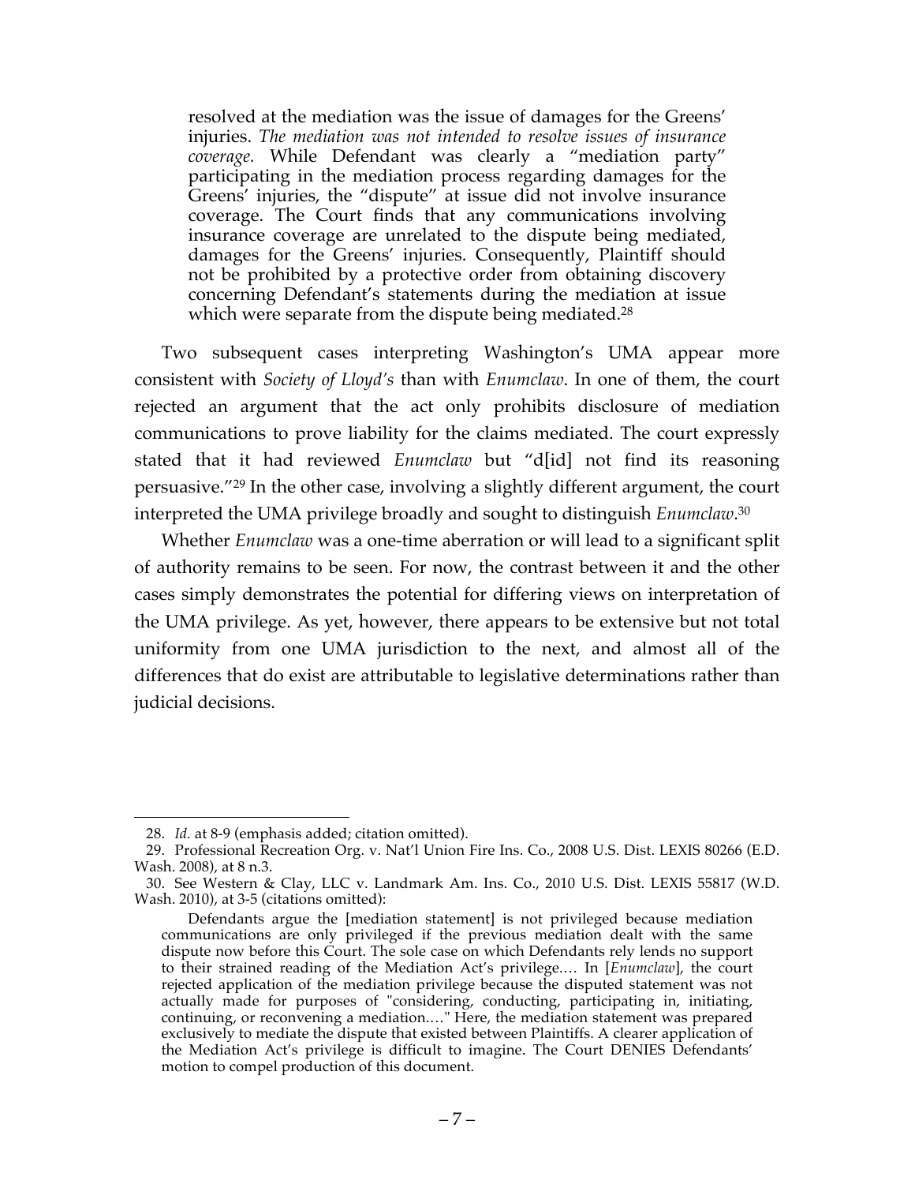> resolved at the mediation was the issue of damages for the Greens' injuries. *The mediation was not intended to resolve issues of insurance coverage.* While Defendant was clearly a "mediation party" participating in the mediation process regarding damages for the Greens' injuries, the "dispute" at issue did not involve insurance coverage. The Court finds that any communications involving insurance coverage are unrelated to the dispute being mediated, damages for the Greens' injuries. Consequently, Plaintiff should not be prohibited by a protective order from obtaining discovery concerning Defendant's statements during the mediation at issue which were separate from the dispute being mediated.[28]

Two subsequent cases interpreting Washington's UMA appear more consistent with *Society of Lloyd's* than with *Enumclaw*. In one of them, the court rejected an argument that the act only prohibits disclosure of mediation communications to prove liability for the claims mediated. The court expressly stated that it had reviewed *Enumclaw* but "d[id] not find its reasoning persuasive."[29] In the other case, involving a slightly different argument, the court interpreted the UMA privilege broadly and sought to distinguish *Enumclaw*.[30]

Whether *Enumclaw* was a one-time aberration or will lead to a significant split of authority remains to be seen. For now, the contrast between it and the other cases simply demonstrates the potential for differing views on interpretation of the UMA privilege. As yet, however, there appears to be extensive but not total uniformity from one UMA jurisdiction to the next, and almost all of the differences that do exist are attributable to legislative determinations rather than judicial decisions.

---

28. *Id.* at 8-9 (emphasis added; citation omitted).

29. Professional Recreation Org. v. Nat'l Union Fire Ins. Co., 2008 U.S. Dist. LEXIS 80266 (E.D. Wash. 2008), at 8 n.3.

30. See Western & Clay, LLC v. Landmark Am. Ins. Co., 2010 U.S. Dist. LEXIS 55817 (W.D. Wash. 2010), at 3-5 (citations omitted):

> Defendants argue the [mediation statement] is not privileged because mediation communications are only privileged if the previous mediation dealt with the same dispute now before this Court. The sole case on which Defendants rely lends no support to their strained reading of the Mediation Act's privilege.… In [*Enumclaw*], the court rejected application of the mediation privilege because the disputed statement was not actually made for purposes of "considering, conducting, participating in, initiating, continuing, or reconvening a mediation.…" Here, the mediation statement was prepared exclusively to mediate the dispute that existed between Plaintiffs. A clearer application of the Mediation Act's privilege is difficult to imagine. The Court DENIES Defendants' motion to compel production of this document.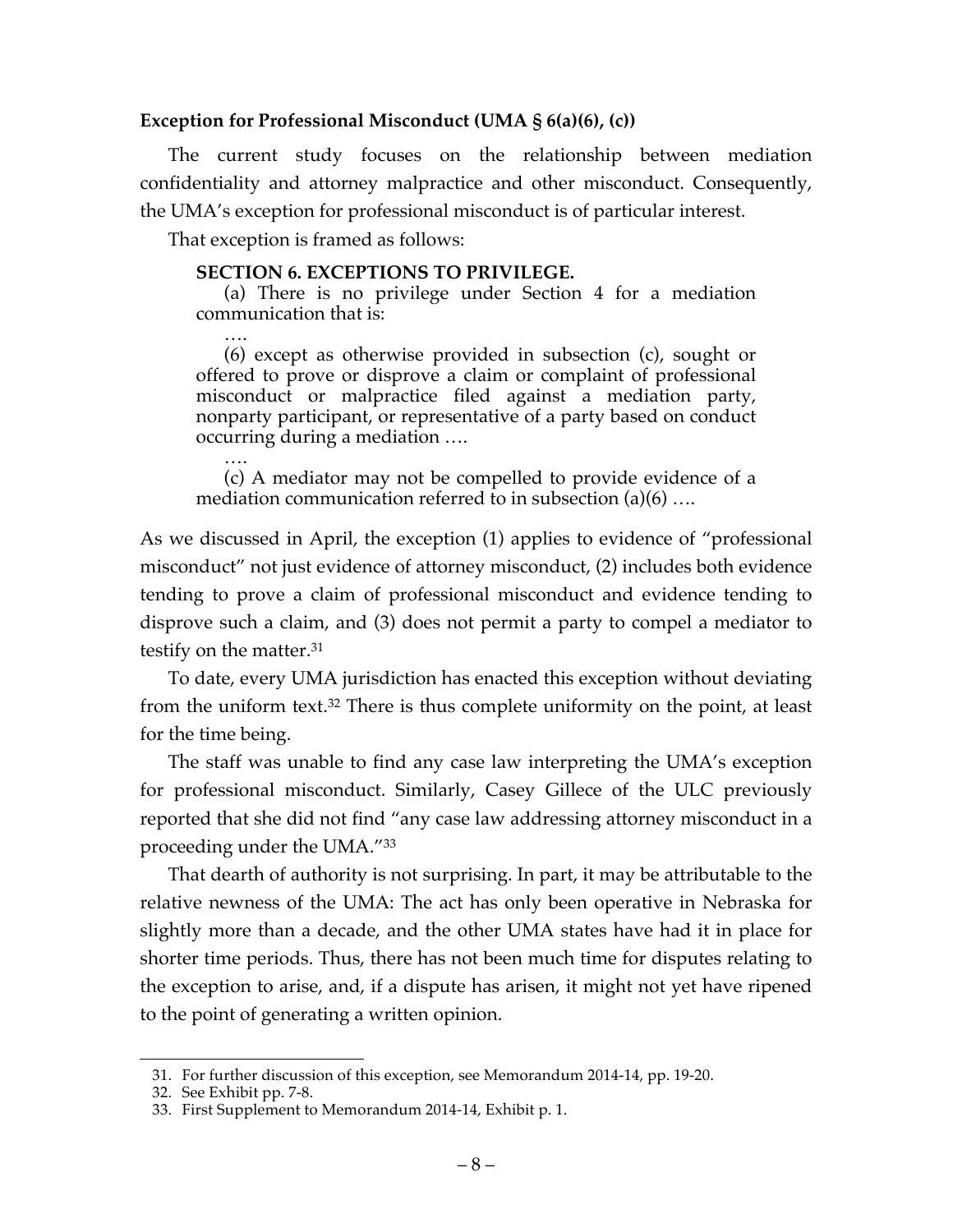**Exception for Professional Misconduct (UMA § 6(a)(6), (c))**

The current study focuses on the relationship between mediation confidentiality and attorney malpractice and other misconduct. Consequently, the UMA's exception for professional misconduct is of particular interest.

That exception is framed as follows:

> **SECTION 6. EXCEPTIONS TO PRIVILEGE.**
>
> (a) There is no privilege under Section 4 for a mediation communication that is:
>
> ….
>
> (6) except as otherwise provided in subsection (c), sought or offered to prove or disprove a claim or complaint of professional misconduct or malpractice filed against a mediation party, nonparty participant, or representative of a party based on conduct occurring during a mediation ….
>
> ….
>
> (c) A mediator may not be compelled to provide evidence of a mediation communication referred to in subsection (a)(6) ….

As we discussed in April, the exception (1) applies to evidence of "professional misconduct" not just evidence of attorney misconduct, (2) includes both evidence tending to prove a claim of professional misconduct and evidence tending to disprove such a claim, and (3) does not permit a party to compel a mediator to testify on the matter.[31]

To date, every UMA jurisdiction has enacted this exception without deviating from the uniform text.[32] There is thus complete uniformity on the point, at least for the time being.

The staff was unable to find any case law interpreting the UMA's exception for professional misconduct. Similarly, Casey Gillece of the ULC previously reported that she did not find "any case law addressing attorney misconduct in a proceeding under the UMA."[33]

That dearth of authority is not surprising. In part, it may be attributable to the relative newness of the UMA: The act has only been operative in Nebraska for slightly more than a decade, and the other UMA states have had it in place for shorter time periods. Thus, there has not been much time for disputes relating to the exception to arise, and, if a dispute has arisen, it might not yet have ripened to the point of generating a written opinion.

---

31. For further discussion of this exception, see Memorandum 2014-14, pp. 19-20.
32. See Exhibit pp. 7-8.
33. First Supplement to Memorandum 2014-14, Exhibit p. 1.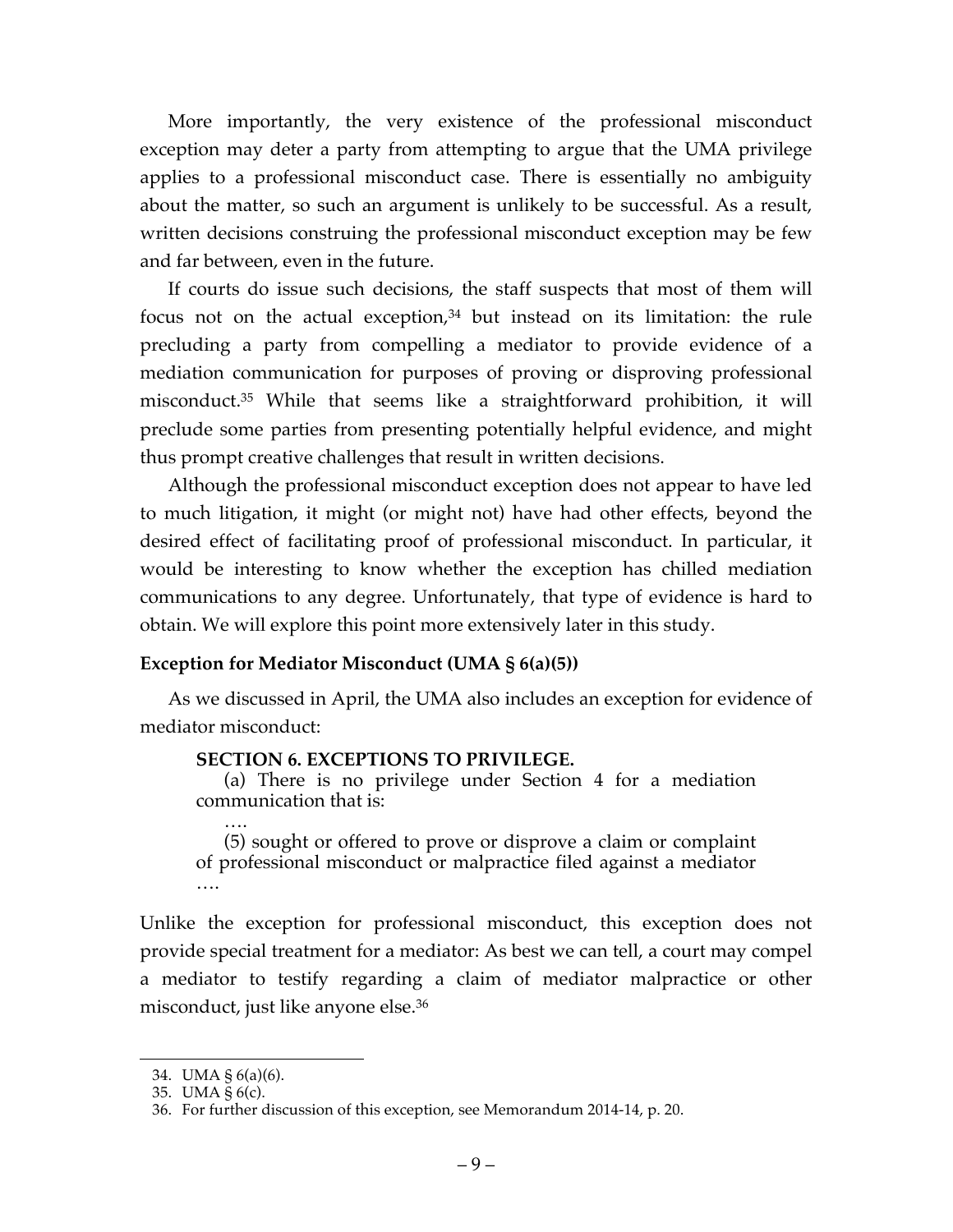More importantly, the very existence of the professional misconduct exception may deter a party from attempting to argue that the UMA privilege applies to a professional misconduct case. There is essentially no ambiguity about the matter, so such an argument is unlikely to be successful. As a result, written decisions construing the professional misconduct exception may be few and far between, even in the future.

If courts do issue such decisions, the staff suspects that most of them will focus not on the actual exception,[34] but instead on its limitation: the rule precluding a party from compelling a mediator to provide evidence of a mediation communication for purposes of proving or disproving professional misconduct.[35] While that seems like a straightforward prohibition, it will preclude some parties from presenting potentially helpful evidence, and might thus prompt creative challenges that result in written decisions.

Although the professional misconduct exception does not appear to have led to much litigation, it might (or might not) have had other effects, beyond the desired effect of facilitating proof of professional misconduct. In particular, it would be interesting to know whether the exception has chilled mediation communications to any degree. Unfortunately, that type of evidence is hard to obtain. We will explore this point more extensively later in this study.

**Exception for Mediator Misconduct (UMA § 6(a)(5))**

As we discussed in April, the UMA also includes an exception for evidence of mediator misconduct:

> **SECTION 6. EXCEPTIONS TO PRIVILEGE.**
>
> (a) There is no privilege under Section 4 for a mediation communication that is:
>
> ….
>
> (5) sought or offered to prove or disprove a claim or complaint of professional misconduct or malpractice filed against a mediator ….

Unlike the exception for professional misconduct, this exception does not provide special treatment for a mediator: As best we can tell, a court may compel a mediator to testify regarding a claim of mediator malpractice or other misconduct, just like anyone else.[36]

---

34. UMA § 6(a)(6).
35. UMA § 6(c).
36. For further discussion of this exception, see Memorandum 2014-14, p. 20.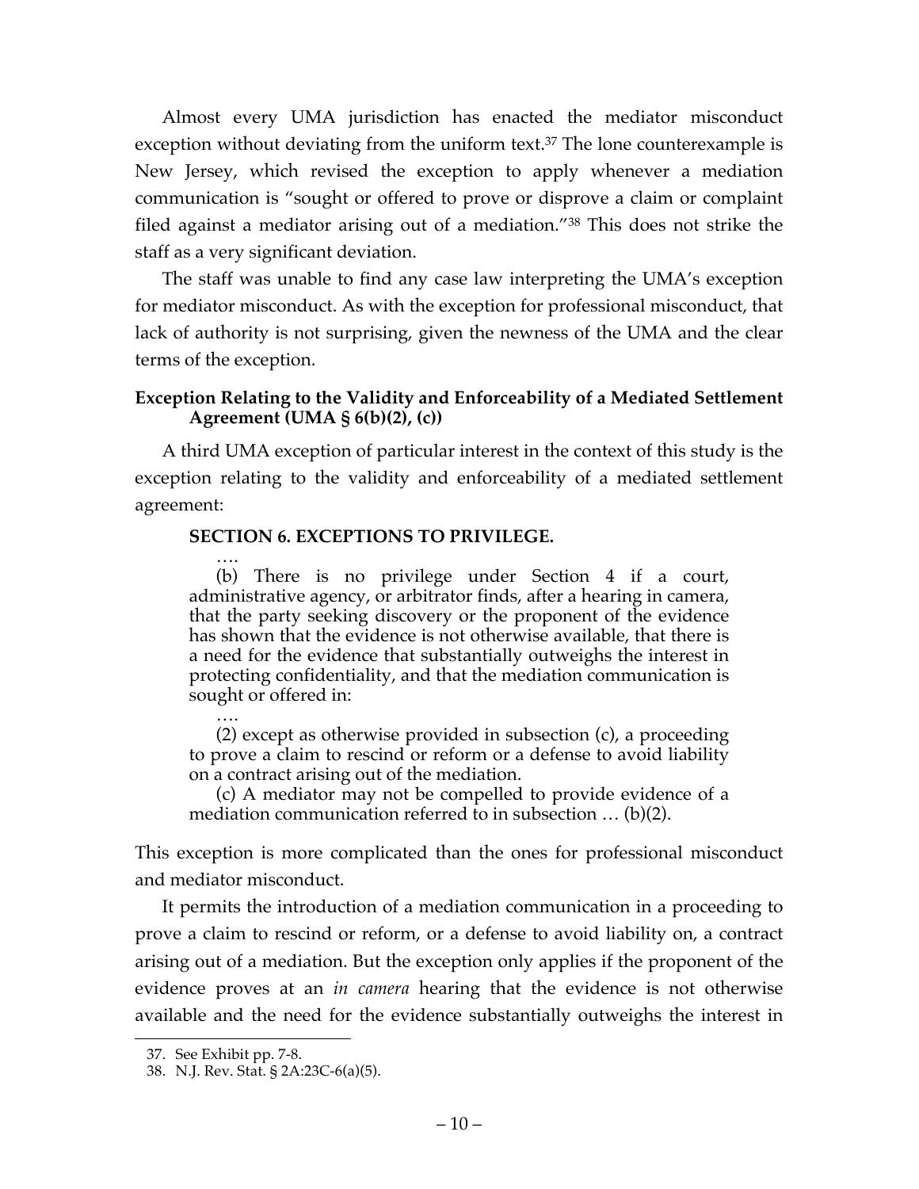Almost every UMA jurisdiction has enacted the mediator misconduct exception without deviating from the uniform text.[37] The lone counterexample is New Jersey, which revised the exception to apply whenever a mediation communication is "sought or offered to prove or disprove a claim or complaint filed against a mediator arising out of a mediation."[38] This does not strike the staff as a very significant deviation.

The staff was unable to find any case law interpreting the UMA's exception for mediator misconduct. As with the exception for professional misconduct, that lack of authority is not surprising, given the newness of the UMA and the clear terms of the exception.

### Exception Relating to the Validity and Enforceability of a Mediated Settlement Agreement (UMA § 6(b)(2), (c))

A third UMA exception of particular interest in the context of this study is the exception relating to the validity and enforceability of a mediated settlement agreement:

> **SECTION 6. EXCEPTIONS TO PRIVILEGE.**
>
> ….
>
> (b) There is no privilege under Section 4 if a court, administrative agency, or arbitrator finds, after a hearing in camera, that the party seeking discovery or the proponent of the evidence has shown that the evidence is not otherwise available, that there is a need for the evidence that substantially outweighs the interest in protecting confidentiality, and that the mediation communication is sought or offered in:
>
> ….
>
> (2) except as otherwise provided in subsection (c), a proceeding to prove a claim to rescind or reform or a defense to avoid liability on a contract arising out of the mediation.
>
> (c) A mediator may not be compelled to provide evidence of a mediation communication referred to in subsection … (b)(2).

This exception is more complicated than the ones for professional misconduct and mediator misconduct.

It permits the introduction of a mediation communication in a proceeding to prove a claim to rescind or reform, or a defense to avoid liability on, a contract arising out of a mediation. But the exception only applies if the proponent of the evidence proves at an *in camera* hearing that the evidence is not otherwise available and the need for the evidence substantially outweighs the interest in

---

37. See Exhibit pp. 7-8.

38. N.J. Rev. Stat. § 2A:23C-6(a)(5).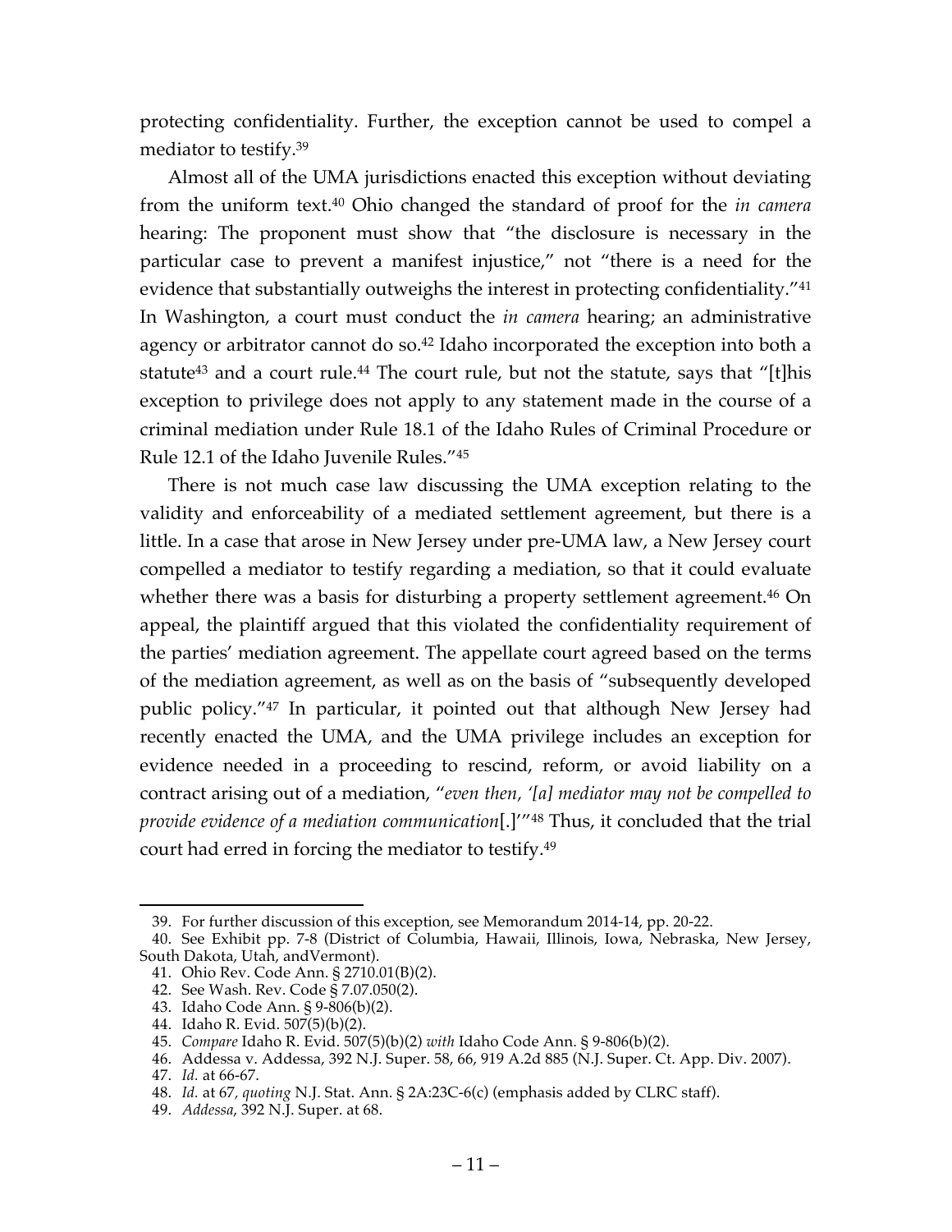protecting confidentiality. Further, the exception cannot be used to compel a mediator to testify.[39]

Almost all of the UMA jurisdictions enacted this exception without deviating from the uniform text.[40] Ohio changed the standard of proof for the *in camera* hearing: The proponent must show that "the disclosure is necessary in the particular case to prevent a manifest injustice," not "there is a need for the evidence that substantially outweighs the interest in protecting confidentiality."[41] In Washington, a court must conduct the *in camera* hearing; an administrative agency or arbitrator cannot do so.[42] Idaho incorporated the exception into both a statute[43] and a court rule.[44] The court rule, but not the statute, says that "[t]his exception to privilege does not apply to any statement made in the course of a criminal mediation under Rule 18.1 of the Idaho Rules of Criminal Procedure or Rule 12.1 of the Idaho Juvenile Rules."[45]

There is not much case law discussing the UMA exception relating to the validity and enforceability of a mediated settlement agreement, but there is a little. In a case that arose in New Jersey under pre-UMA law, a New Jersey court compelled a mediator to testify regarding a mediation, so that it could evaluate whether there was a basis for disturbing a property settlement agreement.[46] On appeal, the plaintiff argued that this violated the confidentiality requirement of the parties' mediation agreement. The appellate court agreed based on the terms of the mediation agreement, as well as on the basis of "subsequently developed public policy."[47] In particular, it pointed out that although New Jersey had recently enacted the UMA, and the UMA privilege includes an exception for evidence needed in a proceeding to rescind, reform, or avoid liability on a contract arising out of a mediation, "*even then, '[a] mediator may not be compelled to provide evidence of a mediation communication*[.]'"[48] Thus, it concluded that the trial court had erred in forcing the mediator to testify.[49]

---

39. For further discussion of this exception, see Memorandum 2014-14, pp. 20-22.
40. See Exhibit pp. 7-8 (District of Columbia, Hawaii, Illinois, Iowa, Nebraska, New Jersey, South Dakota, Utah, andVermont).
41. Ohio Rev. Code Ann. § 2710.01(B)(2).
42. See Wash. Rev. Code § 7.07.050(2).
43. Idaho Code Ann. § 9-806(b)(2).
44. Idaho R. Evid. 507(5)(b)(2).
45. *Compare* Idaho R. Evid. 507(5)(b)(2) *with* Idaho Code Ann. § 9-806(b)(2).
46. Addessa v. Addessa, 392 N.J. Super. 58, 66, 919 A.2d 885 (N.J. Super. Ct. App. Div. 2007).
47. *Id.* at 66-67.
48. *Id.* at 67, *quoting* N.J. Stat. Ann. § 2A:23C-6(c) (emphasis added by CLRC staff).
49. *Addessa*, 392 N.J. Super. at 68.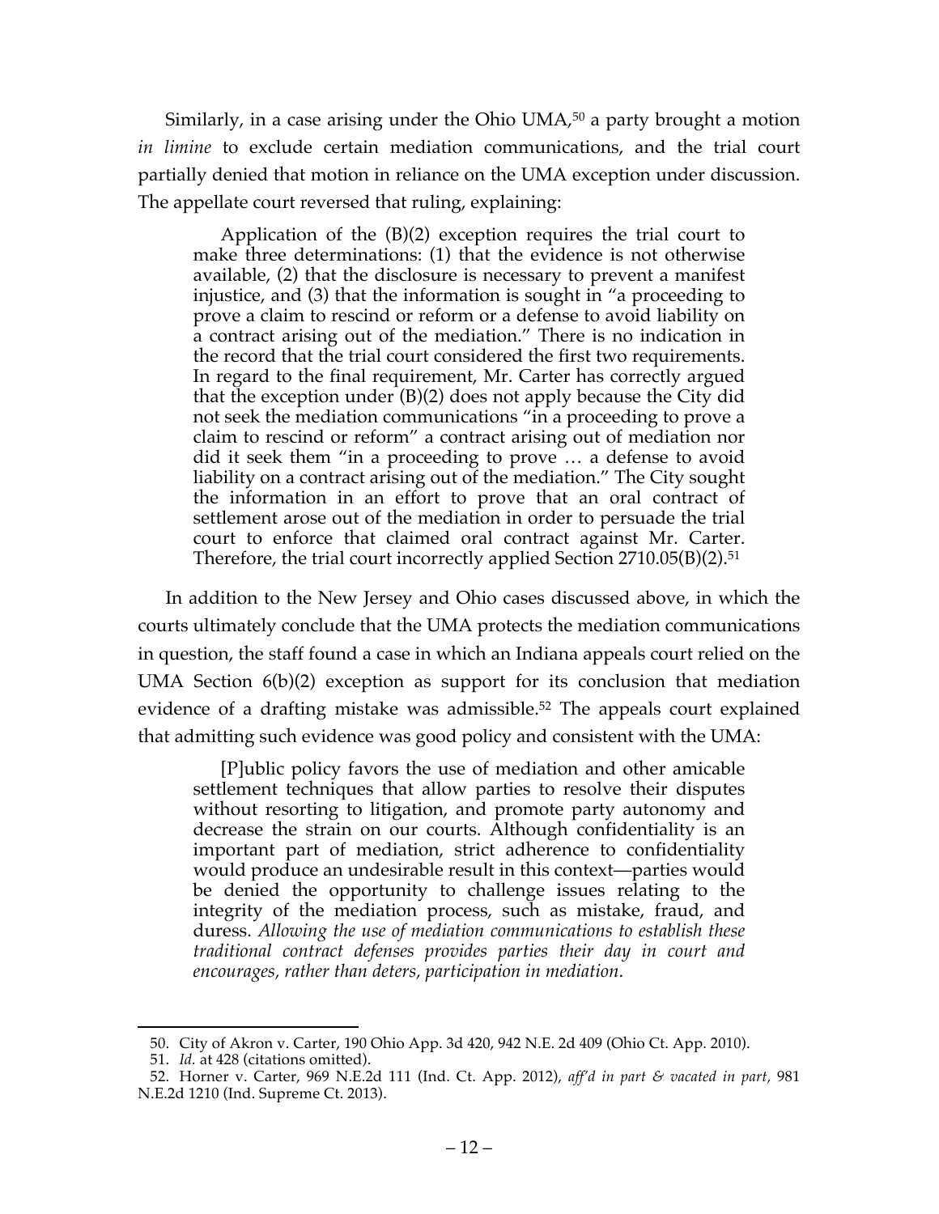Similarly, in a case arising under the Ohio UMA,[50] a party brought a motion *in limine* to exclude certain mediation communications, and the trial court partially denied that motion in reliance on the UMA exception under discussion. The appellate court reversed that ruling, explaining:

> Application of the (B)(2) exception requires the trial court to make three determinations: (1) that the evidence is not otherwise available, (2) that the disclosure is necessary to prevent a manifest injustice, and (3) that the information is sought in "a proceeding to prove a claim to rescind or reform or a defense to avoid liability on a contract arising out of the mediation." There is no indication in the record that the trial court considered the first two requirements. In regard to the final requirement, Mr. Carter has correctly argued that the exception under (B)(2) does not apply because the City did not seek the mediation communications "in a proceeding to prove a claim to rescind or reform" a contract arising out of mediation nor did it seek them "in a proceeding to prove … a defense to avoid liability on a contract arising out of the mediation." The City sought the information in an effort to prove that an oral contract of settlement arose out of the mediation in order to persuade the trial court to enforce that claimed oral contract against Mr. Carter. Therefore, the trial court incorrectly applied Section 2710.05(B)(2).[51]

In addition to the New Jersey and Ohio cases discussed above, in which the courts ultimately conclude that the UMA protects the mediation communications in question, the staff found a case in which an Indiana appeals court relied on the UMA Section 6(b)(2) exception as support for its conclusion that mediation evidence of a drafting mistake was admissible.[52] The appeals court explained that admitting such evidence was good policy and consistent with the UMA:

> [P]ublic policy favors the use of mediation and other amicable settlement techniques that allow parties to resolve their disputes without resorting to litigation, and promote party autonomy and decrease the strain on our courts. Although confidentiality is an important part of mediation, strict adherence to confidentiality would produce an undesirable result in this context—parties would be denied the opportunity to challenge issues relating to the integrity of the mediation process, such as mistake, fraud, and duress. *Allowing the use of mediation communications to establish these traditional contract defenses provides parties their day in court and encourages, rather than deters, participation in mediation*.

---

50. City of Akron v. Carter, 190 Ohio App. 3d 420, 942 N.E. 2d 409 (Ohio Ct. App. 2010).

51. *Id.* at 428 (citations omitted).

52. Horner v. Carter, 969 N.E.2d 111 (Ind. Ct. App. 2012), *aff'd in part & vacated in part,* 981 N.E.2d 1210 (Ind. Supreme Ct. 2013).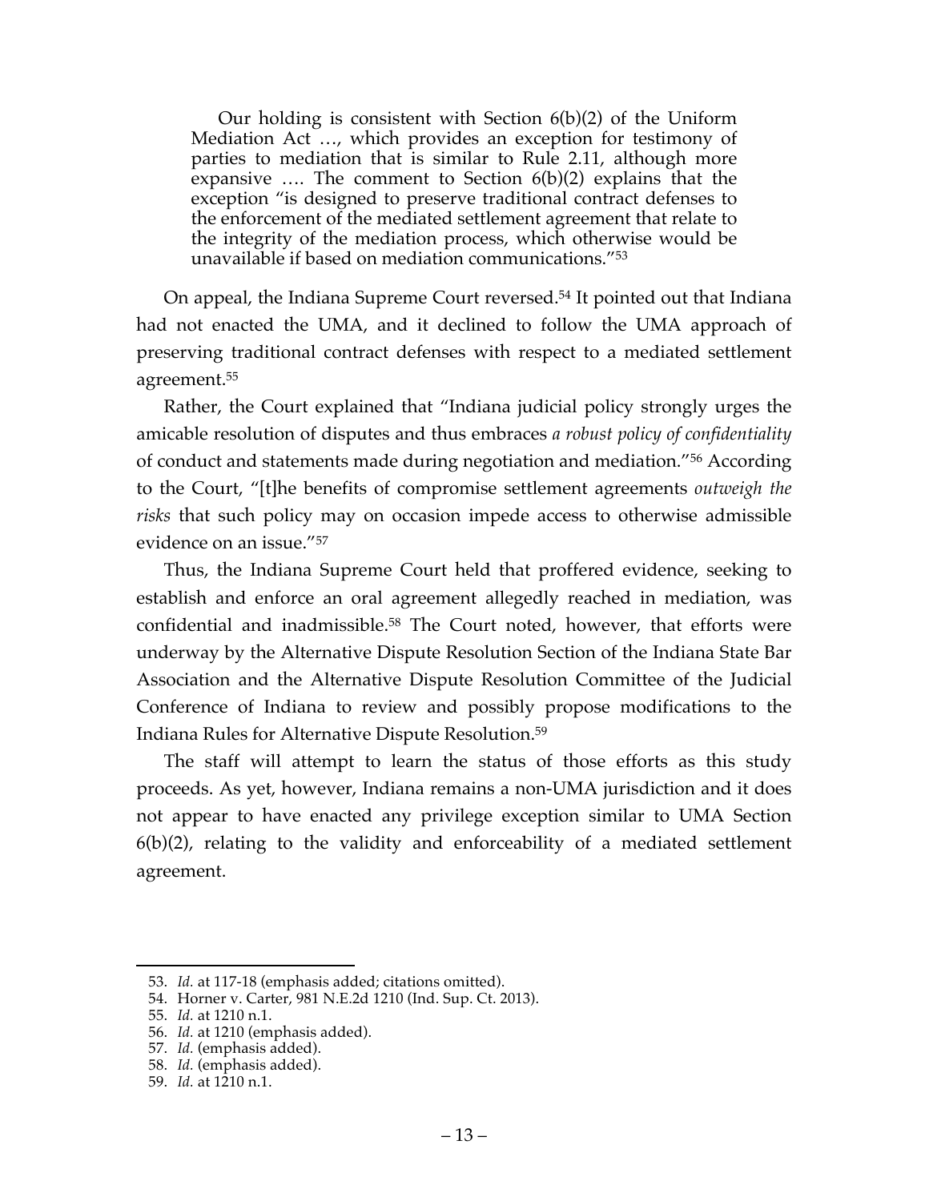> Our holding is consistent with Section 6(b)(2) of the Uniform Mediation Act …, which provides an exception for testimony of parties to mediation that is similar to Rule 2.11, although more expansive …. The comment to Section 6(b)(2) explains that the exception "is designed to preserve traditional contract defenses to the enforcement of the mediated settlement agreement that relate to the integrity of the mediation process, which otherwise would be unavailable if based on mediation communications."[53]

On appeal, the Indiana Supreme Court reversed.[54] It pointed out that Indiana had not enacted the UMA, and it declined to follow the UMA approach of preserving traditional contract defenses with respect to a mediated settlement agreement.[55]

Rather, the Court explained that "Indiana judicial policy strongly urges the amicable resolution of disputes and thus embraces *a robust policy of confidentiality* of conduct and statements made during negotiation and mediation."[56] According to the Court, "[t]he benefits of compromise settlement agreements *outweigh the risks* that such policy may on occasion impede access to otherwise admissible evidence on an issue."[57]

Thus, the Indiana Supreme Court held that proffered evidence, seeking to establish and enforce an oral agreement allegedly reached in mediation, was confidential and inadmissible.[58] The Court noted, however, that efforts were underway by the Alternative Dispute Resolution Section of the Indiana State Bar Association and the Alternative Dispute Resolution Committee of the Judicial Conference of Indiana to review and possibly propose modifications to the Indiana Rules for Alternative Dispute Resolution.[59]

The staff will attempt to learn the status of those efforts as this study proceeds. As yet, however, Indiana remains a non-UMA jurisdiction and it does not appear to have enacted any privilege exception similar to UMA Section 6(b)(2), relating to the validity and enforceability of a mediated settlement agreement.

---

53. *Id.* at 117-18 (emphasis added; citations omitted).
54. Horner v. Carter, 981 N.E.2d 1210 (Ind. Sup. Ct. 2013).
55. *Id.* at 1210 n.1.
56. *Id.* at 1210 (emphasis added).
57. *Id.* (emphasis added).
58. *Id.* (emphasis added).
59. *Id.* at 1210 n.1.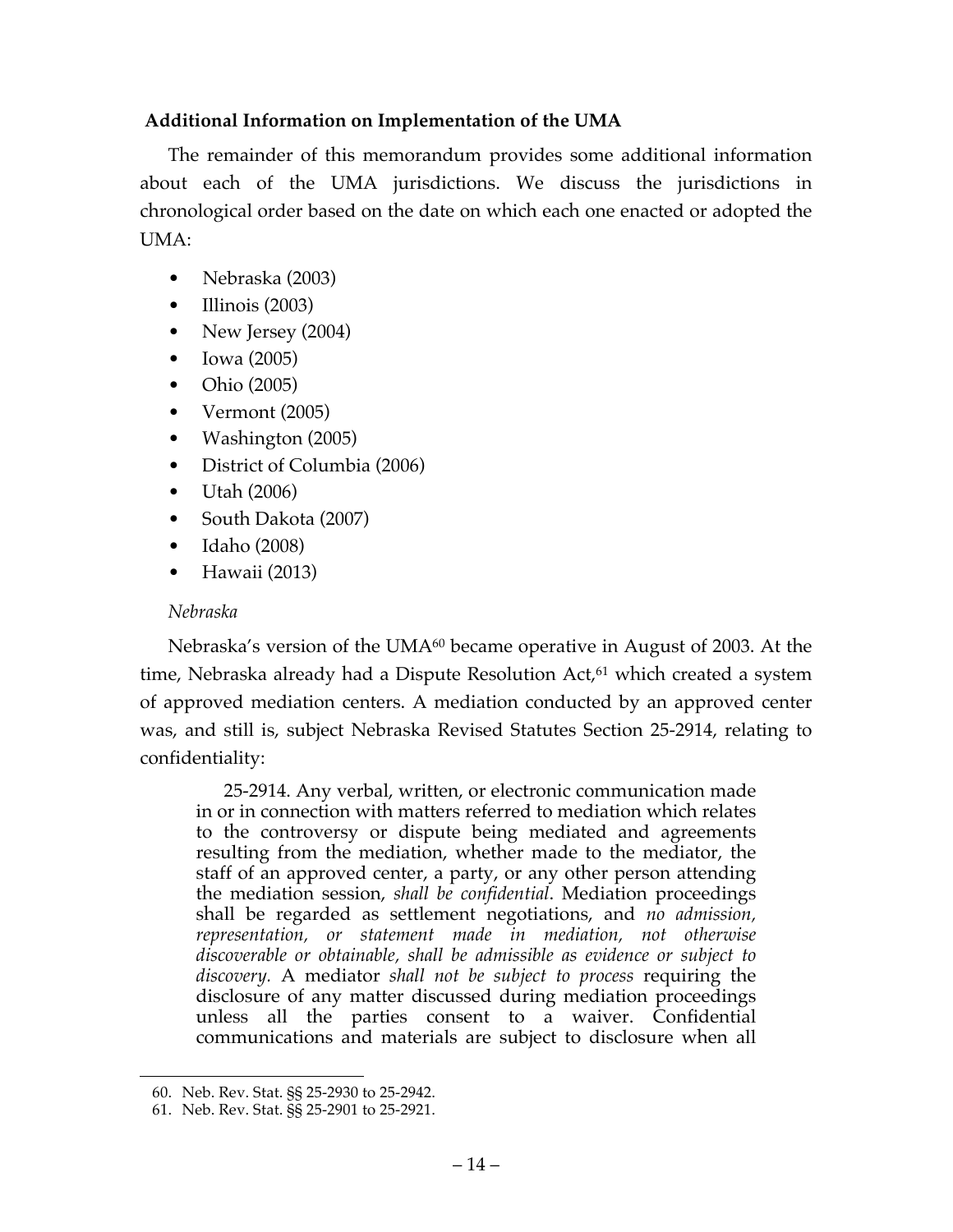### Additional Information on Implementation of the UMA

The remainder of this memorandum provides some additional information about each of the UMA jurisdictions. We discuss the jurisdictions in chronological order based on the date on which each one enacted or adopted the UMA:

- Nebraska (2003)
- Illinois (2003)
- New Jersey (2004)
- Iowa (2005)
- Ohio (2005)
- Vermont (2005)
- Washington (2005)
- District of Columbia (2006)
- Utah (2006)
- South Dakota (2007)
- Idaho (2008)
- Hawaii (2013)

*Nebraska*

Nebraska's version of the UMA[60] became operative in August of 2003. At the time, Nebraska already had a Dispute Resolution Act,[61] which created a system of approved mediation centers. A mediation conducted by an approved center was, and still is, subject Nebraska Revised Statutes Section 25-2914, relating to confidentiality:

> 25-2914. Any verbal, written, or electronic communication made in or in connection with matters referred to mediation which relates to the controversy or dispute being mediated and agreements resulting from the mediation, whether made to the mediator, the staff of an approved center, a party, or any other person attending the mediation session, *shall be confidential*. Mediation proceedings shall be regarded as settlement negotiations, and *no admission, representation, or statement made in mediation, not otherwise discoverable or obtainable, shall be admissible as evidence or subject to discovery.* A mediator *shall not be subject to process* requiring the disclosure of any matter discussed during mediation proceedings unless all the parties consent to a waiver. Confidential communications and materials are subject to disclosure when all

60. Neb. Rev. Stat. §§ 25-2930 to 25-2942.

61. Neb. Rev. Stat. §§ 25-2901 to 25-2921.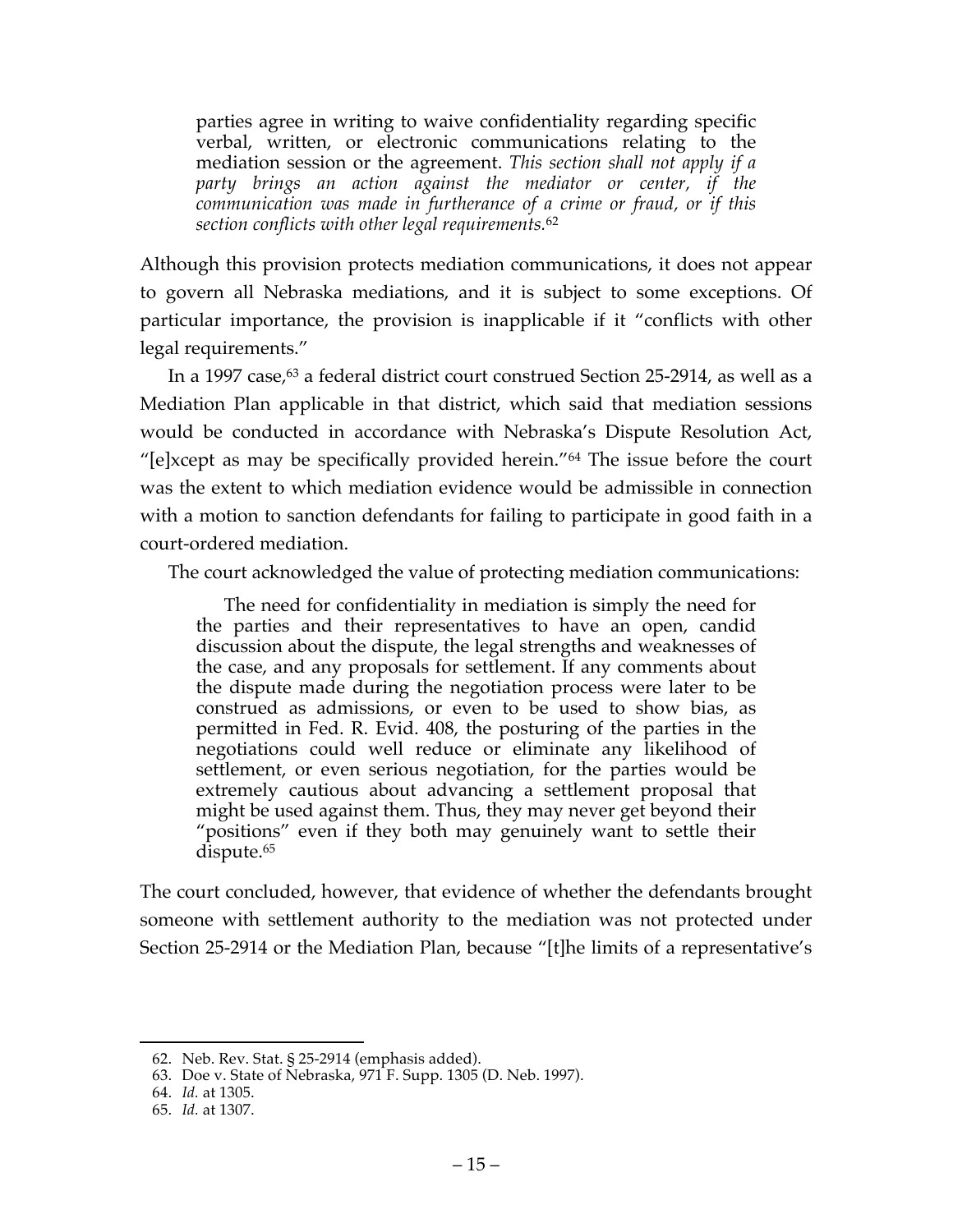> parties agree in writing to waive confidentiality regarding specific verbal, written, or electronic communications relating to the mediation session or the agreement. *This section shall not apply if a party brings an action against the mediator or center, if the communication was made in furtherance of a crime or fraud, or if this section conflicts with other legal requirements.*[62]

Although this provision protects mediation communications, it does not appear to govern all Nebraska mediations, and it is subject to some exceptions. Of particular importance, the provision is inapplicable if it "conflicts with other legal requirements."

In a 1997 case,[63] a federal district court construed Section 25-2914, as well as a Mediation Plan applicable in that district, which said that mediation sessions would be conducted in accordance with Nebraska's Dispute Resolution Act, "[e]xcept as may be specifically provided herein."[64] The issue before the court was the extent to which mediation evidence would be admissible in connection with a motion to sanction defendants for failing to participate in good faith in a court-ordered mediation.

The court acknowledged the value of protecting mediation communications:

> The need for confidentiality in mediation is simply the need for the parties and their representatives to have an open, candid discussion about the dispute, the legal strengths and weaknesses of the case, and any proposals for settlement. If any comments about the dispute made during the negotiation process were later to be construed as admissions, or even to be used to show bias, as permitted in Fed. R. Evid. 408, the posturing of the parties in the negotiations could well reduce or eliminate any likelihood of settlement, or even serious negotiation, for the parties would be extremely cautious about advancing a settlement proposal that might be used against them. Thus, they may never get beyond their "positions" even if they both may genuinely want to settle their dispute.[65]

The court concluded, however, that evidence of whether the defendants brought someone with settlement authority to the mediation was not protected under Section 25-2914 or the Mediation Plan, because "[t]he limits of a representative's

---

62. Neb. Rev. Stat. § 25-2914 (emphasis added).

63. Doe v. State of Nebraska, 971 F. Supp. 1305 (D. Neb. 1997).

64. *Id.* at 1305.

65. *Id.* at 1307.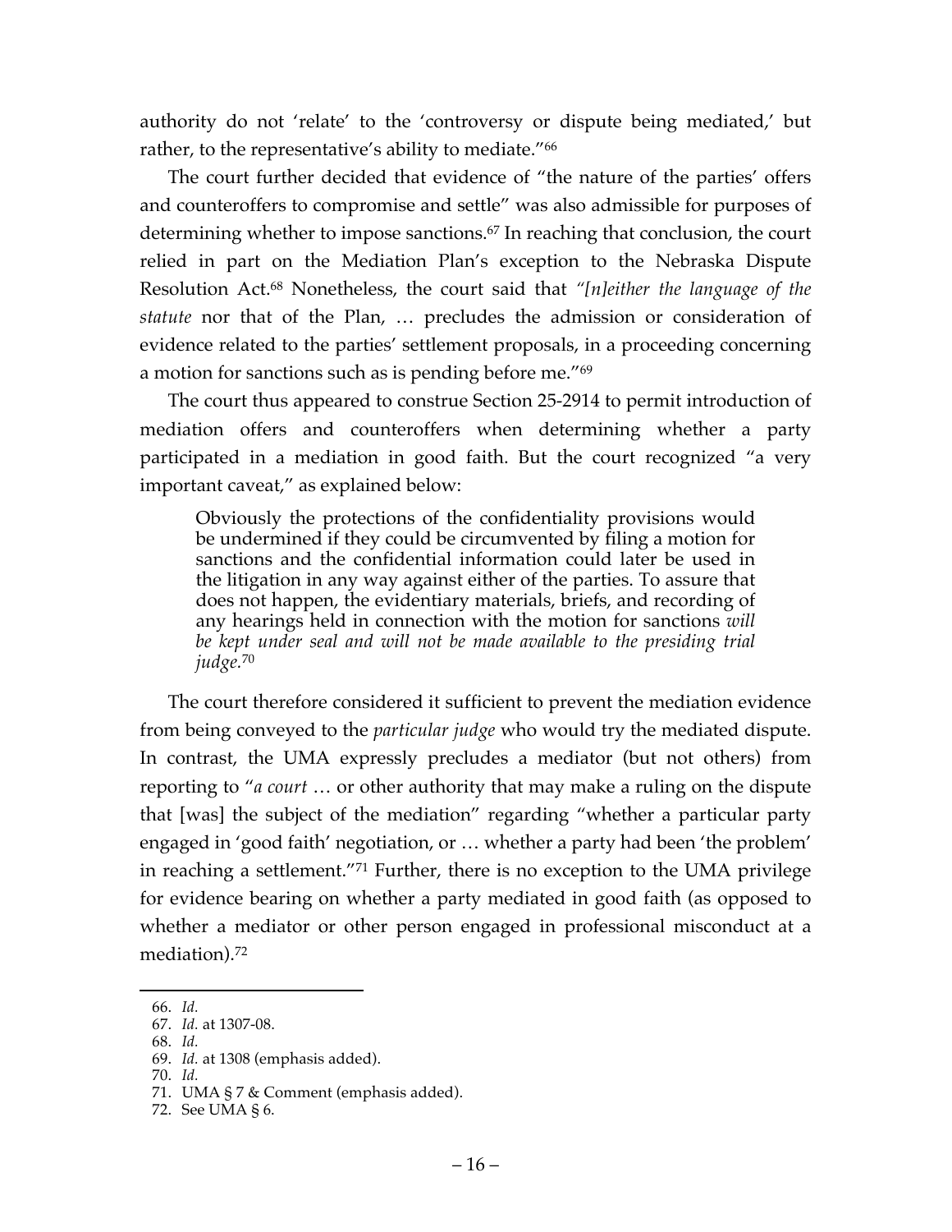authority do not 'relate' to the 'controversy or dispute being mediated,' but rather, to the representative's ability to mediate."[66]

The court further decided that evidence of "the nature of the parties' offers and counteroffers to compromise and settle" was also admissible for purposes of determining whether to impose sanctions.[67] In reaching that conclusion, the court relied in part on the Mediation Plan's exception to the Nebraska Dispute Resolution Act.[68] Nonetheless, the court said that *"[n]either the language of the statute* nor that of the Plan, … precludes the admission or consideration of evidence related to the parties' settlement proposals, in a proceeding concerning a motion for sanctions such as is pending before me."[69]

The court thus appeared to construe Section 25-2914 to permit introduction of mediation offers and counteroffers when determining whether a party participated in a mediation in good faith. But the court recognized "a very important caveat," as explained below:

> Obviously the protections of the confidentiality provisions would be undermined if they could be circumvented by filing a motion for sanctions and the confidential information could later be used in the litigation in any way against either of the parties. To assure that does not happen, the evidentiary materials, briefs, and recording of any hearings held in connection with the motion for sanctions *will be kept under seal and will not be made available to the presiding trial judge*.[70]

The court therefore considered it sufficient to prevent the mediation evidence from being conveyed to the *particular judge* who would try the mediated dispute. In contrast, the UMA expressly precludes a mediator (but not others) from reporting to "*a court* … or other authority that may make a ruling on the dispute that [was] the subject of the mediation" regarding "whether a particular party engaged in 'good faith' negotiation, or … whether a party had been 'the problem' in reaching a settlement."[71] Further, there is no exception to the UMA privilege for evidence bearing on whether a party mediated in good faith (as opposed to whether a mediator or other person engaged in professional misconduct at a mediation).[72]

---

66. *Id.*
67. *Id.* at 1307-08.
68. *Id.*
69. *Id.* at 1308 (emphasis added).
70. *Id.*
71. UMA § 7 & Comment (emphasis added).
72. See UMA § 6.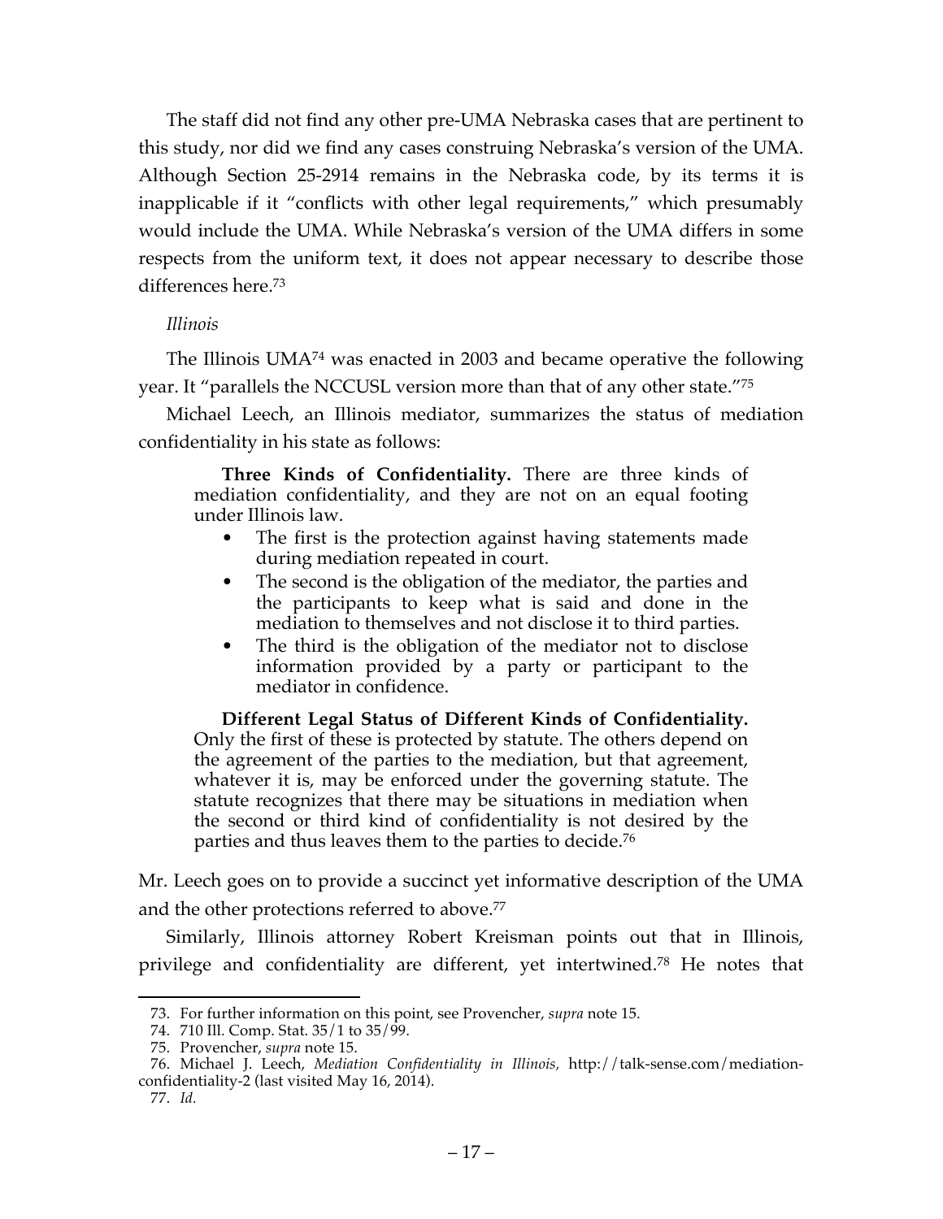The staff did not find any other pre-UMA Nebraska cases that are pertinent to this study, nor did we find any cases construing Nebraska's version of the UMA. Although Section 25-2914 remains in the Nebraska code, by its terms it is inapplicable if it "conflicts with other legal requirements," which presumably would include the UMA. While Nebraska's version of the UMA differs in some respects from the uniform text, it does not appear necessary to describe those differences here.[73]

*Illinois*

The Illinois UMA[74] was enacted in 2003 and became operative the following year. It "parallels the NCCUSL version more than that of any other state."[75]

Michael Leech, an Illinois mediator, summarizes the status of mediation confidentiality in his state as follows:

> **Three Kinds of Confidentiality.** There are three kinds of mediation confidentiality, and they are not on an equal footing under Illinois law.
>
> - The first is the protection against having statements made during mediation repeated in court.
> - The second is the obligation of the mediator, the parties and the participants to keep what is said and done in the mediation to themselves and not disclose it to third parties.
> - The third is the obligation of the mediator not to disclose information provided by a party or participant to the mediator in confidence.
>
> **Different Legal Status of Different Kinds of Confidentiality.** Only the first of these is protected by statute. The others depend on the agreement of the parties to the mediation, but that agreement, whatever it is, may be enforced under the governing statute. The statute recognizes that there may be situations in mediation when the second or third kind of confidentiality is not desired by the parties and thus leaves them to the parties to decide.[76]

Mr. Leech goes on to provide a succinct yet informative description of the UMA and the other protections referred to above.[77]

Similarly, Illinois attorney Robert Kreisman points out that in Illinois, privilege and confidentiality are different, yet intertwined.[78] He notes that

---

73. For further information on this point, see Provencher, *supra* note 15.

74. 710 Ill. Comp. Stat. 35/1 to 35/99.

75. Provencher, *supra* note 15.

76. Michael J. Leech, *Mediation Confidentiality in Illinois,* http://talk-sense.com/mediation-confidentiality-2 (last visited May 16, 2014).

77. *Id.*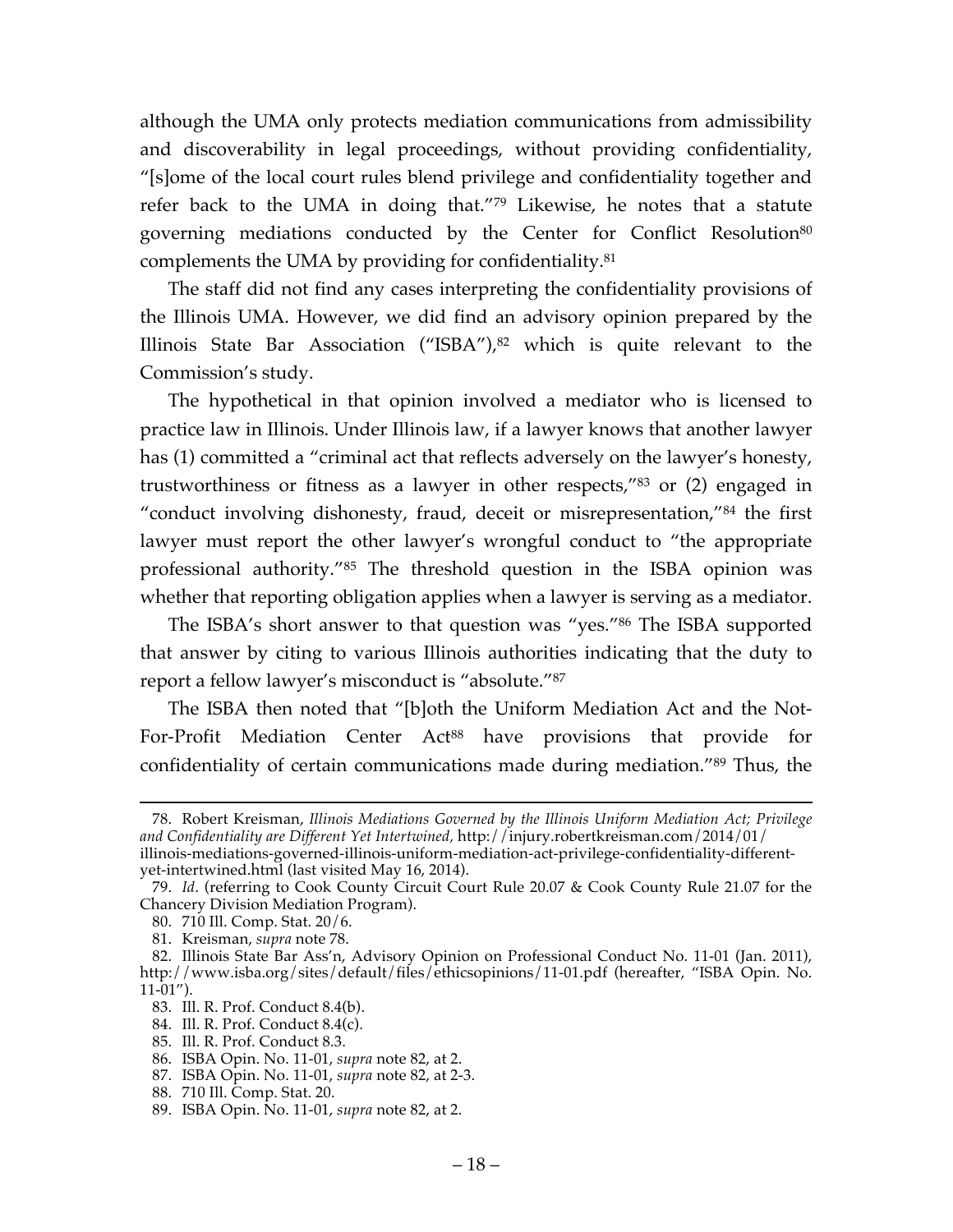although the UMA only protects mediation communications from admissibility and discoverability in legal proceedings, without providing confidentiality, "[s]ome of the local court rules blend privilege and confidentiality together and refer back to the UMA in doing that."[79] Likewise, he notes that a statute governing mediations conducted by the Center for Conflict Resolution[80] complements the UMA by providing for confidentiality.[81]

The staff did not find any cases interpreting the confidentiality provisions of the Illinois UMA. However, we did find an advisory opinion prepared by the Illinois State Bar Association ("ISBA"),[82] which is quite relevant to the Commission's study.

The hypothetical in that opinion involved a mediator who is licensed to practice law in Illinois. Under Illinois law, if a lawyer knows that another lawyer has (1) committed a "criminal act that reflects adversely on the lawyer's honesty, trustworthiness or fitness as a lawyer in other respects,"[83] or (2) engaged in "conduct involving dishonesty, fraud, deceit or misrepresentation,"[84] the first lawyer must report the other lawyer's wrongful conduct to "the appropriate professional authority."[85] The threshold question in the ISBA opinion was whether that reporting obligation applies when a lawyer is serving as a mediator.

The ISBA's short answer to that question was "yes."[86] The ISBA supported that answer by citing to various Illinois authorities indicating that the duty to report a fellow lawyer's misconduct is "absolute."[87]

The ISBA then noted that "[b]oth the Uniform Mediation Act and the Not-For-Profit Mediation Center Act[88] have provisions that provide for confidentiality of certain communications made during mediation."[89] Thus, the

---

78. Robert Kreisman, *Illinois Mediations Governed by the Illinois Uniform Mediation Act; Privilege and Confidentiality are Different Yet Intertwined,* http://injury.robertkreisman.com/2014/01/illinois-mediations-governed-illinois-uniform-mediation-act-privilege-confidentiality-different-yet-intertwined.html (last visited May 16, 2014).

79. *Id*. (referring to Cook County Circuit Court Rule 20.07 & Cook County Rule 21.07 for the Chancery Division Mediation Program).

80. 710 Ill. Comp. Stat. 20/6.

81. Kreisman, *supra* note 78.

82. Illinois State Bar Ass'n, Advisory Opinion on Professional Conduct No. 11-01 (Jan. 2011), http://www.isba.org/sites/default/files/ethicsopinions/11-01.pdf (hereafter, "ISBA Opin. No. 11-01").

83. Ill. R. Prof. Conduct 8.4(b).

84. Ill. R. Prof. Conduct 8.4(c).

85. Ill. R. Prof. Conduct 8.3.

86. ISBA Opin. No. 11-01, *supra* note 82, at 2.

87. ISBA Opin. No. 11-01, *supra* note 82, at 2-3.

88. 710 Ill. Comp. Stat. 20.

89. ISBA Opin. No. 11-01, *supra* note 82, at 2.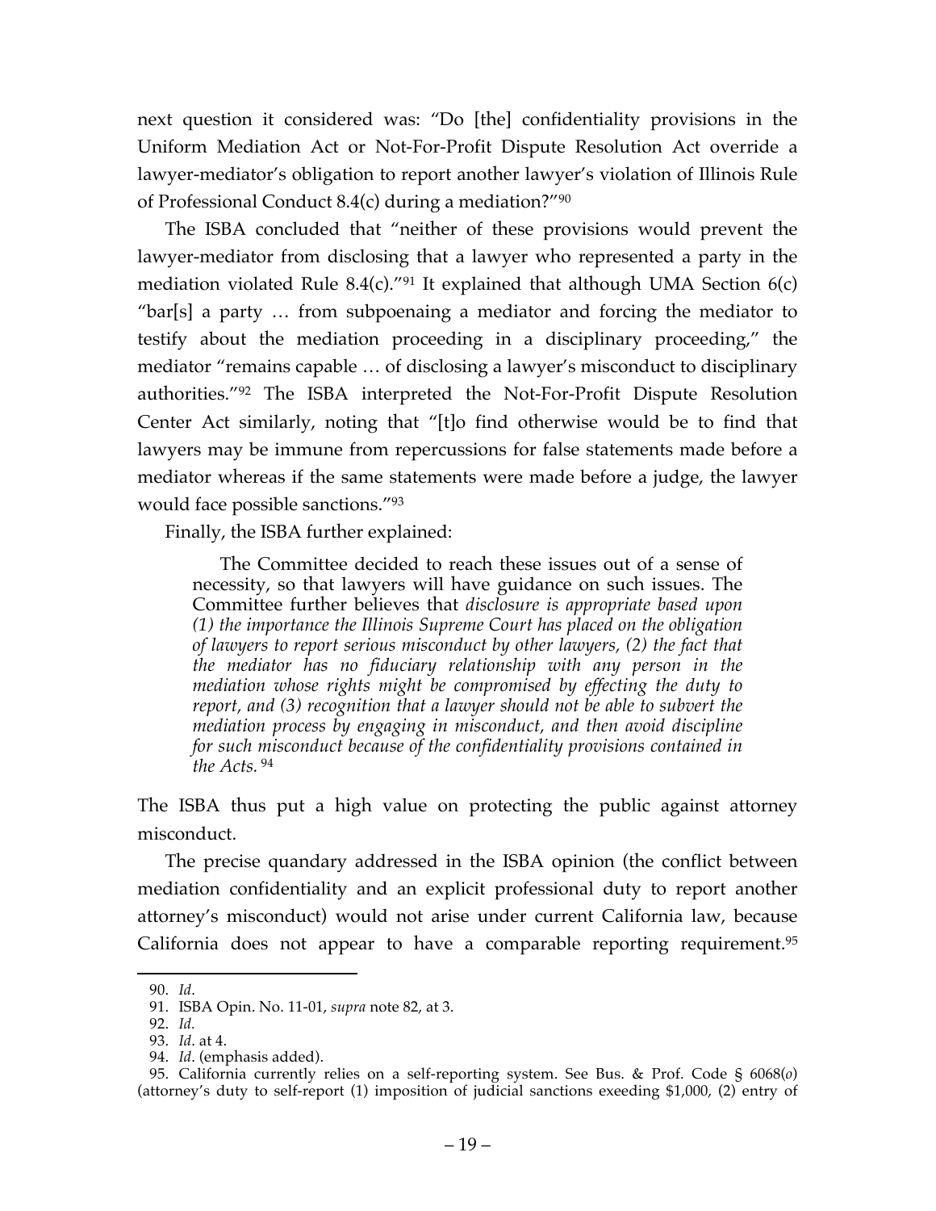next question it considered was: "Do [the] confidentiality provisions in the Uniform Mediation Act or Not-For-Profit Dispute Resolution Act override a lawyer-mediator's obligation to report another lawyer's violation of Illinois Rule of Professional Conduct 8.4(c) during a mediation?"[90]

The ISBA concluded that "neither of these provisions would prevent the lawyer-mediator from disclosing that a lawyer who represented a party in the mediation violated Rule 8.4(c)."[91] It explained that although UMA Section 6(c) "bar[s] a party … from subpoenaing a mediator and forcing the mediator to testify about the mediation proceeding in a disciplinary proceeding," the mediator "remains capable … of disclosing a lawyer's misconduct to disciplinary authorities."[92] The ISBA interpreted the Not-For-Profit Dispute Resolution Center Act similarly, noting that "[t]o find otherwise would be to find that lawyers may be immune from repercussions for false statements made before a mediator whereas if the same statements were made before a judge, the lawyer would face possible sanctions."[93]

Finally, the ISBA further explained:

> The Committee decided to reach these issues out of a sense of necessity, so that lawyers will have guidance on such issues. The Committee further believes that *disclosure is appropriate based upon (1) the importance the Illinois Supreme Court has placed on the obligation of lawyers to report serious misconduct by other lawyers, (2) the fact that the mediator has no fiduciary relationship with any person in the mediation whose rights might be compromised by effecting the duty to report, and (3) recognition that a lawyer should not be able to subvert the mediation process by engaging in misconduct, and then avoid discipline for such misconduct because of the confidentiality provisions contained in the Acts.* [94]

The ISBA thus put a high value on protecting the public against attorney misconduct.

The precise quandary addressed in the ISBA opinion (the conflict between mediation confidentiality and an explicit professional duty to report another attorney's misconduct) would not arise under current California law, because California does not appear to have a comparable reporting requirement.[95]

---

90. *Id*.

91. ISBA Opin. No. 11-01, *supra* note 82, at 3.

92. *Id.*

93. *Id*. at 4.

94. *Id*. (emphasis added).

95. California currently relies on a self-reporting system. See Bus. & Prof. Code § 6068(*o*) (attorney's duty to self-report (1) imposition of judicial sanctions exeeding $1,000, (2) entry of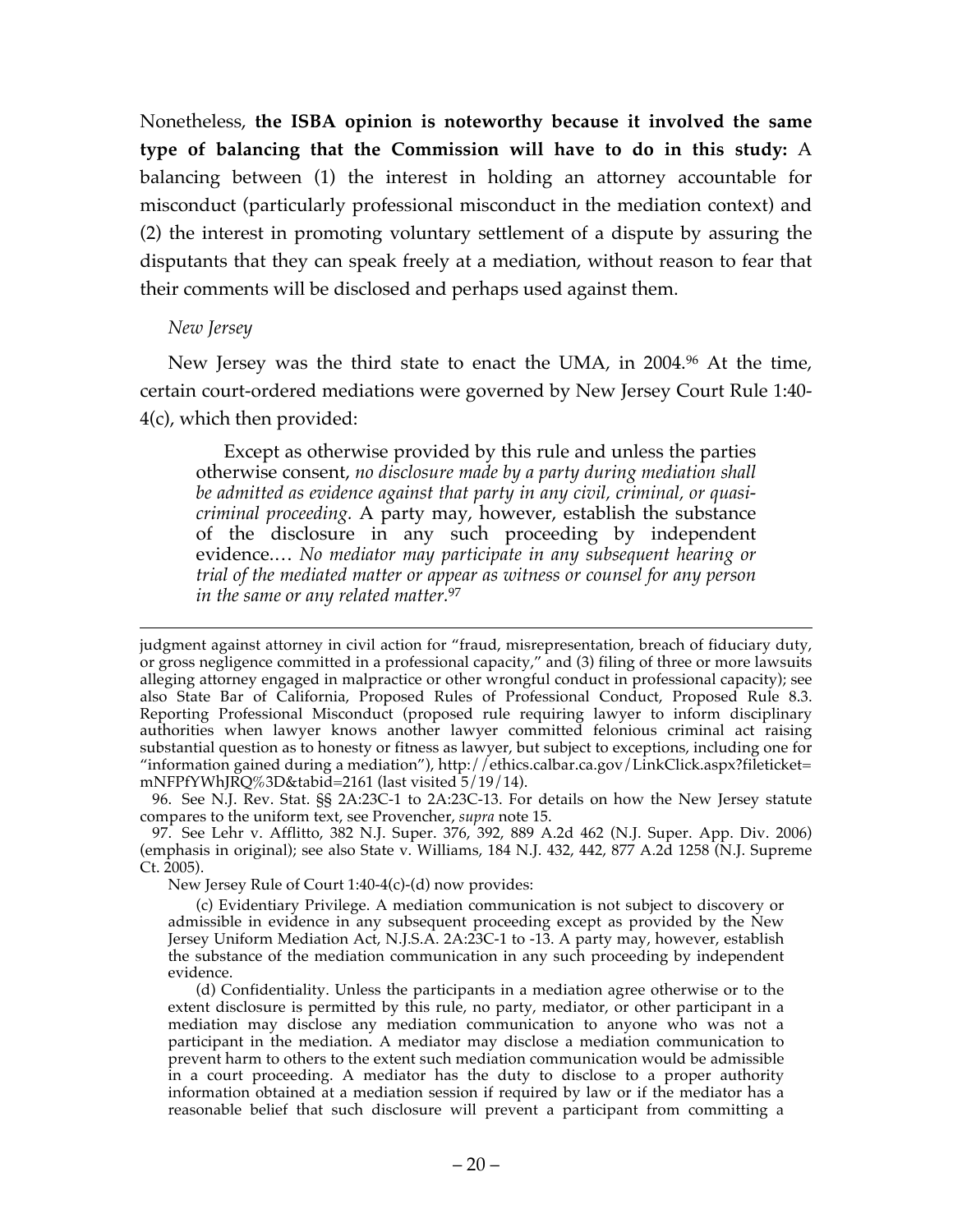Nonetheless, **the ISBA opinion is noteworthy because it involved the same type of balancing that the Commission will have to do in this study:** A balancing between (1) the interest in holding an attorney accountable for misconduct (particularly professional misconduct in the mediation context) and (2) the interest in promoting voluntary settlement of a dispute by assuring the disputants that they can speak freely at a mediation, without reason to fear that their comments will be disclosed and perhaps used against them.

*New Jersey*

New Jersey was the third state to enact the UMA, in 2004.[96] At the time, certain court-ordered mediations were governed by New Jersey Court Rule 1:40-4(c), which then provided:

> Except as otherwise provided by this rule and unless the parties otherwise consent, *no disclosure made by a party during mediation shall be admitted as evidence against that party in any civil, criminal, or quasi-criminal proceeding.* A party may, however, establish the substance of the disclosure in any such proceeding by independent evidence.… *No mediator may participate in any subsequent hearing or trial of the mediated matter or appear as witness or counsel for any person in the same or any related matter.*[97]

---

judgment against attorney in civil action for "fraud, misrepresentation, breach of fiduciary duty, or gross negligence committed in a professional capacity," and (3) filing of three or more lawsuits alleging attorney engaged in malpractice or other wrongful conduct in professional capacity); see also State Bar of California, Proposed Rules of Professional Conduct, Proposed Rule 8.3. Reporting Professional Misconduct (proposed rule requiring lawyer to inform disciplinary authorities when lawyer knows another lawyer committed felonious criminal act raising substantial question as to honesty or fitness as lawyer, but subject to exceptions, including one for "information gained during a mediation"), http://ethics.calbar.ca.gov/LinkClick.aspx?fileticket=mNFPfYWhJRQ%3D&tabid=2161 (last visited 5/19/14).

96. See N.J. Rev. Stat. §§ 2A:23C-1 to 2A:23C-13. For details on how the New Jersey statute compares to the uniform text, see Provencher, *supra* note 15.

97. See Lehr v. Afflitto, 382 N.J. Super. 376, 392, 889 A.2d 462 (N.J. Super. App. Div. 2006) (emphasis in original); see also State v. Williams, 184 N.J. 432, 442, 877 A.2d 1258 (N.J. Supreme Ct. 2005).

New Jersey Rule of Court 1:40-4(c)-(d) now provides:

> (c) Evidentiary Privilege. A mediation communication is not subject to discovery or admissible in evidence in any subsequent proceeding except as provided by the New Jersey Uniform Mediation Act, N.J.S.A. 2A:23C-1 to -13. A party may, however, establish the substance of the mediation communication in any such proceeding by independent evidence.
>
> (d) Confidentiality. Unless the participants in a mediation agree otherwise or to the extent disclosure is permitted by this rule, no party, mediator, or other participant in a mediation may disclose any mediation communication to anyone who was not a participant in the mediation. A mediator may disclose a mediation communication to prevent harm to others to the extent such mediation communication would be admissible in a court proceeding. A mediator has the duty to disclose to a proper authority information obtained at a mediation session if required by law or if the mediator has a reasonable belief that such disclosure will prevent a participant from committing a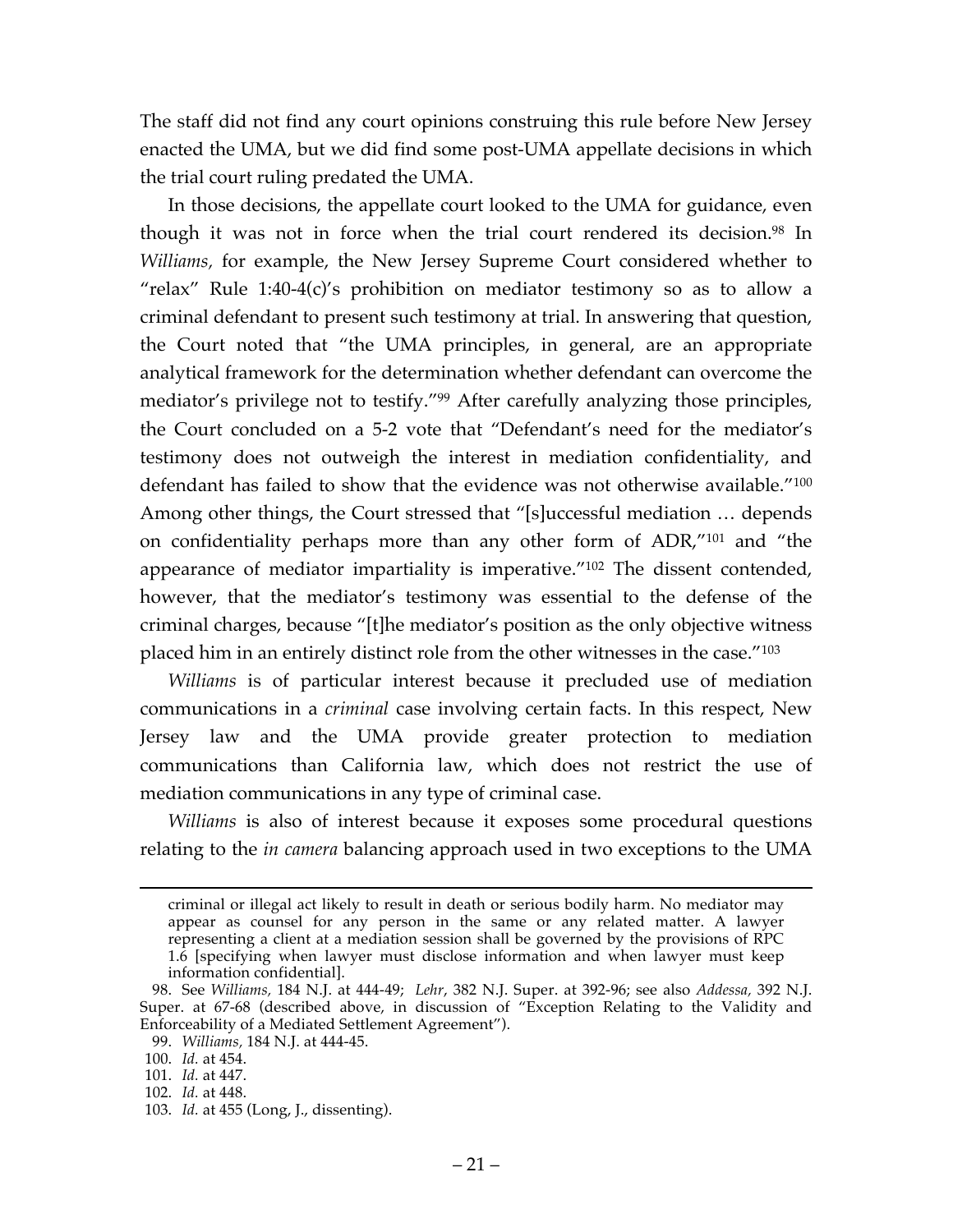The staff did not find any court opinions construing this rule before New Jersey enacted the UMA, but we did find some post-UMA appellate decisions in which the trial court ruling predated the UMA.

In those decisions, the appellate court looked to the UMA for guidance, even though it was not in force when the trial court rendered its decision.[98] In *Williams*, for example, the New Jersey Supreme Court considered whether to "relax" Rule 1:40-4(c)'s prohibition on mediator testimony so as to allow a criminal defendant to present such testimony at trial. In answering that question, the Court noted that "the UMA principles, in general, are an appropriate analytical framework for the determination whether defendant can overcome the mediator's privilege not to testify."[99] After carefully analyzing those principles, the Court concluded on a 5-2 vote that "Defendant's need for the mediator's testimony does not outweigh the interest in mediation confidentiality, and defendant has failed to show that the evidence was not otherwise available."[100] Among other things, the Court stressed that "[s]uccessful mediation … depends on confidentiality perhaps more than any other form of ADR,"[101] and "the appearance of mediator impartiality is imperative."[102] The dissent contended, however, that the mediator's testimony was essential to the defense of the criminal charges, because "[t]he mediator's position as the only objective witness placed him in an entirely distinct role from the other witnesses in the case."[103]

*Williams* is of particular interest because it precluded use of mediation communications in a *criminal* case involving certain facts. In this respect, New Jersey law and the UMA provide greater protection to mediation communications than California law, which does not restrict the use of mediation communications in any type of criminal case.

*Williams* is also of interest because it exposes some procedural questions relating to the *in camera* balancing approach used in two exceptions to the UMA

---

criminal or illegal act likely to result in death or serious bodily harm. No mediator may appear as counsel for any person in the same or any related matter. A lawyer representing a client at a mediation session shall be governed by the provisions of RPC 1.6 [specifying when lawyer must disclose information and when lawyer must keep information confidential].

98. See *Williams*, 184 N.J. at 444-49; *Lehr*, 382 N.J. Super. at 392-96; see also *Addessa*, 392 N.J. Super. at 67-68 (described above, in discussion of "Exception Relating to the Validity and Enforceability of a Mediated Settlement Agreement").

99. *Williams*, 184 N.J. at 444-45.

100. *Id.* at 454.

101. *Id.* at 447.

102. *Id.* at 448.

103. *Id.* at 455 (Long, J., dissenting).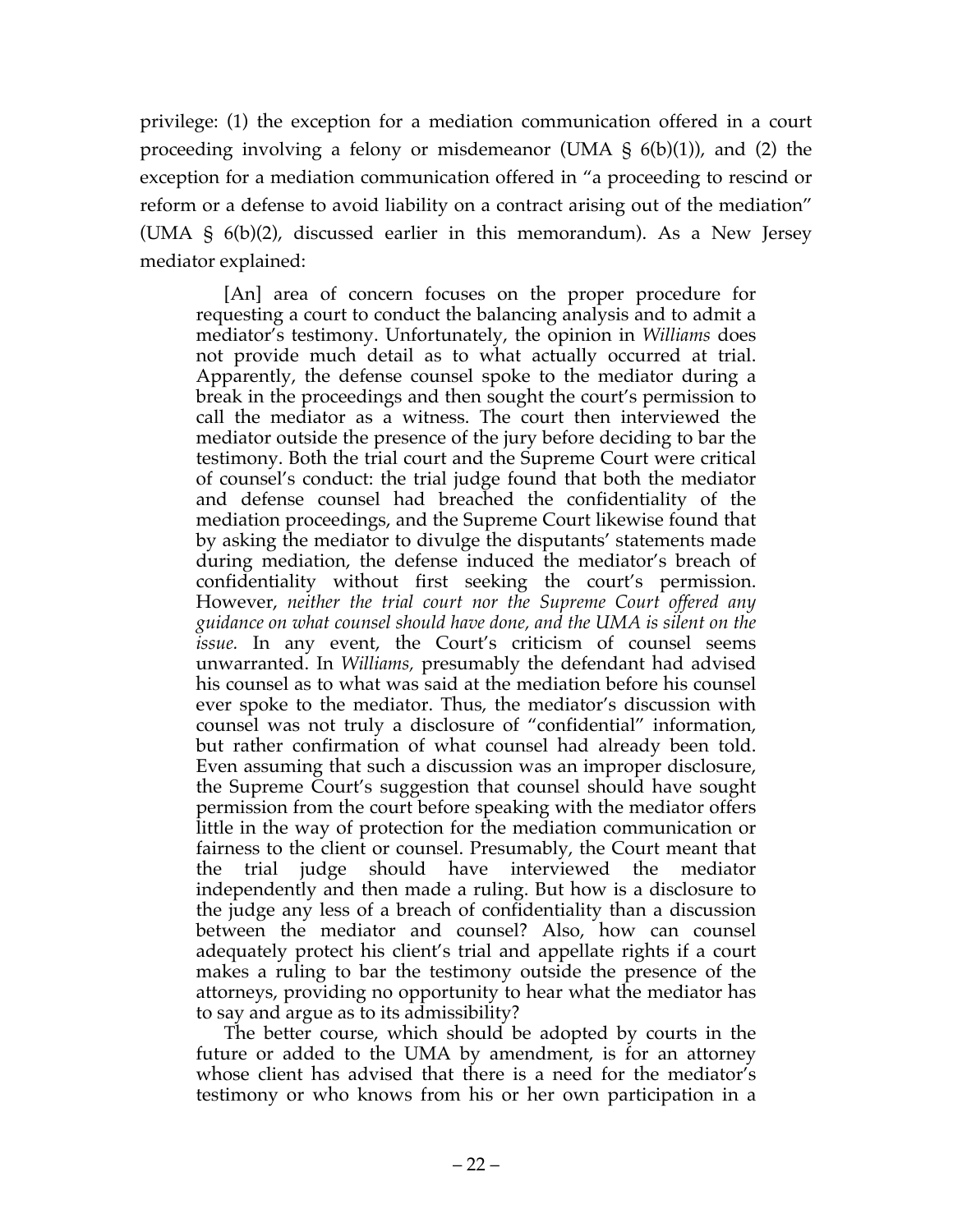privilege: (1) the exception for a mediation communication offered in a court proceeding involving a felony or misdemeanor (UMA § 6(b)(1)), and (2) the exception for a mediation communication offered in "a proceeding to rescind or reform or a defense to avoid liability on a contract arising out of the mediation" (UMA § 6(b)(2), discussed earlier in this memorandum). As a New Jersey mediator explained:

> [An] area of concern focuses on the proper procedure for requesting a court to conduct the balancing analysis and to admit a mediator's testimony. Unfortunately, the opinion in *Williams* does not provide much detail as to what actually occurred at trial. Apparently, the defense counsel spoke to the mediator during a break in the proceedings and then sought the court's permission to call the mediator as a witness. The court then interviewed the mediator outside the presence of the jury before deciding to bar the testimony. Both the trial court and the Supreme Court were critical of counsel's conduct: the trial judge found that both the mediator and defense counsel had breached the confidentiality of the mediation proceedings, and the Supreme Court likewise found that by asking the mediator to divulge the disputants' statements made during mediation, the defense induced the mediator's breach of confidentiality without first seeking the court's permission. However, *neither the trial court nor the Supreme Court offered any guidance on what counsel should have done, and the UMA is silent on the issue.* In any event, the Court's criticism of counsel seems unwarranted. In *Williams,* presumably the defendant had advised his counsel as to what was said at the mediation before his counsel ever spoke to the mediator. Thus, the mediator's discussion with counsel was not truly a disclosure of "confidential" information, but rather confirmation of what counsel had already been told. Even assuming that such a discussion was an improper disclosure, the Supreme Court's suggestion that counsel should have sought permission from the court before speaking with the mediator offers little in the way of protection for the mediation communication or fairness to the client or counsel. Presumably, the Court meant that the trial judge should have interviewed the mediator independently and then made a ruling. But how is a disclosure to the judge any less of a breach of confidentiality than a discussion between the mediator and counsel? Also, how can counsel adequately protect his client's trial and appellate rights if a court makes a ruling to bar the testimony outside the presence of the attorneys, providing no opportunity to hear what the mediator has to say and argue as to its admissibility?
>
> The better course, which should be adopted by courts in the future or added to the UMA by amendment, is for an attorney whose client has advised that there is a need for the mediator's testimony or who knows from his or her own participation in a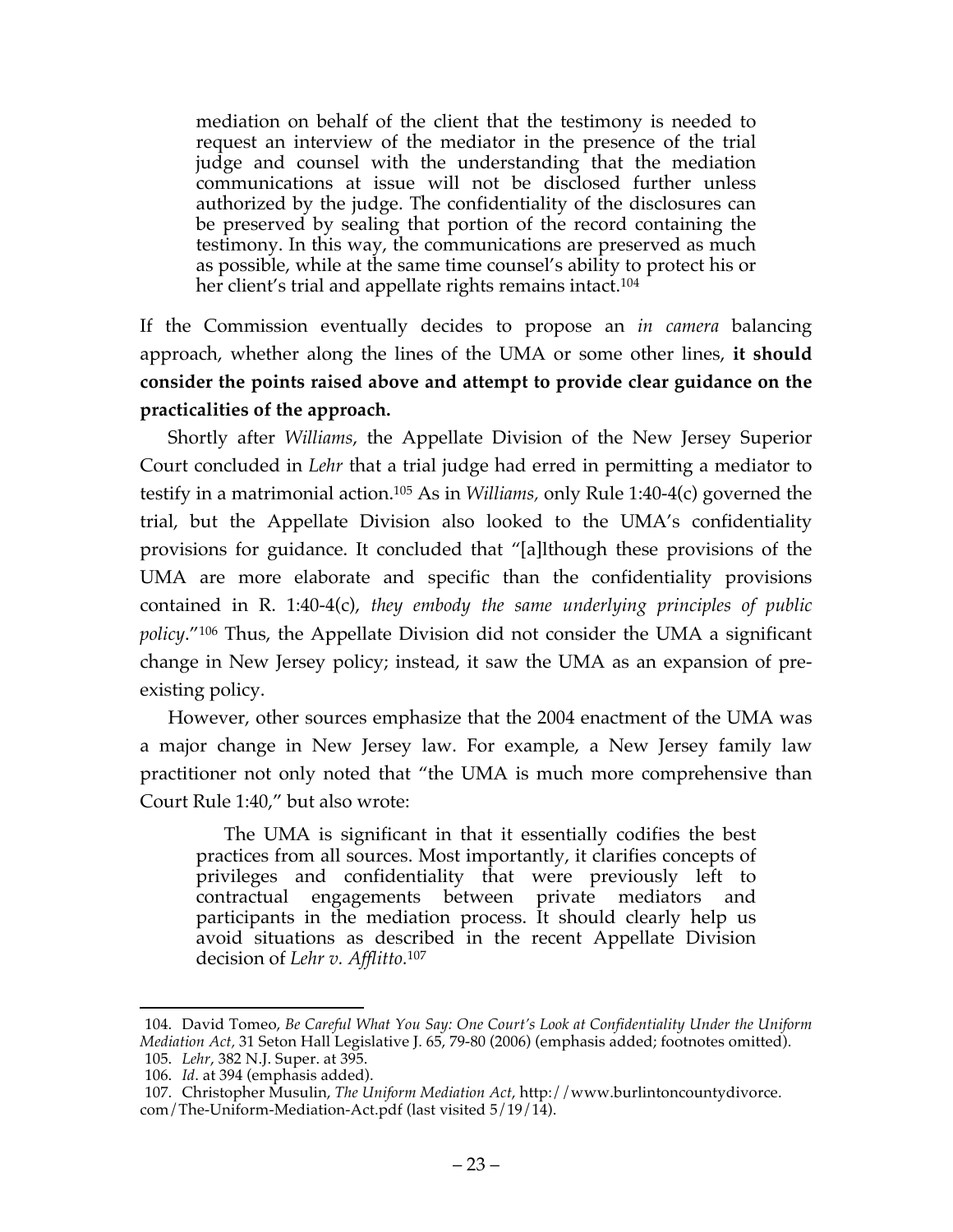> mediation on behalf of the client that the testimony is needed to request an interview of the mediator in the presence of the trial judge and counsel with the understanding that the mediation communications at issue will not be disclosed further unless authorized by the judge. The confidentiality of the disclosures can be preserved by sealing that portion of the record containing the testimony. In this way, the communications are preserved as much as possible, while at the same time counsel's ability to protect his or her client's trial and appellate rights remains intact.[104]

If the Commission eventually decides to propose an *in camera* balancing approach, whether along the lines of the UMA or some other lines, **it should consider the points raised above and attempt to provide clear guidance on the practicalities of the approach.**

Shortly after *Williams*, the Appellate Division of the New Jersey Superior Court concluded in *Lehr* that a trial judge had erred in permitting a mediator to testify in a matrimonial action.[105] As in *Williams,* only Rule 1:40-4(c) governed the trial, but the Appellate Division also looked to the UMA's confidentiality provisions for guidance. It concluded that "[a]lthough these provisions of the UMA are more elaborate and specific than the confidentiality provisions contained in R. 1:40-4(c), *they embody the same underlying principles of public policy*."[106] Thus, the Appellate Division did not consider the UMA a significant change in New Jersey policy; instead, it saw the UMA as an expansion of pre-existing policy.

However, other sources emphasize that the 2004 enactment of the UMA was a major change in New Jersey law. For example, a New Jersey family law practitioner not only noted that "the UMA is much more comprehensive than Court Rule 1:40," but also wrote:

> The UMA is significant in that it essentially codifies the best practices from all sources. Most importantly, it clarifies concepts of privileges and confidentiality that were previously left to contractual engagements between private mediators and participants in the mediation process. It should clearly help us avoid situations as described in the recent Appellate Division decision of *Lehr v. Afflitto*.[107]

---

104. David Tomeo, *Be Careful What You Say: One Court's Look at Confidentiality Under the Uniform Mediation Act*, 31 Seton Hall Legislative J. 65, 79-80 (2006) (emphasis added; footnotes omitted).

105. *Lehr*, 382 N.J. Super. at 395.

106. *Id*. at 394 (emphasis added).

107. Christopher Musulin, *The Uniform Mediation Act*, http://www.burlintoncountydivorce.com/The-Uniform-Mediation-Act.pdf (last visited 5/19/14).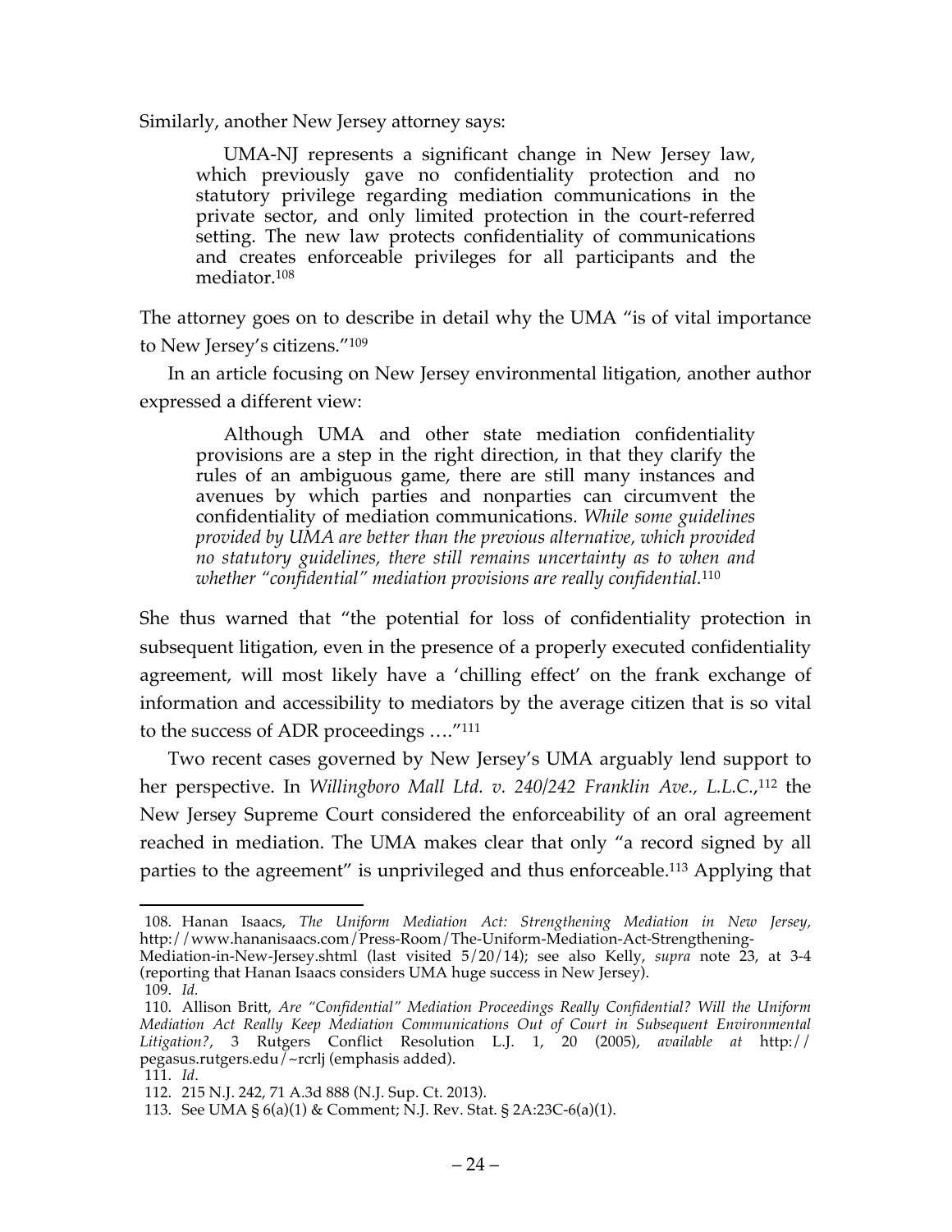Similarly, another New Jersey attorney says:

> UMA-NJ represents a significant change in New Jersey law, which previously gave no confidentiality protection and no statutory privilege regarding mediation communications in the private sector, and only limited protection in the court-referred setting. The new law protects confidentiality of communications and creates enforceable privileges for all participants and the mediator.[108]

The attorney goes on to describe in detail why the UMA "is of vital importance to New Jersey's citizens."[109]

In an article focusing on New Jersey environmental litigation, another author expressed a different view:

> Although UMA and other state mediation confidentiality provisions are a step in the right direction, in that they clarify the rules of an ambiguous game, there are still many instances and avenues by which parties and nonparties can circumvent the confidentiality of mediation communications. *While some guidelines provided by UMA are better than the previous alternative, which provided no statutory guidelines, there still remains uncertainty as to when and whether "confidential" mediation provisions are really confidential.*[110]

She thus warned that "the potential for loss of confidentiality protection in subsequent litigation, even in the presence of a properly executed confidentiality agreement, will most likely have a 'chilling effect' on the frank exchange of information and accessibility to mediators by the average citizen that is so vital to the success of ADR proceedings …."[111]

Two recent cases governed by New Jersey's UMA arguably lend support to her perspective. In *Willingboro Mall Ltd. v. 240/242 Franklin Ave., L.L.C.*,[112] the New Jersey Supreme Court considered the enforceability of an oral agreement reached in mediation. The UMA makes clear that only "a record signed by all parties to the agreement" is unprivileged and thus enforceable.[113] Applying that

---

108. Hanan Isaacs, *The Uniform Mediation Act: Strengthening Mediation in New Jersey*, http://www.hananisaacs.com/Press-Room/The-Uniform-Mediation-Act-Strengthening-Mediation-in-New-Jersey.shtml (last visited 5/20/14); see also Kelly, *supra* note 23, at 3-4 (reporting that Hanan Isaacs considers UMA huge success in New Jersey).

109. *Id.*

110. Allison Britt, *Are "Confidential" Mediation Proceedings Really Confidential? Will the Uniform Mediation Act Really Keep Mediation Communications Out of Court in Subsequent Environmental Litigation?*, 3 Rutgers Conflict Resolution L.J. 1, 20 (2005), *available at* http://pegasus.rutgers.edu/~rcrlj (emphasis added).

111. *Id.*

112. 215 N.J. 242, 71 A.3d 888 (N.J. Sup. Ct. 2013).

113. See UMA § 6(a)(1) & Comment; N.J. Rev. Stat. § 2A:23C-6(a)(1).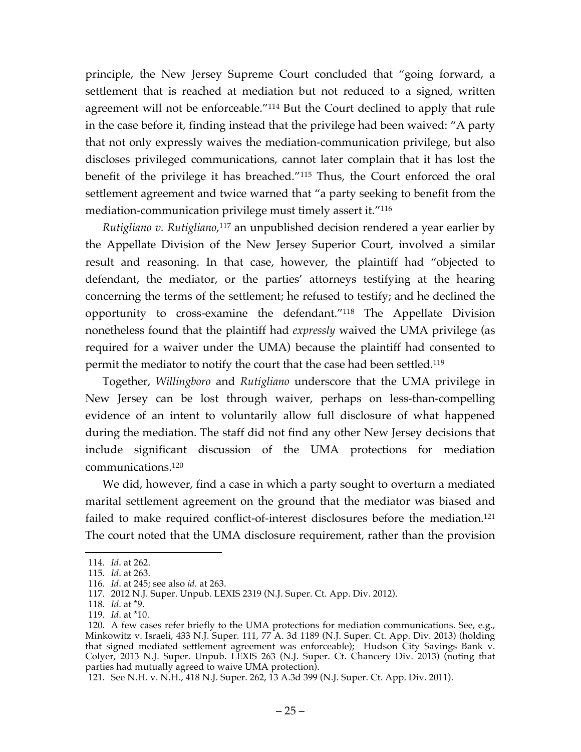principle, the New Jersey Supreme Court concluded that "going forward, a settlement that is reached at mediation but not reduced to a signed, written agreement will not be enforceable."[114] But the Court declined to apply that rule in the case before it, finding instead that the privilege had been waived: "A party that not only expressly waives the mediation-communication privilege, but also discloses privileged communications, cannot later complain that it has lost the benefit of the privilege it has breached."[115] Thus, the Court enforced the oral settlement agreement and twice warned that "a party seeking to benefit from the mediation-communication privilege must timely assert it."[116]

*Rutigliano v. Rutigliano*,[117] an unpublished decision rendered a year earlier by the Appellate Division of the New Jersey Superior Court, involved a similar result and reasoning. In that case, however, the plaintiff had "objected to defendant, the mediator, or the parties' attorneys testifying at the hearing concerning the terms of the settlement; he refused to testify; and he declined the opportunity to cross-examine the defendant."[118] The Appellate Division nonetheless found that the plaintiff had *expressly* waived the UMA privilege (as required for a waiver under the UMA) because the plaintiff had consented to permit the mediator to notify the court that the case had been settled.[119]

Together, *Willingboro* and *Rutigliano* underscore that the UMA privilege in New Jersey can be lost through waiver, perhaps on less-than-compelling evidence of an intent to voluntarily allow full disclosure of what happened during the mediation. The staff did not find any other New Jersey decisions that include significant discussion of the UMA protections for mediation communications.[120]

We did, however, find a case in which a party sought to overturn a mediated marital settlement agreement on the ground that the mediator was biased and failed to make required conflict-of-interest disclosures before the mediation.[121] The court noted that the UMA disclosure requirement, rather than the provision

114. *Id*. at 262.

115. *Id*. at 263.

116. *Id*. at 245; see also *id.* at 263.

117. 2012 N.J. Super. Unpub. LEXIS 2319 (N.J. Super. Ct. App. Div. 2012).

118. *Id*. at *9.

119. *Id*. at *10.

120. A few cases refer briefly to the UMA protections for mediation communications. See, e.g., Minkowitz v. Israeli, 433 N.J. Super. 111, 77 A. 3d 1189 (N.J. Super. Ct. App. Div. 2013) (holding that signed mediated settlement agreement was enforceable); Hudson City Savings Bank v. Colyer, 2013 N.J. Super. Unpub. LEXIS 263 (N.J. Super. Ct. Chancery Div. 2013) (noting that parties had mutually agreed to waive UMA protection).

121. See N.H. v. N.H., 418 N.J. Super. 262, 13 A.3d 399 (N.J. Super. Ct. App. Div. 2011).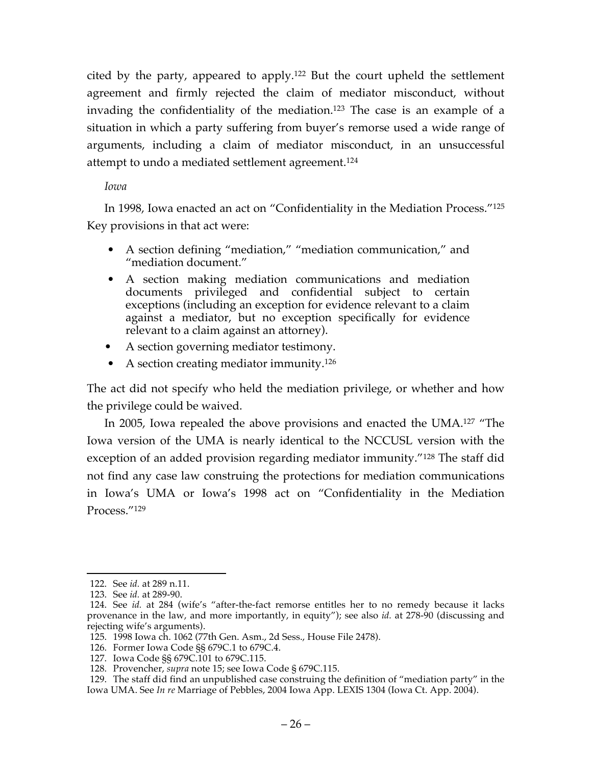cited by the party, appeared to apply.[122] But the court upheld the settlement agreement and firmly rejected the claim of mediator misconduct, without invading the confidentiality of the mediation.[123] The case is an example of a situation in which a party suffering from buyer's remorse used a wide range of arguments, including a claim of mediator misconduct, in an unsuccessful attempt to undo a mediated settlement agreement.[124]

*Iowa*

In 1998, Iowa enacted an act on "Confidentiality in the Mediation Process."[125] Key provisions in that act were:

- A section defining "mediation," "mediation communication," and "mediation document."
- A section making mediation communications and mediation documents privileged and confidential subject to certain exceptions (including an exception for evidence relevant to a claim against a mediator, but no exception specifically for evidence relevant to a claim against an attorney).
- A section governing mediator testimony.
- A section creating mediator immunity.[126]

The act did not specify who held the mediation privilege, or whether and how the privilege could be waived.

In 2005, Iowa repealed the above provisions and enacted the UMA.[127] "The Iowa version of the UMA is nearly identical to the NCCUSL version with the exception of an added provision regarding mediator immunity."[128] The staff did not find any case law construing the protections for mediation communications in Iowa's UMA or Iowa's 1998 act on "Confidentiality in the Mediation Process."[129]

---

122. See *id.* at 289 n.11.

123. See *id.* at 289-90.

124. See *id.* at 284 (wife's "after-the-fact remorse entitles her to no remedy because it lacks provenance in the law, and more importantly, in equity"); see also *id.* at 278-90 (discussing and rejecting wife's arguments).

125. 1998 Iowa ch. 1062 (77th Gen. Asm., 2d Sess., House File 2478).

126. Former Iowa Code §§ 679C.1 to 679C.4.

127. Iowa Code §§ 679C.101 to 679C.115.

128. Provencher, *supra* note 15; see Iowa Code § 679C.115.

129. The staff did find an unpublished case construing the definition of "mediation party" in the Iowa UMA. See *In re* Marriage of Pebbles, 2004 Iowa App. LEXIS 1304 (Iowa Ct. App. 2004).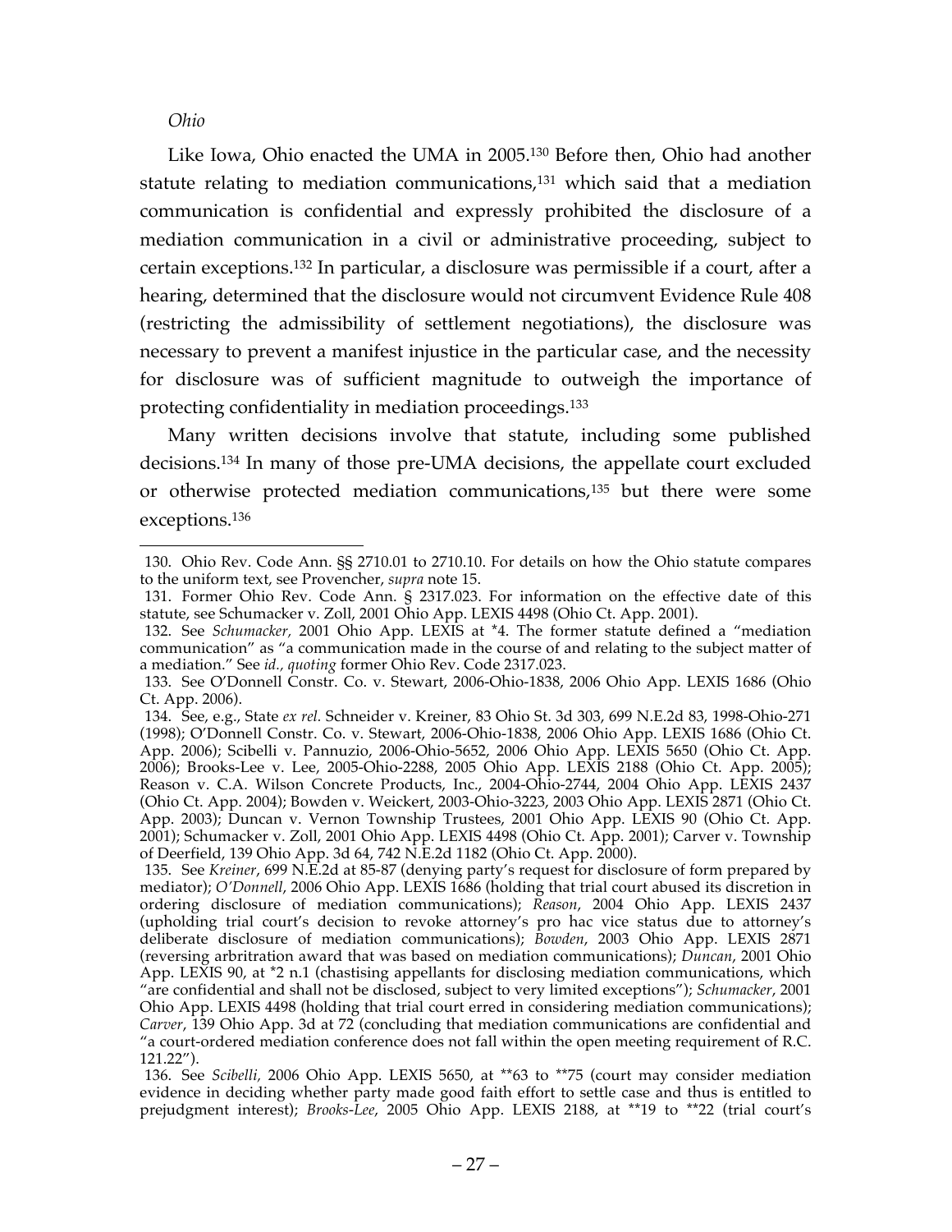*Ohio*

Like Iowa, Ohio enacted the UMA in 2005.[130] Before then, Ohio had another statute relating to mediation communications,[131] which said that a mediation communication is confidential and expressly prohibited the disclosure of a mediation communication in a civil or administrative proceeding, subject to certain exceptions.[132] In particular, a disclosure was permissible if a court, after a hearing, determined that the disclosure would not circumvent Evidence Rule 408 (restricting the admissibility of settlement negotiations), the disclosure was necessary to prevent a manifest injustice in the particular case, and the necessity for disclosure was of sufficient magnitude to outweigh the importance of protecting confidentiality in mediation proceedings.[133]

Many written decisions involve that statute, including some published decisions.[134] In many of those pre-UMA decisions, the appellate court excluded or otherwise protected mediation communications,[135] but there were some exceptions.[136]

---

130. Ohio Rev. Code Ann. §§ 2710.01 to 2710.10. For details on how the Ohio statute compares to the uniform text, see Provencher, *supra* note 15.

131. Former Ohio Rev. Code Ann. § 2317.023. For information on the effective date of this statute, see Schumacker v. Zoll, 2001 Ohio App. LEXIS 4498 (Ohio Ct. App. 2001).

132. See *Schumacker*, 2001 Ohio App. LEXIS at *4. The former statute defined a "mediation communication" as "a communication made in the course of and relating to the subject matter of a mediation." See *id., quoting* former Ohio Rev. Code 2317.023.

133. See O'Donnell Constr. Co. v. Stewart, 2006-Ohio-1838, 2006 Ohio App. LEXIS 1686 (Ohio Ct. App. 2006).

134. See, e.g., State *ex rel.* Schneider v. Kreiner, 83 Ohio St. 3d 303, 699 N.E.2d 83, 1998-Ohio-271 (1998); O'Donnell Constr. Co. v. Stewart, 2006-Ohio-1838, 2006 Ohio App. LEXIS 1686 (Ohio Ct. App. 2006); Scibelli v. Pannuzio, 2006-Ohio-5652, 2006 Ohio App. LEXIS 5650 (Ohio Ct. App. 2006); Brooks-Lee v. Lee, 2005-Ohio-2288, 2005 Ohio App. LEXIS 2188 (Ohio Ct. App. 2005); Reason v. C.A. Wilson Concrete Products, Inc., 2004-Ohio-2744, 2004 Ohio App. LEXIS 2437 (Ohio Ct. App. 2004); Bowden v. Weickert, 2003-Ohio-3223, 2003 Ohio App. LEXIS 2871 (Ohio Ct. App. 2003); Duncan v. Vernon Township Trustees, 2001 Ohio App. LEXIS 90 (Ohio Ct. App. 2001); Schumacker v. Zoll, 2001 Ohio App. LEXIS 4498 (Ohio Ct. App. 2001); Carver v. Township of Deerfield, 139 Ohio App. 3d 64, 742 N.E.2d 1182 (Ohio Ct. App. 2000).

135. See *Kreiner*, 699 N.E.2d at 85-87 (denying party's request for disclosure of form prepared by mediator); *O'Donnell*, 2006 Ohio App. LEXIS 1686 (holding that trial court abused its discretion in ordering disclosure of mediation communications); *Reason*, 2004 Ohio App. LEXIS 2437 (upholding trial court's decision to revoke attorney's pro hac vice status due to attorney's deliberate disclosure of mediation communications); *Bowden*, 2003 Ohio App. LEXIS 2871 (reversing arbitration award that was based on mediation communications); *Duncan*, 2001 Ohio App. LEXIS 90, at *2 n.1 (chastising appellants for disclosing mediation communications, which "are confidential and shall not be disclosed, subject to very limited exceptions"); *Schumacker*, 2001 Ohio App. LEXIS 4498 (holding that trial court erred in considering mediation communications); *Carver*, 139 Ohio App. 3d at 72 (concluding that mediation communications are confidential and "a court-ordered mediation conference does not fall within the open meeting requirement of R.C. 121.22").

136. See *Scibelli*, 2006 Ohio App. LEXIS 5650, at **63 to **75 (court may consider mediation evidence in deciding whether party made good faith effort to settle case and thus is entitled to prejudgment interest); *Brooks-Lee*, 2005 Ohio App. LEXIS 2188, at **19 to **22 (trial court's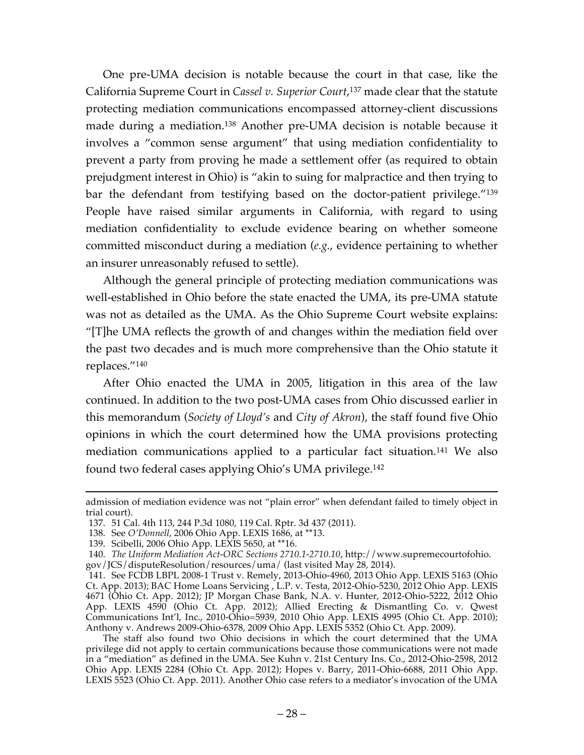One pre-UMA decision is notable because the court in that case, like the California Supreme Court in *Cassel v. Superior Court*,[137] made clear that the statute protecting mediation communications encompassed attorney-client discussions made during a mediation.[138] Another pre-UMA decision is notable because it involves a "common sense argument" that using mediation confidentiality to prevent a party from proving he made a settlement offer (as required to obtain prejudgment interest in Ohio) is "akin to suing for malpractice and then trying to bar the defendant from testifying based on the doctor-patient privilege."[139] People have raised similar arguments in California, with regard to using mediation confidentiality to exclude evidence bearing on whether someone committed misconduct during a mediation (*e.g.*, evidence pertaining to whether an insurer unreasonably refused to settle).

Although the general principle of protecting mediation communications was well-established in Ohio before the state enacted the UMA, its pre-UMA statute was not as detailed as the UMA. As the Ohio Supreme Court website explains: "[T]he UMA reflects the growth of and changes within the mediation field over the past two decades and is much more comprehensive than the Ohio statute it replaces."[140]

After Ohio enacted the UMA in 2005, litigation in this area of the law continued. In addition to the two post-UMA cases from Ohio discussed earlier in this memorandum (*Society of Lloyd's* and *City of Akron*), the staff found five Ohio opinions in which the court determined how the UMA provisions protecting mediation communications applied to a particular fact situation.[141] We also found two federal cases applying Ohio's UMA privilege.[142]

---

admission of mediation evidence was not "plain error" when defendant failed to timely object in trial court).

137. 51 Cal. 4th 113, 244 P.3d 1080, 119 Cal. Rptr. 3d 437 (2011).

138. See *O'Donnell*, 2006 Ohio App. LEXIS 1686, at **13.

139. Scibelli, 2006 Ohio App. LEXIS 5650, at **16.

140. *The Uniform Mediation Act-ORC Sections 2710.1-2710.10*, http://www.supremecourtofohio.gov/JCS/disputeResolution/resources/uma/ (last visited May 28, 2014).

141. See FCDB LBPL 2008-1 Trust v. Remely, 2013-Ohio-4960, 2013 Ohio App. LEXIS 5163 (Ohio Ct. App. 2013); BAC Home Loans Servicing , L.P. v. Testa, 2012-Ohio-5230, 2012 Ohio App. LEXIS 4671 (Ohio Ct. App. 2012); JP Morgan Chase Bank, N.A. v. Hunter, 2012-Ohio-5222, 2012 Ohio App. LEXIS 4590 (Ohio Ct. App. 2012); Allied Erecting & Dismantling Co. v. Qwest Communications Int'l, Inc., 2010-Ohio=5939, 2010 Ohio App. LEXIS 4995 (Ohio Ct. App. 2010); Anthony v. Andrews 2009-Ohio-6378, 2009 Ohio App. LEXIS 5352 (Ohio Ct. App. 2009).

The staff also found two Ohio decisions in which the court determined that the UMA privilege did not apply to certain communications because those communications were not made in a "mediation" as defined in the UMA. See Kuhn v. 21st Century Ins. Co., 2012-Ohio-2598, 2012 Ohio App. LEXIS 2284 (Ohio Ct. App. 2012); Hopes v. Barry, 2011-Ohio-6688, 2011 Ohio App. LEXIS 5523 (Ohio Ct. App. 2011). Another Ohio case refers to a mediator's invocation of the UMA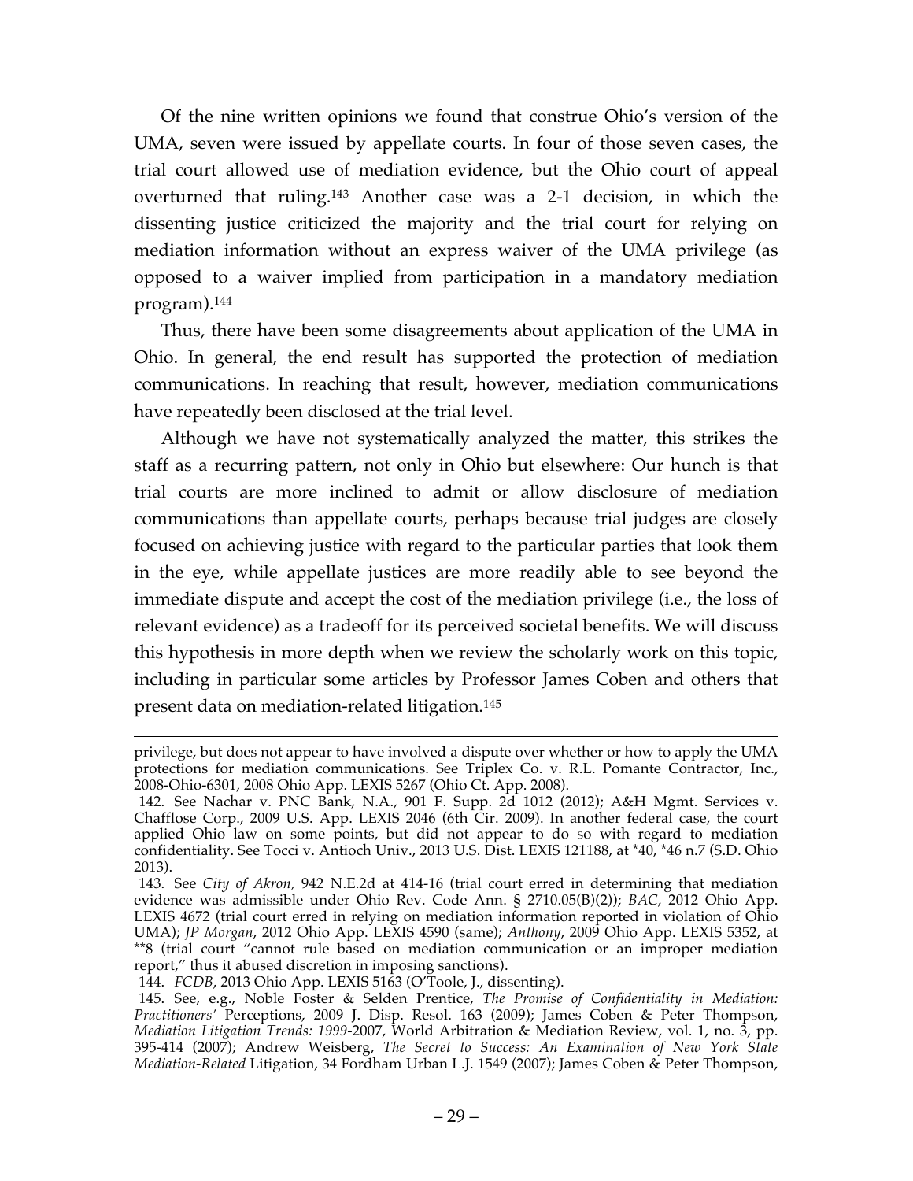Of the nine written opinions we found that construe Ohio's version of the UMA, seven were issued by appellate courts. In four of those seven cases, the trial court allowed use of mediation evidence, but the Ohio court of appeal overturned that ruling.[143] Another case was a 2-1 decision, in which the dissenting justice criticized the majority and the trial court for relying on mediation information without an express waiver of the UMA privilege (as opposed to a waiver implied from participation in a mandatory mediation program).[144]

Thus, there have been some disagreements about application of the UMA in Ohio. In general, the end result has supported the protection of mediation communications. In reaching that result, however, mediation communications have repeatedly been disclosed at the trial level.

Although we have not systematically analyzed the matter, this strikes the staff as a recurring pattern, not only in Ohio but elsewhere: Our hunch is that trial courts are more inclined to admit or allow disclosure of mediation communications than appellate courts, perhaps because trial judges are closely focused on achieving justice with regard to the particular parties that look them in the eye, while appellate justices are more readily able to see beyond the immediate dispute and accept the cost of the mediation privilege (i.e., the loss of relevant evidence) as a tradeoff for its perceived societal benefits. We will discuss this hypothesis in more depth when we review the scholarly work on this topic, including in particular some articles by Professor James Coben and others that present data on mediation-related litigation.[145]

---

privilege, but does not appear to have involved a dispute over whether or how to apply the UMA protections for mediation communications. See Triplex Co. v. R.L. Pomante Contractor, Inc., 2008-Ohio-6301, 2008 Ohio App. LEXIS 5267 (Ohio Ct. App. 2008).

142. See Nachar v. PNC Bank, N.A., 901 F. Supp. 2d 1012 (2012); A&H Mgmt. Services v. Chafflose Corp., 2009 U.S. App. LEXIS 2046 (6th Cir. 2009). In another federal case, the court applied Ohio law on some points, but did not appear to do so with regard to mediation confidentiality. See Tocci v. Antioch Univ., 2013 U.S. Dist. LEXIS 121188, at *40, *46 n.7 (S.D. Ohio 2013).

143. See *City of Akron,* 942 N.E.2d at 414-16 (trial court erred in determining that mediation evidence was admissible under Ohio Rev. Code Ann. § 2710.05(B)(2)); *BAC*, 2012 Ohio App. LEXIS 4672 (trial court erred in relying on mediation information reported in violation of Ohio UMA); *JP Morgan*, 2012 Ohio App. LEXIS 4590 (same); *Anthony*, 2009 Ohio App. LEXIS 5352, at **8 (trial court "cannot rule based on mediation communication or an improper mediation report," thus it abused discretion in imposing sanctions).

144. *FCDB*, 2013 Ohio App. LEXIS 5163 (O'Toole, J., dissenting).

145. See, e.g., Noble Foster & Selden Prentice, *The Promise of Confidentiality in Mediation: Practitioners'* Perceptions, 2009 J. Disp. Resol. 163 (2009); James Coben & Peter Thompson, *Mediation Litigation Trends: 1999*-2007, World Arbitration & Mediation Review, vol. 1, no. 3, pp. 395-414 (2007); Andrew Weisberg, *The Secret to Success: An Examination of New York State Mediation-Related* Litigation, 34 Fordham Urban L.J. 1549 (2007); James Coben & Peter Thompson,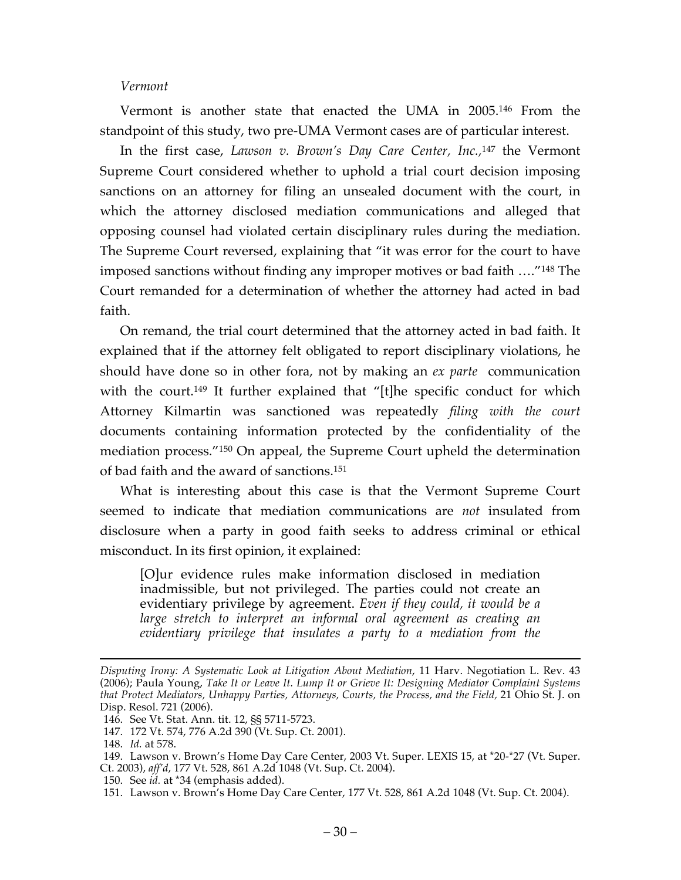*Vermont*

Vermont is another state that enacted the UMA in 2005.[146] From the standpoint of this study, two pre-UMA Vermont cases are of particular interest.

In the first case, *Lawson v. Brown's Day Care Center, Inc.*,[147] the Vermont Supreme Court considered whether to uphold a trial court decision imposing sanctions on an attorney for filing an unsealed document with the court, in which the attorney disclosed mediation communications and alleged that opposing counsel had violated certain disciplinary rules during the mediation. The Supreme Court reversed, explaining that "it was error for the court to have imposed sanctions without finding any improper motives or bad faith …."[148] The Court remanded for a determination of whether the attorney had acted in bad faith.

On remand, the trial court determined that the attorney acted in bad faith. It explained that if the attorney felt obligated to report disciplinary violations, he should have done so in other fora, not by making an *ex parte* communication with the court.[149] It further explained that "[t]he specific conduct for which Attorney Kilmartin was sanctioned was repeatedly *filing with the court* documents containing information protected by the confidentiality of the mediation process."[150] On appeal, the Supreme Court upheld the determination of bad faith and the award of sanctions.[151]

What is interesting about this case is that the Vermont Supreme Court seemed to indicate that mediation communications are *not* insulated from disclosure when a party in good faith seeks to address criminal or ethical misconduct. In its first opinion, it explained:

> [O]ur evidence rules make information disclosed in mediation inadmissible, but not privileged. The parties could not create an evidentiary privilege by agreement. *Even if they could, it would be a large stretch to interpret an informal oral agreement as creating an evidentiary privilege that insulates a party to a mediation from the*

---

*Disputing Irony: A Systematic Look at Litigation About Mediation*, 11 Harv. Negotiation L. Rev. 43 (2006); Paula Young, *Take It or Leave It. Lump It or Grieve It: Designing Mediator Complaint Systems that Protect Mediators, Unhappy Parties, Attorneys, Courts, the Process, and the Field*, 21 Ohio St. J. on Disp. Resol. 721 (2006).

146. See Vt. Stat. Ann. tit. 12, §§ 5711-5723.

147. 172 Vt. 574, 776 A.2d 390 (Vt. Sup. Ct. 2001).

148. *Id.* at 578.

149. Lawson v. Brown's Home Day Care Center, 2003 Vt. Super. LEXIS 15, at *20-*27 (Vt. Super. Ct. 2003), *aff'd*, 177 Vt. 528, 861 A.2d 1048 (Vt. Sup. Ct. 2004).

150. See *id.* at *34 (emphasis added).

151. Lawson v. Brown's Home Day Care Center, 177 Vt. 528, 861 A.2d 1048 (Vt. Sup. Ct. 2004).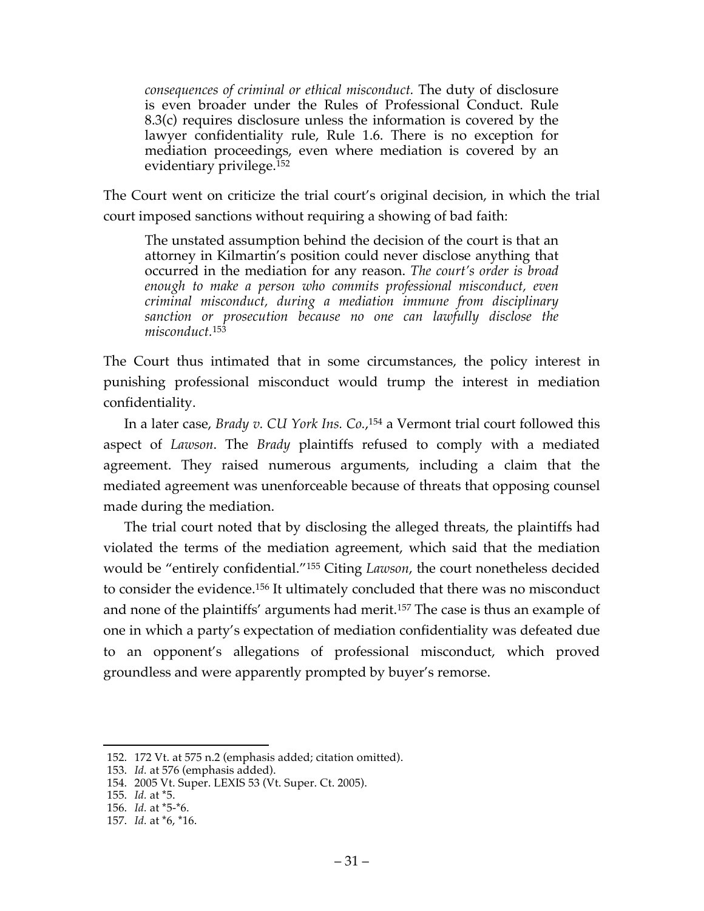> *consequences of criminal or ethical misconduct.* The duty of disclosure is even broader under the Rules of Professional Conduct. Rule 8.3(c) requires disclosure unless the information is covered by the lawyer confidentiality rule, Rule 1.6. There is no exception for mediation proceedings, even where mediation is covered by an evidentiary privilege.[152]

The Court went on criticize the trial court's original decision, in which the trial court imposed sanctions without requiring a showing of bad faith:

> The unstated assumption behind the decision of the court is that an attorney in Kilmartin's position could never disclose anything that occurred in the mediation for any reason. *The court's order is broad enough to make a person who commits professional misconduct, even criminal misconduct, during a mediation immune from disciplinary sanction or prosecution because no one can lawfully disclose the misconduct.*[153]

The Court thus intimated that in some circumstances, the policy interest in punishing professional misconduct would trump the interest in mediation confidentiality.

In a later case, *Brady v. CU York Ins. Co.*,[154] a Vermont trial court followed this aspect of *Lawson*. The *Brady* plaintiffs refused to comply with a mediated agreement. They raised numerous arguments, including a claim that the mediated agreement was unenforceable because of threats that opposing counsel made during the mediation.

The trial court noted that by disclosing the alleged threats, the plaintiffs had violated the terms of the mediation agreement, which said that the mediation would be "entirely confidential."[155] Citing *Lawson*, the court nonetheless decided to consider the evidence.[156] It ultimately concluded that there was no misconduct and none of the plaintiffs' arguments had merit.[157] The case is thus an example of one in which a party's expectation of mediation confidentiality was defeated due to an opponent's allegations of professional misconduct, which proved groundless and were apparently prompted by buyer's remorse.

---

152. 172 Vt. at 575 n.2 (emphasis added; citation omitted).
153. *Id.* at 576 (emphasis added).
154. 2005 Vt. Super. LEXIS 53 (Vt. Super. Ct. 2005).
155. *Id.* at *5.
156. *Id.* at *5-*6.
157. *Id.* at *6, *16.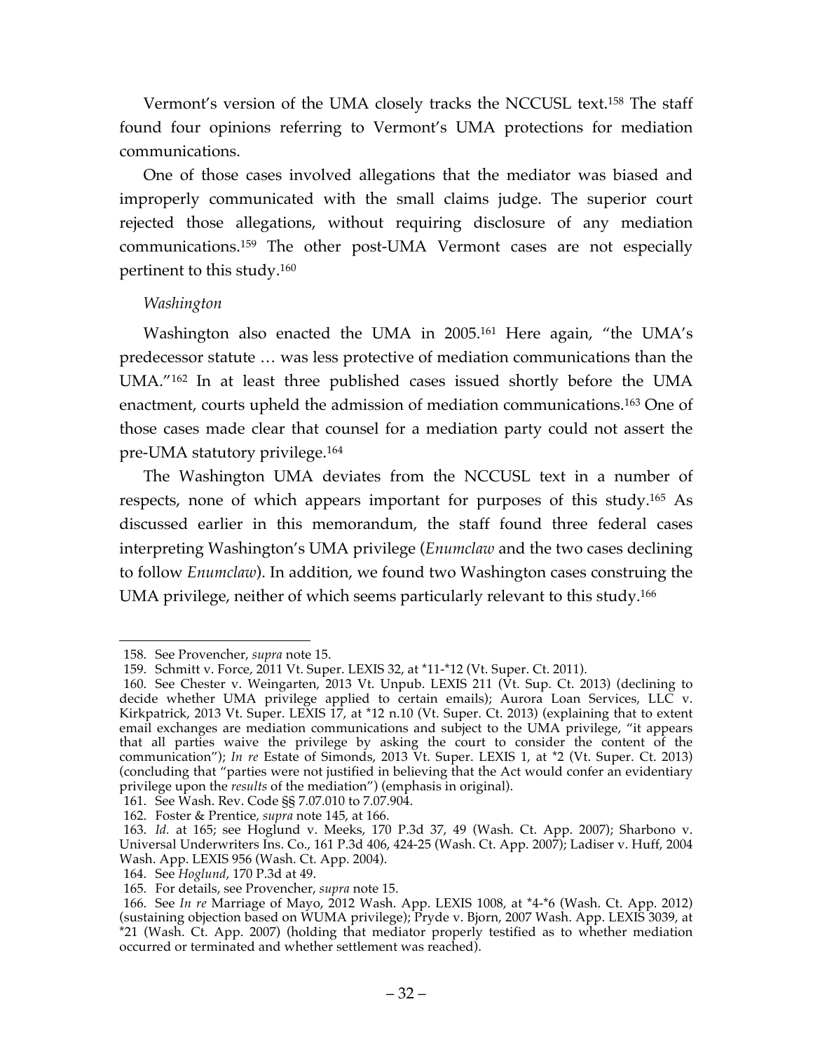Vermont's version of the UMA closely tracks the NCCUSL text.[158] The staff found four opinions referring to Vermont's UMA protections for mediation communications.

One of those cases involved allegations that the mediator was biased and improperly communicated with the small claims judge. The superior court rejected those allegations, without requiring disclosure of any mediation communications.[159] The other post-UMA Vermont cases are not especially pertinent to this study.[160]

*Washington*

Washington also enacted the UMA in 2005.[161] Here again, "the UMA's predecessor statute … was less protective of mediation communications than the UMA."[162] In at least three published cases issued shortly before the UMA enactment, courts upheld the admission of mediation communications.[163] One of those cases made clear that counsel for a mediation party could not assert the pre-UMA statutory privilege.[164]

The Washington UMA deviates from the NCCUSL text in a number of respects, none of which appears important for purposes of this study.[165] As discussed earlier in this memorandum, the staff found three federal cases interpreting Washington's UMA privilege (*Enumclaw* and the two cases declining to follow *Enumclaw*). In addition, we found two Washington cases construing the UMA privilege, neither of which seems particularly relevant to this study.[166]

---

158. See Provencher, *supra* note 15.

159. Schmitt v. Force, 2011 Vt. Super. LEXIS 32, at *11-*12 (Vt. Super. Ct. 2011).

160. See Chester v. Weingarten, 2013 Vt. Unpub. LEXIS 211 (Vt. Sup. Ct. 2013) (declining to decide whether UMA privilege applied to certain emails); Aurora Loan Services, LLC v. Kirkpatrick, 2013 Vt. Super. LEXIS 17, at *12 n.10 (Vt. Super. Ct. 2013) (explaining that to extent email exchanges are mediation communications and subject to the UMA privilege, "it appears that all parties waive the privilege by asking the court to consider the content of the communication"); *In re* Estate of Simonds, 2013 Vt. Super. LEXIS 1, at *2 (Vt. Super. Ct. 2013) (concluding that "parties were not justified in believing that the Act would confer an evidentiary privilege upon the *results* of the mediation") (emphasis in original).

161. See Wash. Rev. Code §§ 7.07.010 to 7.07.904.

162. Foster & Prentice, *supra* note 145, at 166.

163. *Id.* at 165; see Hoglund v. Meeks, 170 P.3d 37, 49 (Wash. Ct. App. 2007); Sharbono v. Universal Underwriters Ins. Co., 161 P.3d 406, 424-25 (Wash. Ct. App. 2007); Ladiser v. Huff, 2004 Wash. App. LEXIS 956 (Wash. Ct. App. 2004).

164. See *Hoglund*, 170 P.3d at 49.

165. For details, see Provencher, *supra* note 15.

166. See *In re* Marriage of Mayo, 2012 Wash. App. LEXIS 1008, at *4-*6 (Wash. Ct. App. 2012) (sustaining objection based on WUMA privilege); Pryde v. Bjorn, 2007 Wash. App. LEXIS 3039, at *21 (Wash. Ct. App. 2007) (holding that mediator properly testified as to whether mediation occurred or terminated and whether settlement was reached).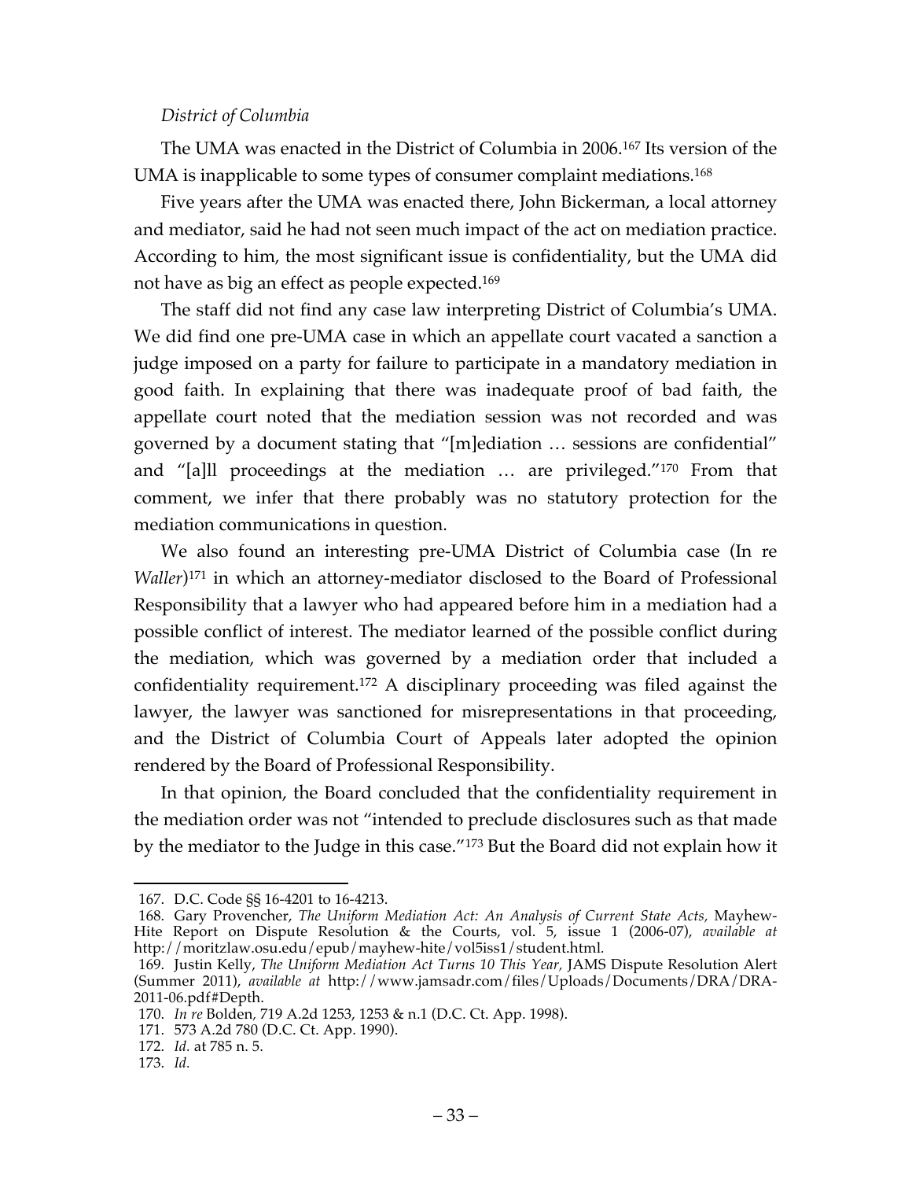*District of Columbia*

The UMA was enacted in the District of Columbia in 2006.[167] Its version of the UMA is inapplicable to some types of consumer complaint mediations.[168]

Five years after the UMA was enacted there, John Bickerman, a local attorney and mediator, said he had not seen much impact of the act on mediation practice. According to him, the most significant issue is confidentiality, but the UMA did not have as big an effect as people expected.[169]

The staff did not find any case law interpreting District of Columbia's UMA. We did find one pre-UMA case in which an appellate court vacated a sanction a judge imposed on a party for failure to participate in a mandatory mediation in good faith. In explaining that there was inadequate proof of bad faith, the appellate court noted that the mediation session was not recorded and was governed by a document stating that "[m]ediation … sessions are confidential" and "[a]ll proceedings at the mediation … are privileged."[170] From that comment, we infer that there probably was no statutory protection for the mediation communications in question.

We also found an interesting pre-UMA District of Columbia case (In re *Waller*)[171] in which an attorney-mediator disclosed to the Board of Professional Responsibility that a lawyer who had appeared before him in a mediation had a possible conflict of interest. The mediator learned of the possible conflict during the mediation, which was governed by a mediation order that included a confidentiality requirement.[172] A disciplinary proceeding was filed against the lawyer, the lawyer was sanctioned for misrepresentations in that proceeding, and the District of Columbia Court of Appeals later adopted the opinion rendered by the Board of Professional Responsibility.

In that opinion, the Board concluded that the confidentiality requirement in the mediation order was not "intended to preclude disclosures such as that made by the mediator to the Judge in this case."[173] But the Board did not explain how it

---

167. D.C. Code §§ 16-4201 to 16-4213.

168. Gary Provencher, *The Uniform Mediation Act: An Analysis of Current State Acts,* Mayhew-Hite Report on Dispute Resolution & the Courts, vol. 5, issue 1 (2006-07), *available at* http://moritzlaw.osu.edu/epub/mayhew-hite/vol5iss1/student.html.

169. Justin Kelly, *The Uniform Mediation Act Turns 10 This Year,* JAMS Dispute Resolution Alert (Summer 2011), *available at* http://www.jamsadr.com/files/Uploads/Documents/DRA/DRA-2011-06.pdf#Depth.

170. *In re* Bolden, 719 A.2d 1253, 1253 & n.1 (D.C. Ct. App. 1998).

171. 573 A.2d 780 (D.C. Ct. App. 1990).

172. *Id.* at 785 n. 5.

173. *Id.*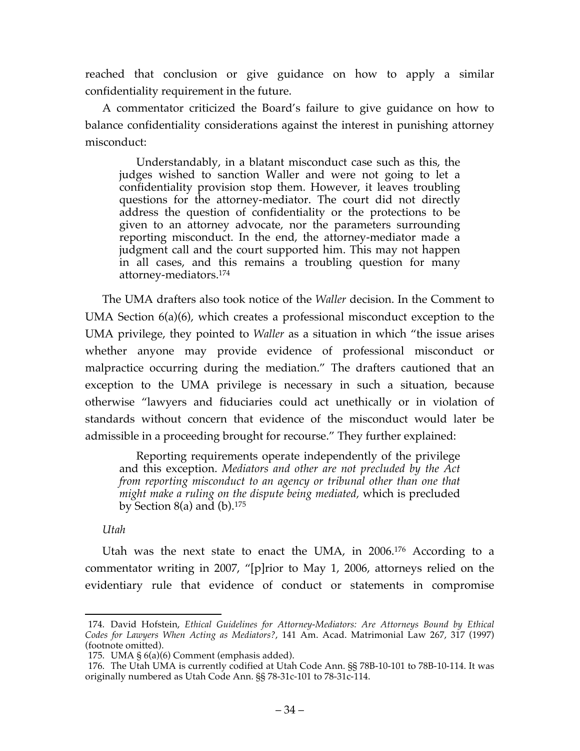reached that conclusion or give guidance on how to apply a similar confidentiality requirement in the future.

A commentator criticized the Board's failure to give guidance on how to balance confidentiality considerations against the interest in punishing attorney misconduct:

> Understandably, in a blatant misconduct case such as this, the judges wished to sanction Waller and were not going to let a confidentiality provision stop them. However, it leaves troubling questions for the attorney-mediator. The court did not directly address the question of confidentiality or the protections to be given to an attorney advocate, nor the parameters surrounding reporting misconduct. In the end, the attorney-mediator made a judgment call and the court supported him. This may not happen in all cases, and this remains a troubling question for many attorney-mediators.[174]

The UMA drafters also took notice of the *Waller* decision. In the Comment to UMA Section 6(a)(6), which creates a professional misconduct exception to the UMA privilege, they pointed to *Waller* as a situation in which "the issue arises whether anyone may provide evidence of professional misconduct or malpractice occurring during the mediation." The drafters cautioned that an exception to the UMA privilege is necessary in such a situation, because otherwise "lawyers and fiduciaries could act unethically or in violation of standards without concern that evidence of the misconduct would later be admissible in a proceeding brought for recourse." They further explained:

> Reporting requirements operate independently of the privilege and this exception. *Mediators and other are not precluded by the Act from reporting misconduct to an agency or tribunal other than one that might make a ruling on the dispute being mediated,* which is precluded by Section 8(a) and (b).[175]

*Utah*

Utah was the next state to enact the UMA, in 2006.[176] According to a commentator writing in 2007, "[p]rior to May 1, 2006, attorneys relied on the evidentiary rule that evidence of conduct or statements in compromise

---

174. David Hofstein, *Ethical Guidelines for Attorney-Mediators: Are Attorneys Bound by Ethical Codes for Lawyers When Acting as Mediators?*, 141 Am. Acad. Matrimonial Law 267, 317 (1997) (footnote omitted).

175. UMA § 6(a)(6) Comment (emphasis added).

176. The Utah UMA is currently codified at Utah Code Ann. §§ 78B-10-101 to 78B-10-114. It was originally numbered as Utah Code Ann. §§ 78-31c-101 to 78-31c-114.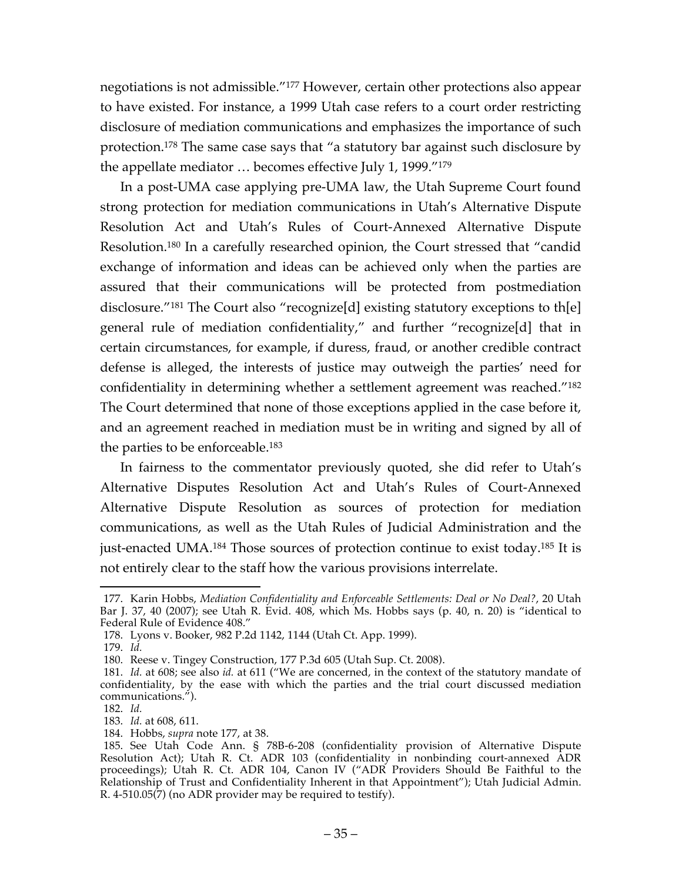negotiations is not admissible."[177] However, certain other protections also appear to have existed. For instance, a 1999 Utah case refers to a court order restricting disclosure of mediation communications and emphasizes the importance of such protection.[178] The same case says that "a statutory bar against such disclosure by the appellate mediator … becomes effective July 1, 1999."[179]

In a post-UMA case applying pre-UMA law, the Utah Supreme Court found strong protection for mediation communications in Utah's Alternative Dispute Resolution Act and Utah's Rules of Court-Annexed Alternative Dispute Resolution.[180] In a carefully researched opinion, the Court stressed that "candid exchange of information and ideas can be achieved only when the parties are assured that their communications will be protected from postmediation disclosure."[181] The Court also "recognize[d] existing statutory exceptions to th[e] general rule of mediation confidentiality," and further "recognize[d] that in certain circumstances, for example, if duress, fraud, or another credible contract defense is alleged, the interests of justice may outweigh the parties' need for confidentiality in determining whether a settlement agreement was reached."[182] The Court determined that none of those exceptions applied in the case before it, and an agreement reached in mediation must be in writing and signed by all of the parties to be enforceable.[183]

In fairness to the commentator previously quoted, she did refer to Utah's Alternative Disputes Resolution Act and Utah's Rules of Court-Annexed Alternative Dispute Resolution as sources of protection for mediation communications, as well as the Utah Rules of Judicial Administration and the just-enacted UMA.[184] Those sources of protection continue to exist today.[185] It is not entirely clear to the staff how the various provisions interrelate.

---

177. Karin Hobbs, *Mediation Confidentiality and Enforceable Settlements: Deal or No Deal?*, 20 Utah Bar J. 37, 40 (2007); see Utah R. Evid. 408, which Ms. Hobbs says (p. 40, n. 20) is "identical to Federal Rule of Evidence 408."

178. Lyons v. Booker, 982 P.2d 1142, 1144 (Utah Ct. App. 1999).

179. *Id.*

180. Reese v. Tingey Construction, 177 P.3d 605 (Utah Sup. Ct. 2008).

181. *Id.* at 608; see also *id.* at 611 ("We are concerned, in the context of the statutory mandate of confidentiality, by the ease with which the parties and the trial court discussed mediation communications.").

182. *Id.*

183. *Id.* at 608, 611.

184. Hobbs, *supra* note 177, at 38.

185. See Utah Code Ann. § 78B-6-208 (confidentiality provision of Alternative Dispute Resolution Act); Utah R. Ct. ADR 103 (confidentiality in nonbinding court-annexed ADR proceedings); Utah R. Ct. ADR 104, Canon IV ("ADR Providers Should Be Faithful to the Relationship of Trust and Confidentiality Inherent in that Appointment"); Utah Judicial Admin. R. 4-510.05(7) (no ADR provider may be required to testify).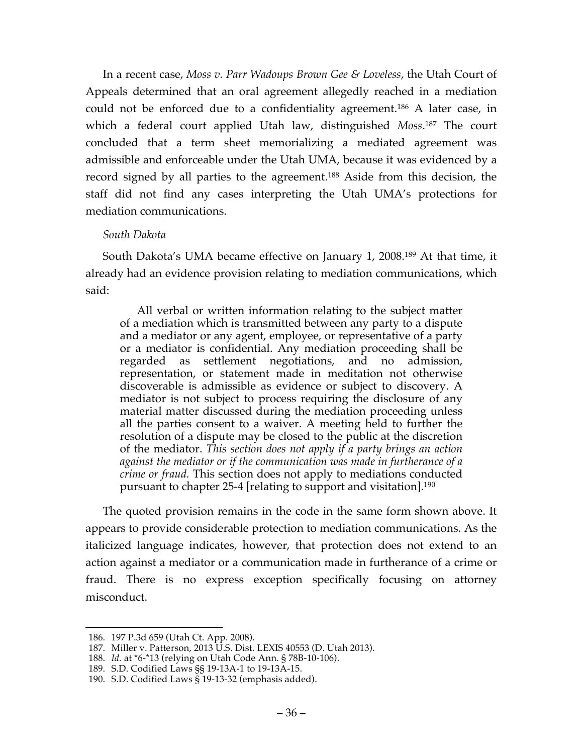In a recent case, *Moss v. Parr Wadoups Brown Gee & Loveless*, the Utah Court of Appeals determined that an oral agreement allegedly reached in a mediation could not be enforced due to a confidentiality agreement.[186] A later case, in which a federal court applied Utah law, distinguished *Moss*.[187] The court concluded that a term sheet memorializing a mediated agreement was admissible and enforceable under the Utah UMA, because it was evidenced by a record signed by all parties to the agreement.[188] Aside from this decision, the staff did not find any cases interpreting the Utah UMA's protections for mediation communications.

*South Dakota*

South Dakota's UMA became effective on January 1, 2008.[189] At that time, it already had an evidence provision relating to mediation communications, which said:

> All verbal or written information relating to the subject matter of a mediation which is transmitted between any party to a dispute and a mediator or any agent, employee, or representative of a party or a mediator is confidential. Any mediation proceeding shall be regarded as settlement negotiations, and no admission, representation, or statement made in meditation not otherwise discoverable is admissible as evidence or subject to discovery. A mediator is not subject to process requiring the disclosure of any material matter discussed during the mediation proceeding unless all the parties consent to a waiver. A meeting held to further the resolution of a dispute may be closed to the public at the discretion of the mediator. *This section does not apply if a party brings an action against the mediator or if the communication was made in furtherance of a crime or fraud.* This section does not apply to mediations conducted pursuant to chapter 25-4 [relating to support and visitation].[190]

The quoted provision remains in the code in the same form shown above. It appears to provide considerable protection to mediation communications. As the italicized language indicates, however, that protection does not extend to an action against a mediator or a communication made in furtherance of a crime or fraud. There is no express exception specifically focusing on attorney misconduct.

---

186. 197 P.3d 659 (Utah Ct. App. 2008).
187. Miller v. Patterson, 2013 U.S. Dist. LEXIS 40553 (D. Utah 2013).
188. *Id.* at *6-*13 (relying on Utah Code Ann. § 78B-10-106).
189. S.D. Codified Laws §§ 19-13A-1 to 19-13A-15.
190. S.D. Codified Laws § 19-13-32 (emphasis added).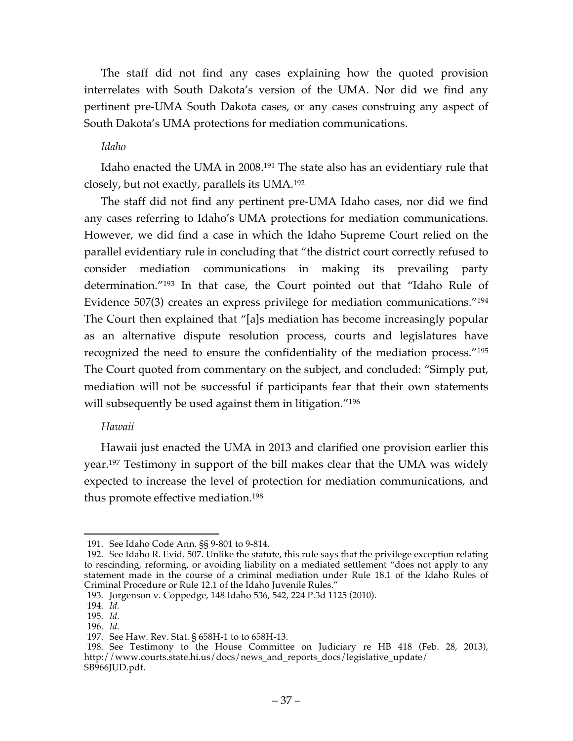The staff did not find any cases explaining how the quoted provision interrelates with South Dakota's version of the UMA. Nor did we find any pertinent pre-UMA South Dakota cases, or any cases construing any aspect of South Dakota's UMA protections for mediation communications.

*Idaho*

Idaho enacted the UMA in 2008.[191] The state also has an evidentiary rule that closely, but not exactly, parallels its UMA.[192]

The staff did not find any pertinent pre-UMA Idaho cases, nor did we find any cases referring to Idaho's UMA protections for mediation communications. However, we did find a case in which the Idaho Supreme Court relied on the parallel evidentiary rule in concluding that "the district court correctly refused to consider mediation communications in making its prevailing party determination."[193] In that case, the Court pointed out that "Idaho Rule of Evidence 507(3) creates an express privilege for mediation communications."[194] The Court then explained that "[a]s mediation has become increasingly popular as an alternative dispute resolution process, courts and legislatures have recognized the need to ensure the confidentiality of the mediation process."[195] The Court quoted from commentary on the subject, and concluded: "Simply put, mediation will not be successful if participants fear that their own statements will subsequently be used against them in litigation."[196]

*Hawaii*

Hawaii just enacted the UMA in 2013 and clarified one provision earlier this year.[197] Testimony in support of the bill makes clear that the UMA was widely expected to increase the level of protection for mediation communications, and thus promote effective mediation.[198]

---

191. See Idaho Code Ann. §§ 9-801 to 9-814.

192. See Idaho R. Evid. 507. Unlike the statute, this rule says that the privilege exception relating to rescinding, reforming, or avoiding liability on a mediated settlement "does not apply to any statement made in the course of a criminal mediation under Rule 18.1 of the Idaho Rules of Criminal Procedure or Rule 12.1 of the Idaho Juvenile Rules."

193. Jorgenson v. Coppedge, 148 Idaho 536, 542, 224 P.3d 1125 (2010).

194. *Id.*

195. *Id.*

196. *Id.*

197. See Haw. Rev. Stat. § 658H-1 to to 658H-13.

198. See Testimony to the House Committee on Judiciary re HB 418 (Feb. 28, 2013), http://www.courts.state.hi.us/docs/news_and_reports_docs/legislative_update/SB966JUD.pdf.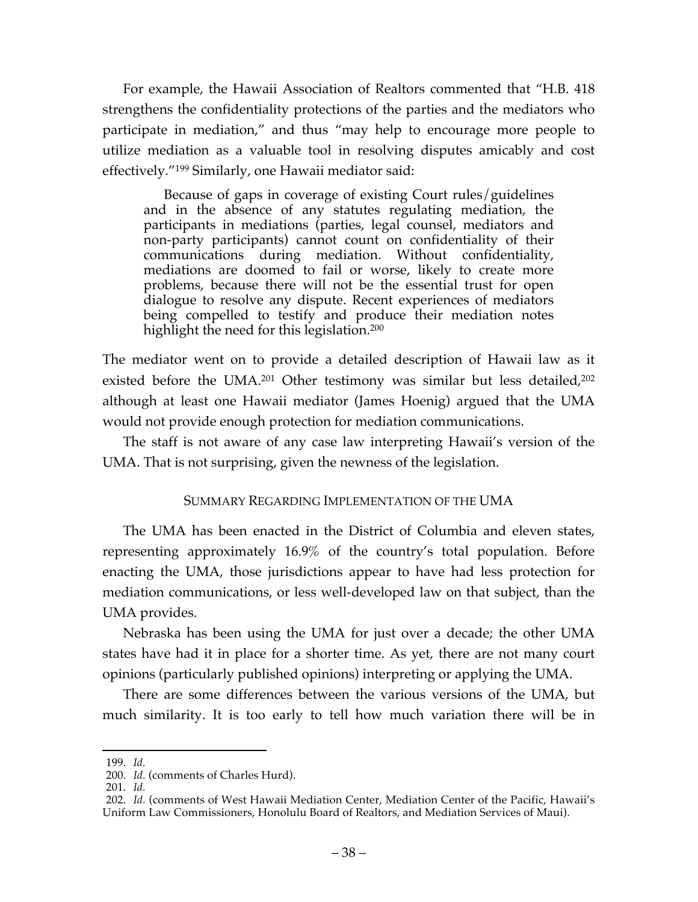For example, the Hawaii Association of Realtors commented that "H.B. 418 strengthens the confidentiality protections of the parties and the mediators who participate in mediation," and thus "may help to encourage more people to utilize mediation as a valuable tool in resolving disputes amicably and cost effectively."[199] Similarly, one Hawaii mediator said:

> Because of gaps in coverage of existing Court rules/guidelines and in the absence of any statutes regulating mediation, the participants in mediations (parties, legal counsel, mediators and non-party participants) cannot count on confidentiality of their communications during mediation. Without confidentiality, mediations are doomed to fail or worse, likely to create more problems, because there will not be the essential trust for open dialogue to resolve any dispute. Recent experiences of mediators being compelled to testify and produce their mediation notes highlight the need for this legislation.[200]

The mediator went on to provide a detailed description of Hawaii law as it existed before the UMA.[201] Other testimony was similar but less detailed,[202] although at least one Hawaii mediator (James Hoenig) argued that the UMA would not provide enough protection for mediation communications.

The staff is not aware of any case law interpreting Hawaii's version of the UMA. That is not surprising, given the newness of the legislation.

### SUMMARY REGARDING IMPLEMENTATION OF THE UMA

The UMA has been enacted in the District of Columbia and eleven states, representing approximately 16.9% of the country's total population. Before enacting the UMA, those jurisdictions appear to have had less protection for mediation communications, or less well-developed law on that subject, than the UMA provides.

Nebraska has been using the UMA for just over a decade; the other UMA states have had it in place for a shorter time. As yet, there are not many court opinions (particularly published opinions) interpreting or applying the UMA.

There are some differences between the various versions of the UMA, but much similarity. It is too early to tell how much variation there will be in

---

199. *Id.*
200. *Id.* (comments of Charles Hurd).
201. *Id.*
202. *Id.* (comments of West Hawaii Mediation Center, Mediation Center of the Pacific, Hawaii's Uniform Law Commissioners, Honolulu Board of Realtors, and Mediation Services of Maui).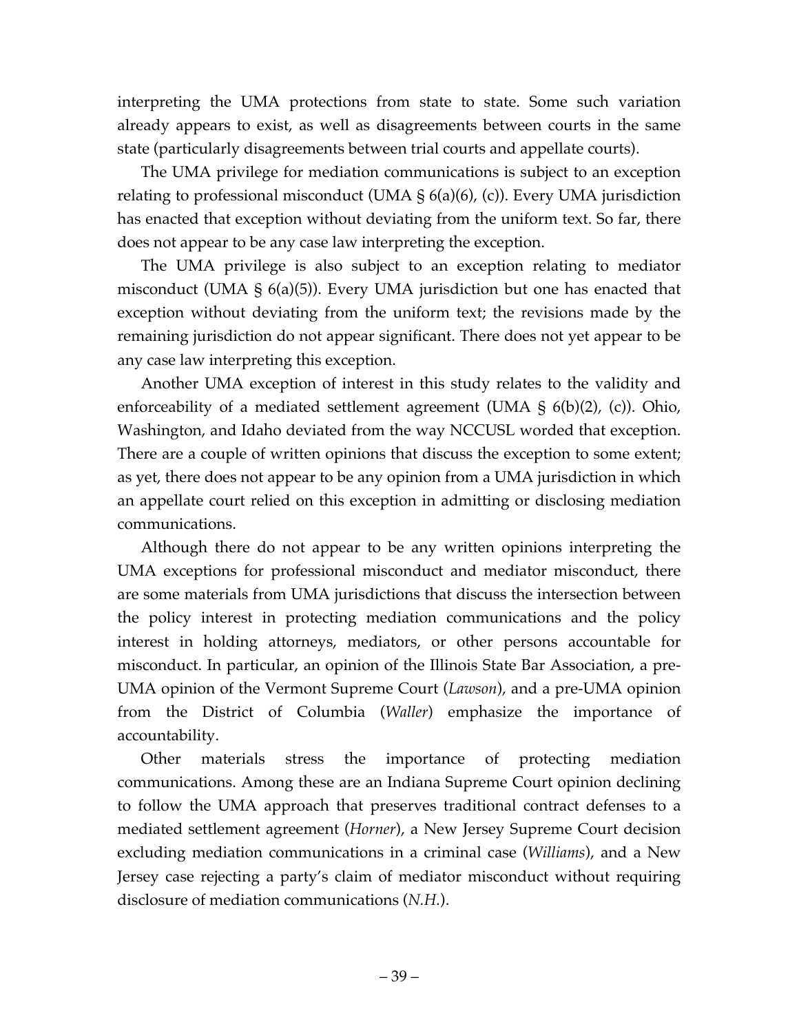interpreting the UMA protections from state to state. Some such variation already appears to exist, as well as disagreements between courts in the same state (particularly disagreements between trial courts and appellate courts).

The UMA privilege for mediation communications is subject to an exception relating to professional misconduct (UMA § 6(a)(6), (c)). Every UMA jurisdiction has enacted that exception without deviating from the uniform text. So far, there does not appear to be any case law interpreting the exception.

The UMA privilege is also subject to an exception relating to mediator misconduct (UMA § 6(a)(5)). Every UMA jurisdiction but one has enacted that exception without deviating from the uniform text; the revisions made by the remaining jurisdiction do not appear significant. There does not yet appear to be any case law interpreting this exception.

Another UMA exception of interest in this study relates to the validity and enforceability of a mediated settlement agreement (UMA § 6(b)(2), (c)). Ohio, Washington, and Idaho deviated from the way NCCUSL worded that exception. There are a couple of written opinions that discuss the exception to some extent; as yet, there does not appear to be any opinion from a UMA jurisdiction in which an appellate court relied on this exception in admitting or disclosing mediation communications.

Although there do not appear to be any written opinions interpreting the UMA exceptions for professional misconduct and mediator misconduct, there are some materials from UMA jurisdictions that discuss the intersection between the policy interest in protecting mediation communications and the policy interest in holding attorneys, mediators, or other persons accountable for misconduct. In particular, an opinion of the Illinois State Bar Association, a pre-UMA opinion of the Vermont Supreme Court (*Lawson*), and a pre-UMA opinion from the District of Columbia (*Waller*) emphasize the importance of accountability.

Other materials stress the importance of protecting mediation communications. Among these are an Indiana Supreme Court opinion declining to follow the UMA approach that preserves traditional contract defenses to a mediated settlement agreement (*Horner*), a New Jersey Supreme Court decision excluding mediation communications in a criminal case (*Williams*), and a New Jersey case rejecting a party's claim of mediator misconduct without requiring disclosure of mediation communications (*N.H.*).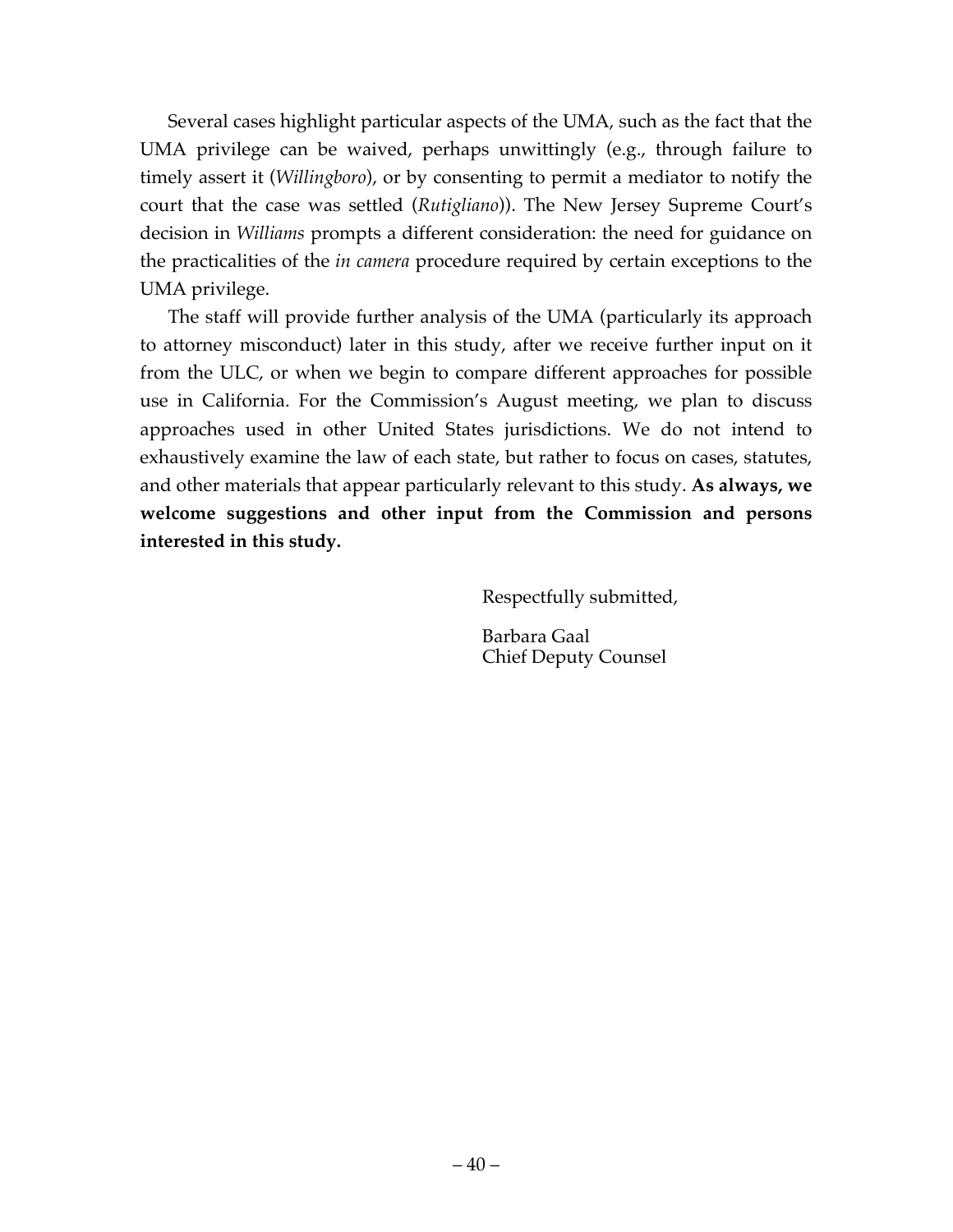Several cases highlight particular aspects of the UMA, such as the fact that the UMA privilege can be waived, perhaps unwittingly (e.g., through failure to timely assert it (*Willingboro*), or by consenting to permit a mediator to notify the court that the case was settled (*Rutigliano*)). The New Jersey Supreme Court's decision in *Williams* prompts a different consideration: the need for guidance on the practicalities of the *in camera* procedure required by certain exceptions to the UMA privilege.

The staff will provide further analysis of the UMA (particularly its approach to attorney misconduct) later in this study, after we receive further input on it from the ULC, or when we begin to compare different approaches for possible use in California. For the Commission's August meeting, we plan to discuss approaches used in other United States jurisdictions. We do not intend to exhaustively examine the law of each state, but rather to focus on cases, statutes, and other materials that appear particularly relevant to this study. **As always, we welcome suggestions and other input from the Commission and persons interested in this study.**

Respectfully submitted,

Barbara Gaal
Chief Deputy Counsel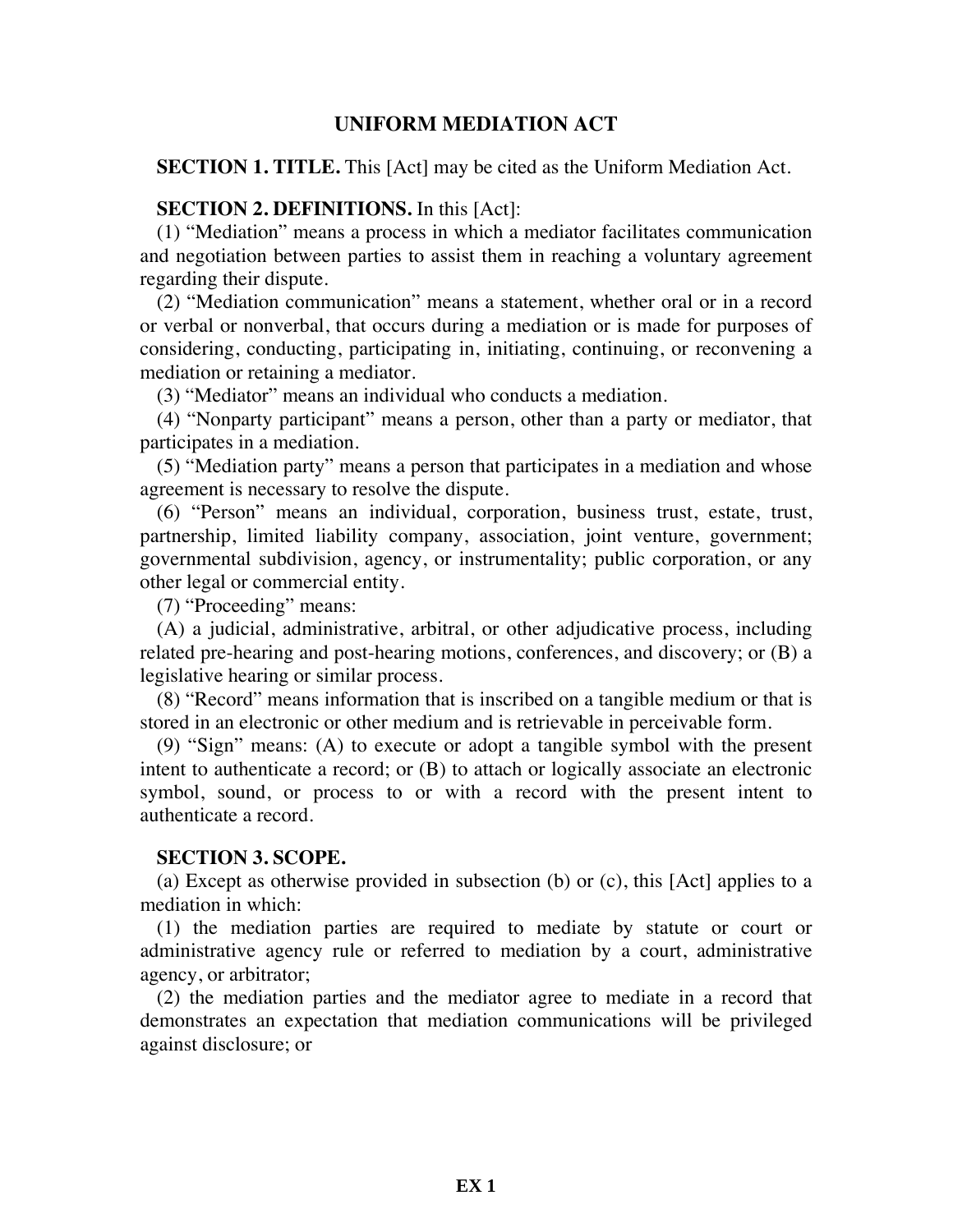# UNIFORM MEDIATION ACT

**SECTION 1. TITLE.** This [Act] may be cited as the Uniform Mediation Act.

**SECTION 2. DEFINITIONS.** In this [Act]:

(1) "Mediation" means a process in which a mediator facilitates communication and negotiation between parties to assist them in reaching a voluntary agreement regarding their dispute.

(2) "Mediation communication" means a statement, whether oral or in a record or verbal or nonverbal, that occurs during a mediation or is made for purposes of considering, conducting, participating in, initiating, continuing, or reconvening a mediation or retaining a mediator.

(3) "Mediator" means an individual who conducts a mediation.

(4) "Nonparty participant" means a person, other than a party or mediator, that participates in a mediation.

(5) "Mediation party" means a person that participates in a mediation and whose agreement is necessary to resolve the dispute.

(6) "Person" means an individual, corporation, business trust, estate, trust, partnership, limited liability company, association, joint venture, government; governmental subdivision, agency, or instrumentality; public corporation, or any other legal or commercial entity.

(7) "Proceeding" means:

(A) a judicial, administrative, arbitral, or other adjudicative process, including related pre-hearing and post-hearing motions, conferences, and discovery; or (B) a legislative hearing or similar process.

(8) "Record" means information that is inscribed on a tangible medium or that is stored in an electronic or other medium and is retrievable in perceivable form.

(9) "Sign" means: (A) to execute or adopt a tangible symbol with the present intent to authenticate a record; or (B) to attach or logically associate an electronic symbol, sound, or process to or with a record with the present intent to authenticate a record.

**SECTION 3. SCOPE.**

(a) Except as otherwise provided in subsection (b) or (c), this [Act] applies to a mediation in which:

(1) the mediation parties are required to mediate by statute or court or administrative agency rule or referred to mediation by a court, administrative agency, or arbitrator;

(2) the mediation parties and the mediator agree to mediate in a record that demonstrates an expectation that mediation communications will be privileged against disclosure; or

**EX 1**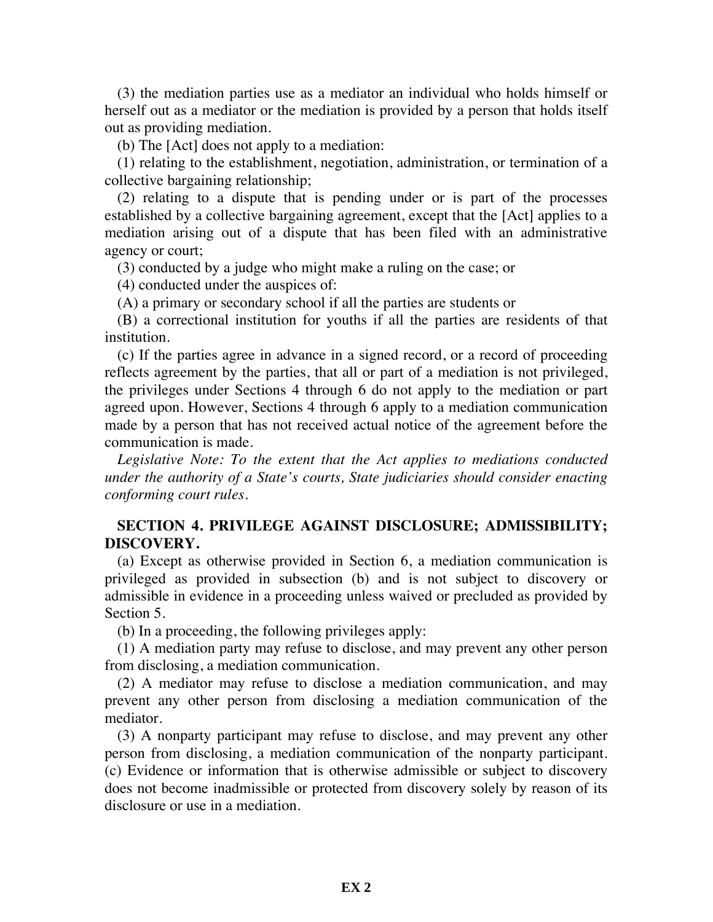(3) the mediation parties use as a mediator an individual who holds himself or herself out as a mediator or the mediation is provided by a person that holds itself out as providing mediation.

(b) The [Act] does not apply to a mediation:

(1) relating to the establishment, negotiation, administration, or termination of a collective bargaining relationship;

(2) relating to a dispute that is pending under or is part of the processes established by a collective bargaining agreement, except that the [Act] applies to a mediation arising out of a dispute that has been filed with an administrative agency or court;

(3) conducted by a judge who might make a ruling on the case; or

(4) conducted under the auspices of:

(A) a primary or secondary school if all the parties are students or

(B) a correctional institution for youths if all the parties are residents of that institution.

(c) If the parties agree in advance in a signed record, or a record of proceeding reflects agreement by the parties, that all or part of a mediation is not privileged, the privileges under Sections 4 through 6 do not apply to the mediation or part agreed upon. However, Sections 4 through 6 apply to a mediation communication made by a person that has not received actual notice of the agreement before the communication is made.

*Legislative Note: To the extent that the Act applies to mediations conducted under the authority of a State's courts, State judiciaries should consider enacting conforming court rules.*

**SECTION 4. PRIVILEGE AGAINST DISCLOSURE; ADMISSIBILITY; DISCOVERY.**

(a) Except as otherwise provided in Section 6, a mediation communication is privileged as provided in subsection (b) and is not subject to discovery or admissible in evidence in a proceeding unless waived or precluded as provided by Section 5.

(b) In a proceeding, the following privileges apply:

(1) A mediation party may refuse to disclose, and may prevent any other person from disclosing, a mediation communication.

(2) A mediator may refuse to disclose a mediation communication, and may prevent any other person from disclosing a mediation communication of the mediator.

(3) A nonparty participant may refuse to disclose, and may prevent any other person from disclosing, a mediation communication of the nonparty participant.

(c) Evidence or information that is otherwise admissible or subject to discovery does not become inadmissible or protected from discovery solely by reason of its disclosure or use in a mediation.

**EX 2**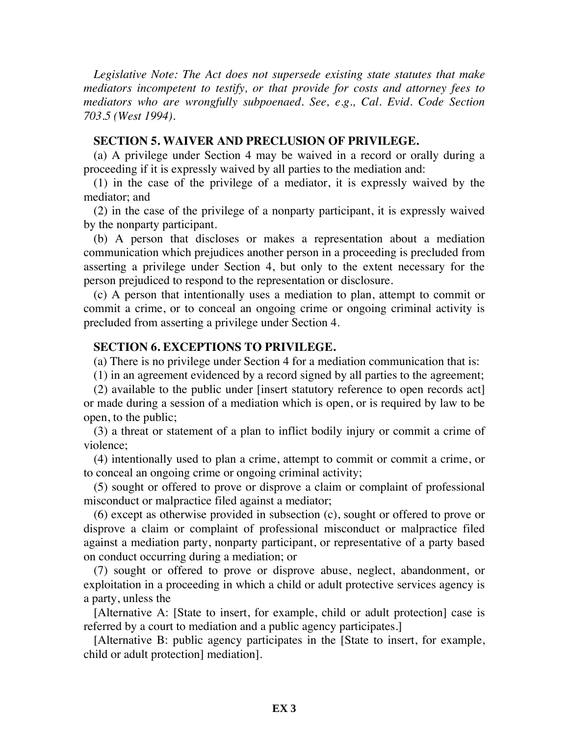*Legislative Note: The Act does not supersede existing state statutes that make mediators incompetent to testify, or that provide for costs and attorney fees to mediators who are wrongfully subpoenaed. See, e.g., Cal. Evid. Code Section 703.5 (West 1994).*

**SECTION 5. WAIVER AND PRECLUSION OF PRIVILEGE.**

(a) A privilege under Section 4 may be waived in a record or orally during a proceeding if it is expressly waived by all parties to the mediation and:

(1) in the case of the privilege of a mediator, it is expressly waived by the mediator; and

(2) in the case of the privilege of a nonparty participant, it is expressly waived by the nonparty participant.

(b) A person that discloses or makes a representation about a mediation communication which prejudices another person in a proceeding is precluded from asserting a privilege under Section 4, but only to the extent necessary for the person prejudiced to respond to the representation or disclosure.

(c) A person that intentionally uses a mediation to plan, attempt to commit or commit a crime, or to conceal an ongoing crime or ongoing criminal activity is precluded from asserting a privilege under Section 4.

**SECTION 6. EXCEPTIONS TO PRIVILEGE.**

(a) There is no privilege under Section 4 for a mediation communication that is:

(1) in an agreement evidenced by a record signed by all parties to the agreement;

(2) available to the public under [insert statutory reference to open records act] or made during a session of a mediation which is open, or is required by law to be open, to the public;

(3) a threat or statement of a plan to inflict bodily injury or commit a crime of violence;

(4) intentionally used to plan a crime, attempt to commit or commit a crime, or to conceal an ongoing crime or ongoing criminal activity;

(5) sought or offered to prove or disprove a claim or complaint of professional misconduct or malpractice filed against a mediator;

(6) except as otherwise provided in subsection (c), sought or offered to prove or disprove a claim or complaint of professional misconduct or malpractice filed against a mediation party, nonparty participant, or representative of a party based on conduct occurring during a mediation; or

(7) sought or offered to prove or disprove abuse, neglect, abandonment, or exploitation in a proceeding in which a child or adult protective services agency is a party, unless the

[Alternative A: [State to insert, for example, child or adult protection] case is referred by a court to mediation and a public agency participates.]

[Alternative B: public agency participates in the [State to insert, for example, child or adult protection] mediation].

**EX 3**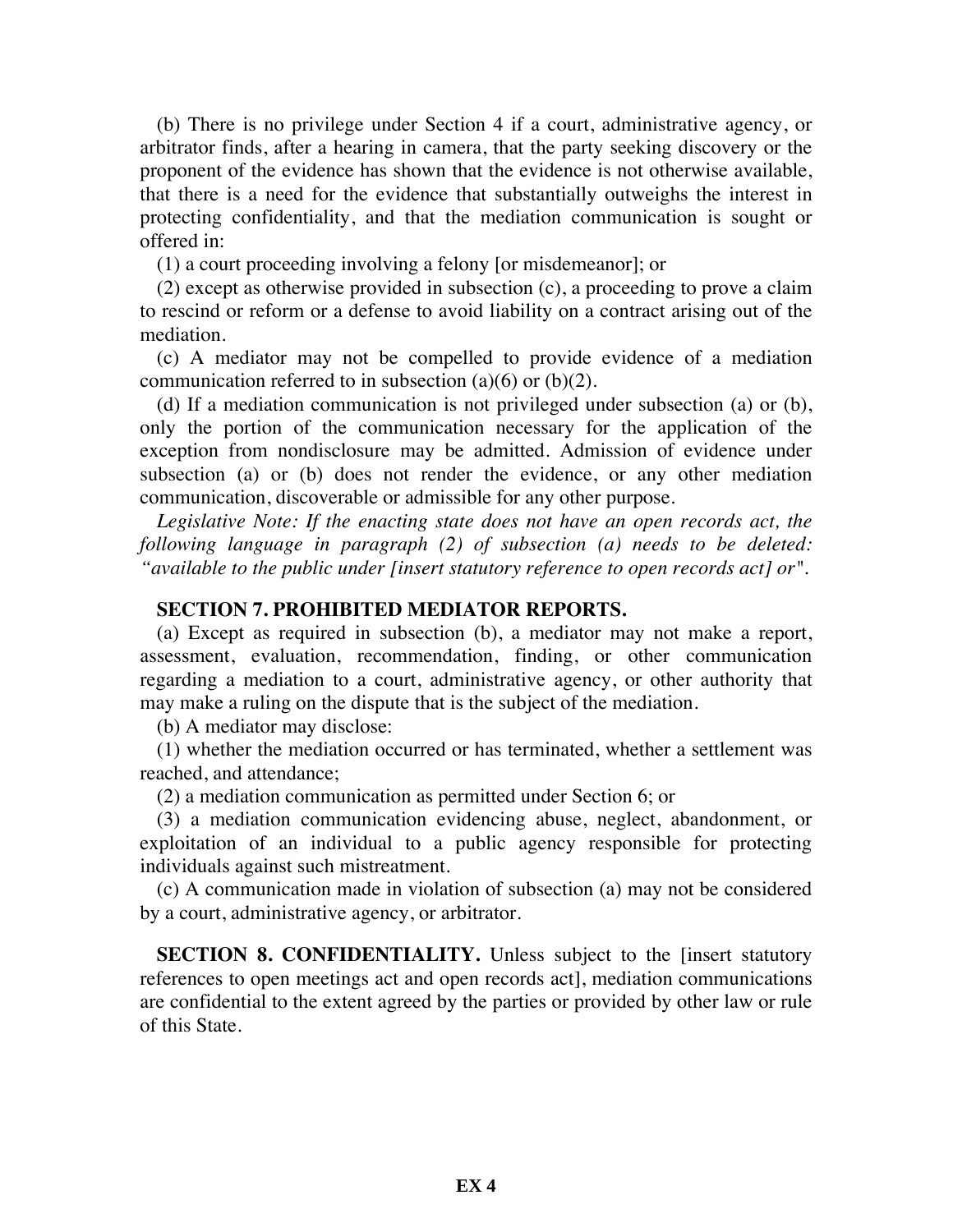(b) There is no privilege under Section 4 if a court, administrative agency, or arbitrator finds, after a hearing in camera, that the party seeking discovery or the proponent of the evidence has shown that the evidence is not otherwise available, that there is a need for the evidence that substantially outweighs the interest in protecting confidentiality, and that the mediation communication is sought or offered in:

(1) a court proceeding involving a felony [or misdemeanor]; or

(2) except as otherwise provided in subsection (c), a proceeding to prove a claim to rescind or reform or a defense to avoid liability on a contract arising out of the mediation.

(c) A mediator may not be compelled to provide evidence of a mediation communication referred to in subsection (a)(6) or (b)(2).

(d) If a mediation communication is not privileged under subsection (a) or (b), only the portion of the communication necessary for the application of the exception from nondisclosure may be admitted. Admission of evidence under subsection (a) or (b) does not render the evidence, or any other mediation communication, discoverable or admissible for any other purpose.

*Legislative Note: If the enacting state does not have an open records act, the following language in paragraph (2) of subsection (a) needs to be deleted: "available to the public under [insert statutory reference to open records act] or".*

**SECTION 7. PROHIBITED MEDIATOR REPORTS.**

(a) Except as required in subsection (b), a mediator may not make a report, assessment, evaluation, recommendation, finding, or other communication regarding a mediation to a court, administrative agency, or other authority that may make a ruling on the dispute that is the subject of the mediation.

(b) A mediator may disclose:

(1) whether the mediation occurred or has terminated, whether a settlement was reached, and attendance;

(2) a mediation communication as permitted under Section 6; or

(3) a mediation communication evidencing abuse, neglect, abandonment, or exploitation of an individual to a public agency responsible for protecting individuals against such mistreatment.

(c) A communication made in violation of subsection (a) may not be considered by a court, administrative agency, or arbitrator.

**SECTION 8. CONFIDENTIALITY.** Unless subject to the [insert statutory references to open meetings act and open records act], mediation communications are confidential to the extent agreed by the parties or provided by other law or rule of this State.

**EX 4**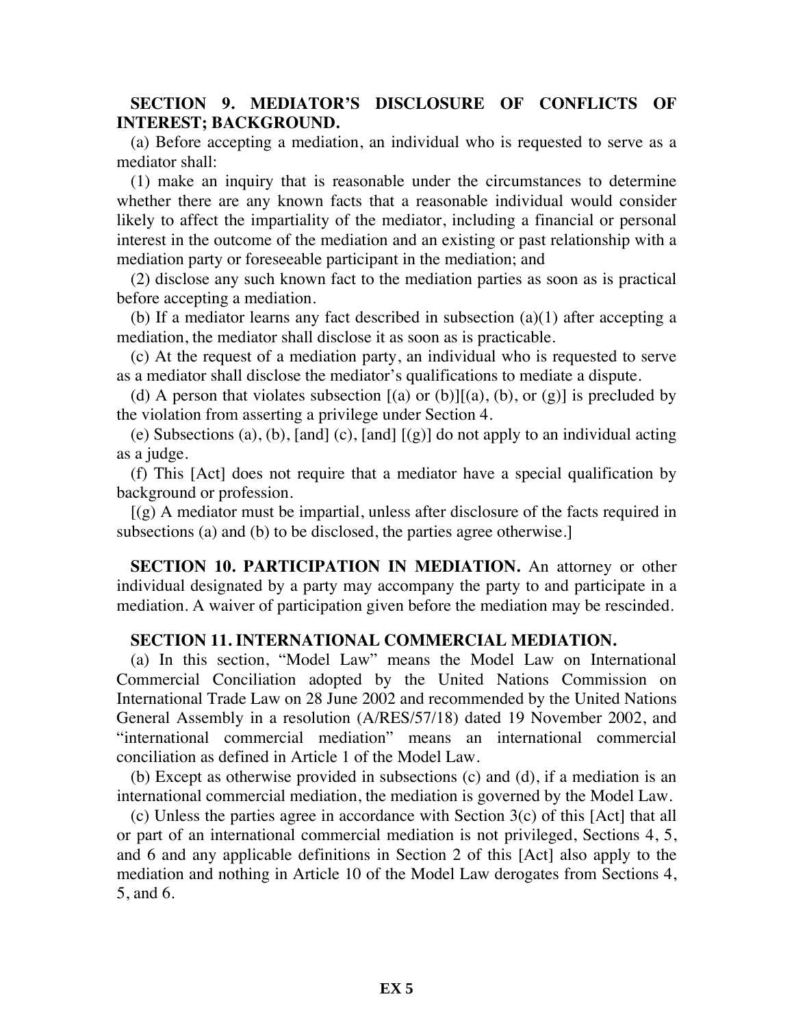**SECTION 9. MEDIATOR'S DISCLOSURE OF CONFLICTS OF INTEREST; BACKGROUND.**

(a) Before accepting a mediation, an individual who is requested to serve as a mediator shall:

(1) make an inquiry that is reasonable under the circumstances to determine whether there are any known facts that a reasonable individual would consider likely to affect the impartiality of the mediator, including a financial or personal interest in the outcome of the mediation and an existing or past relationship with a mediation party or foreseeable participant in the mediation; and

(2) disclose any such known fact to the mediation parties as soon as is practical before accepting a mediation.

(b) If a mediator learns any fact described in subsection (a)(1) after accepting a mediation, the mediator shall disclose it as soon as is practicable.

(c) At the request of a mediation party, an individual who is requested to serve as a mediator shall disclose the mediator's qualifications to mediate a dispute.

(d) A person that violates subsection [(a) or (b)][(a), (b), or (g)] is precluded by the violation from asserting a privilege under Section 4.

(e) Subsections (a), (b), [and] (c), [and] [(g)] do not apply to an individual acting as a judge.

(f) This [Act] does not require that a mediator have a special qualification by background or profession.

[(g) A mediator must be impartial, unless after disclosure of the facts required in subsections (a) and (b) to be disclosed, the parties agree otherwise.]

**SECTION 10. PARTICIPATION IN MEDIATION.** An attorney or other individual designated by a party may accompany the party to and participate in a mediation. A waiver of participation given before the mediation may be rescinded.

**SECTION 11. INTERNATIONAL COMMERCIAL MEDIATION.**

(a) In this section, "Model Law" means the Model Law on International Commercial Conciliation adopted by the United Nations Commission on International Trade Law on 28 June 2002 and recommended by the United Nations General Assembly in a resolution (A/RES/57/18) dated 19 November 2002, and "international commercial mediation" means an international commercial conciliation as defined in Article 1 of the Model Law.

(b) Except as otherwise provided in subsections (c) and (d), if a mediation is an international commercial mediation, the mediation is governed by the Model Law.

(c) Unless the parties agree in accordance with Section 3(c) of this [Act] that all or part of an international commercial mediation is not privileged, Sections 4, 5, and 6 and any applicable definitions in Section 2 of this [Act] also apply to the mediation and nothing in Article 10 of the Model Law derogates from Sections 4, 5, and 6.

**EX 5**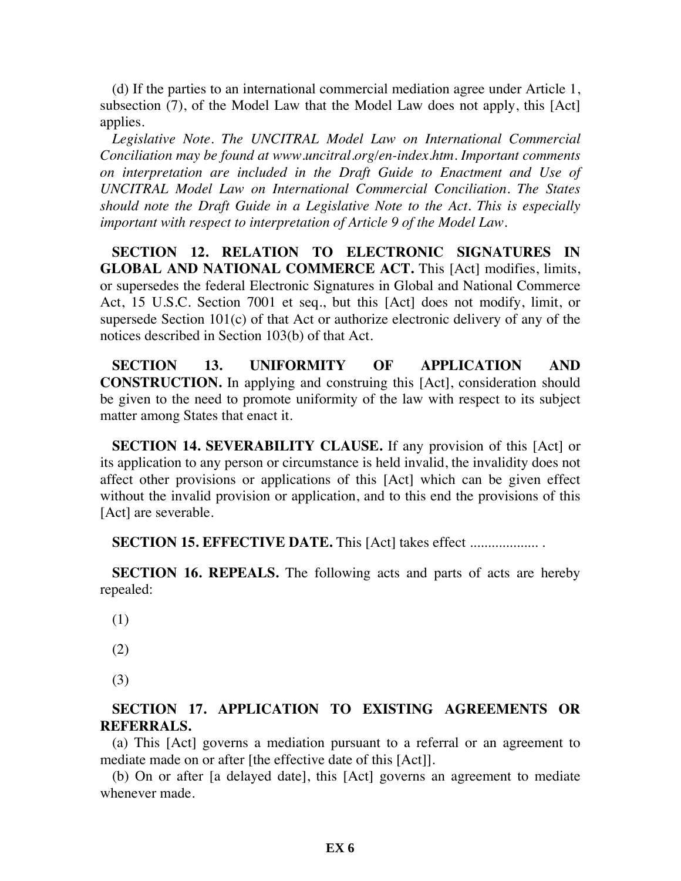(d) If the parties to an international commercial mediation agree under Article 1, subsection (7), of the Model Law that the Model Law does not apply, this [Act] applies.

*Legislative Note. The UNCITRAL Model Law on International Commercial Conciliation may be found at www.uncitral.org/en-index.htm. Important comments on interpretation are included in the Draft Guide to Enactment and Use of UNCITRAL Model Law on International Commercial Conciliation. The States should note the Draft Guide in a Legislative Note to the Act. This is especially important with respect to interpretation of Article 9 of the Model Law.*

**SECTION 12. RELATION TO ELECTRONIC SIGNATURES IN GLOBAL AND NATIONAL COMMERCE ACT.** This [Act] modifies, limits, or supersedes the federal Electronic Signatures in Global and National Commerce Act, 15 U.S.C. Section 7001 et seq., but this [Act] does not modify, limit, or supersede Section 101(c) of that Act or authorize electronic delivery of any of the notices described in Section 103(b) of that Act.

**SECTION 13. UNIFORMITY OF APPLICATION AND CONSTRUCTION.** In applying and construing this [Act], consideration should be given to the need to promote uniformity of the law with respect to its subject matter among States that enact it.

**SECTION 14. SEVERABILITY CLAUSE.** If any provision of this [Act] or its application to any person or circumstance is held invalid, the invalidity does not affect other provisions or applications of this [Act] which can be given effect without the invalid provision or application, and to this end the provisions of this [Act] are severable.

**SECTION 15. EFFECTIVE DATE.** This [Act] takes effect .................. .

**SECTION 16. REPEALS.** The following acts and parts of acts are hereby repealed:

(1)

(2)

(3)

**SECTION 17. APPLICATION TO EXISTING AGREEMENTS OR REFERRALS.**

(a) This [Act] governs a mediation pursuant to a referral or an agreement to mediate made on or after [the effective date of this [Act]].

(b) On or after [a delayed date], this [Act] governs an agreement to mediate whenever made.

**EX 6**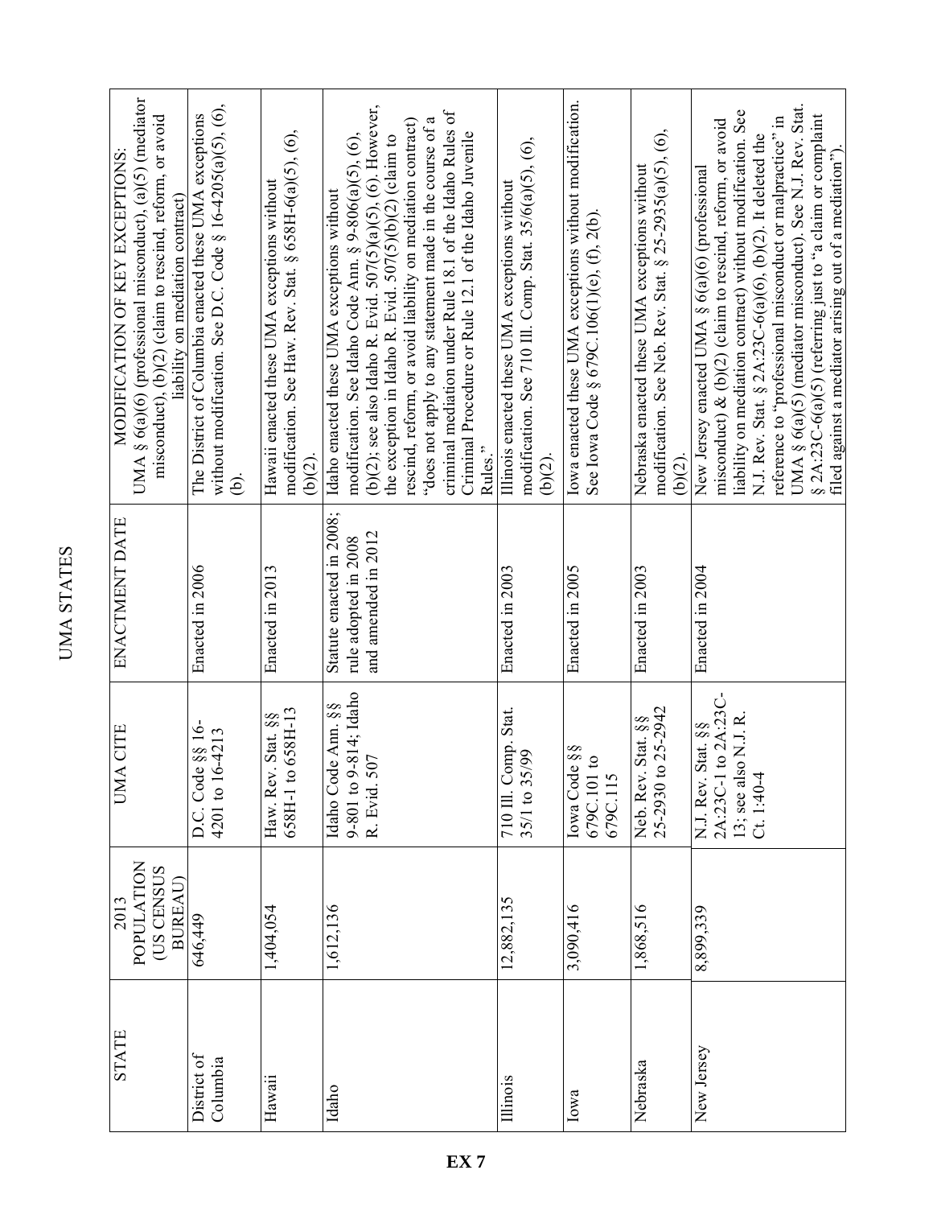# UMA STATES

| STATE | 2013 POPULATION (US CENSUS BUREAU) | UMA CITE | ENACTMENT DATE | MODIFICATION OF KEY EXCEPTIONS: UMA § 6(a)(6) (professional misconduct), (a)(5) (mediator misconduct), (b)(2) (claim to rescind, reform, or avoid liability on mediation contract) |
|---|---|---|---|---|
| District of Columbia | 646,449 | D.C. Code §§ 16-4201 to 16-4213 | Enacted in 2006 | The District of Columbia enacted these UMA exceptions without modification. See D.C. Code § 16-4205(a)(5), (6), (b). |
| Hawaii | 1,404,054 | Haw. Rev. Stat. §§ 658H-1 to 658H-13 | Enacted in 2013 | Hawaii enacted these UMA exceptions without modification. See Haw. Rev. Stat. § 658H-6(a)(5), (6), (b)(2). |
| Idaho | 1,612,136 | Idaho Code Ann. §§ 9-801 to 9-814; Idaho R. Evid. 507 | Statute enacted in 2008; rule adopted in 2008 and amended in 2012 | Idaho enacted these UMA exceptions without modification. See Idaho Code Ann. § 9-806(a)(5), (6), (b)(2); see also Idaho R. Evid. 507(5)(a)(5), (6). However, the exception in Idaho R. Evid. 507(5)(b)(2) (claim to rescind, reform, or avoid liability on mediation contract) "does not apply to any statement made in the course of a criminal mediation under Rule 18.1 of the Idaho Rules of Criminal Procedure or Rule 12.1 of the Idaho Juvenile Rules." |
| Illinois | 12,882,135 | 710 Ill. Comp. Stat. 35/1 to 35/99 | Enacted in 2003 | Illinois enacted these UMA exceptions without modification. See 710 Ill. Comp. Stat. 35/6(a)(5), (6), (b)(2). |
| Iowa | 3,090,416 | Iowa Code §§ 679C.101 to 679C.115 | Enacted in 2005 | Iowa enacted these UMA exceptions without modification. See Iowa Code § 679C.106(1)(e), (f), 2(b). |
| Nebraska | 1,868,516 | Neb. Rev. Stat. §§ 25-2930 to 25-2942 | Enacted in 2003 | Nebraska enacted these UMA exceptions without modification. See Neb. Rev. Stat. § 25-2935(a)(5), (6), (b)(2). |
| New Jersey | 8,899,339 | N.J. Rev. Stat. §§ 2A:23C-1 to 2A:23C-13; see also N.J. R. Ct. 1:40-4 | Enacted in 2004 | New Jersey enacted UMA § 6(a)(6) (professional misconduct) & (b)(2) (claim to rescind, reform, or avoid liability on mediation contract) without modification. See N.J. Rev. Stat. § 2A:23C-6(a)(6), (b)(2). It deleted the reference to "professional misconduct or malpractice" in UMA § 6(a)(5) (mediator misconduct). See N.J. Rev. Stat. § 2A:23C-6(a)(5) (referring just to "a claim or complaint filed against a mediator arising out of a mediation"). |

**EX 7**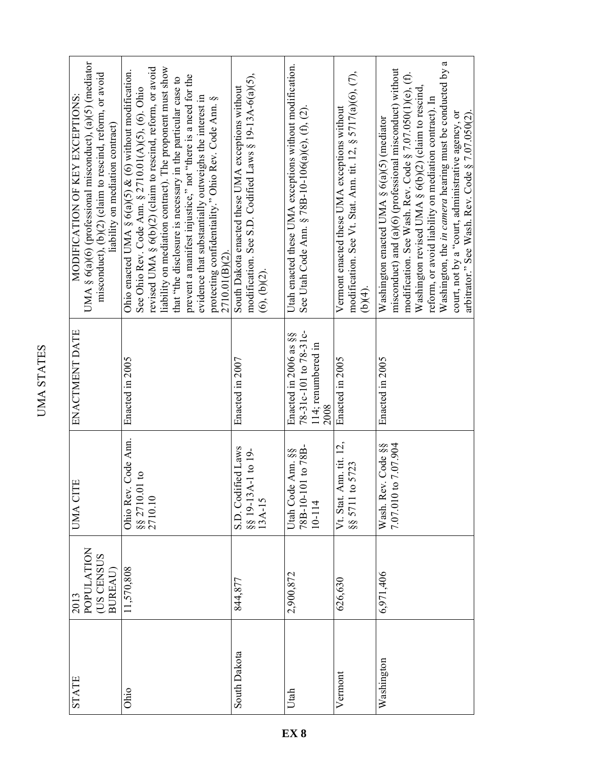# UMA STATES

| STATE | 2013 POPULATION (US CENSUS BUREAU) | UMA CITE | ENACTMENT DATE | MODIFICATION OF KEY EXCEPTIONS: UMA § 6(a)(6) (professional misconduct), (a)(5) (mediator misconduct), (b)(2) (claim to rescind, reform, or avoid liability on mediation contract) |
|---|---|---|---|---|
| Ohio | 11,570,808 | Ohio Rev. Code Ann. §§ 2710.01 to 2710.10 | Enacted in 2005 | Ohio enacted UMA § 6(a)(5) & (6) without modification. See Ohio Rev. Code Ann. § 2710.01(A)(5), (6). Ohio revised UMA § 6(b)(2) (claim to rescind, reform, or avoid liability on mediation contract). The proponent must show that "the disclosure is necessary in the particular case to prevent a manifest injustice," not "there is a need for the evidence that substantially outweighs the interest in protecting confidentiality." Ohio Rev. Code Ann. § 2710.01(B)(2). |
| South Dakota | 844,877 | S.D. Codified Laws §§ 19-13A-1 to 19-13A-15 | Enacted in 2007 | South Dakota enacted these UMA exceptions without modification. See S.D. Codified Laws § 19-13A-6(a)(5), (6), (b)(2). |
| Utah | 2,900,872 | Utah Code Ann. §§ 78B-10-101 to 78B-10-114 | Enacted in 2006 as §§ 78-31c-101 to 78-31c-114; renumbered in 2008 | Utah enacted these UMA exceptions without modification. See Utah Code Ann. § 78B-10-106(a)(e), (f), (2). |
| Vermont | 626,630 | Vt. Stat. Ann. tit. 12, §§ 5711 to 5723 | Enacted in 2005 | Vermont enacted these UMA exceptions without modification. See Vt. Stat. Ann. tit. 12, § 5717(a)(6), (7), (b)(4). |
| Washington | 6,971,406 | Wash. Rev. Code §§ 7.07.010 to 7.07.904 | Enacted in 2005 | Washington enacted UMA § 6(a)(5) (mediator misconduct) and (a)(6) (professional misconduct) without modification. See Wash. Rev. Code § 7.07.050(1)(e), (f). Washington revised UMA § 6(b)(2) (claim to rescind, reform, or avoid liability on mediation contract). In Washington, the *in camera* hearing must be conducted by a court, not by a "court, administrative agency, or arbitrator." See Wash. Rev. Code § 7.07.050(2). |

**EX 8**